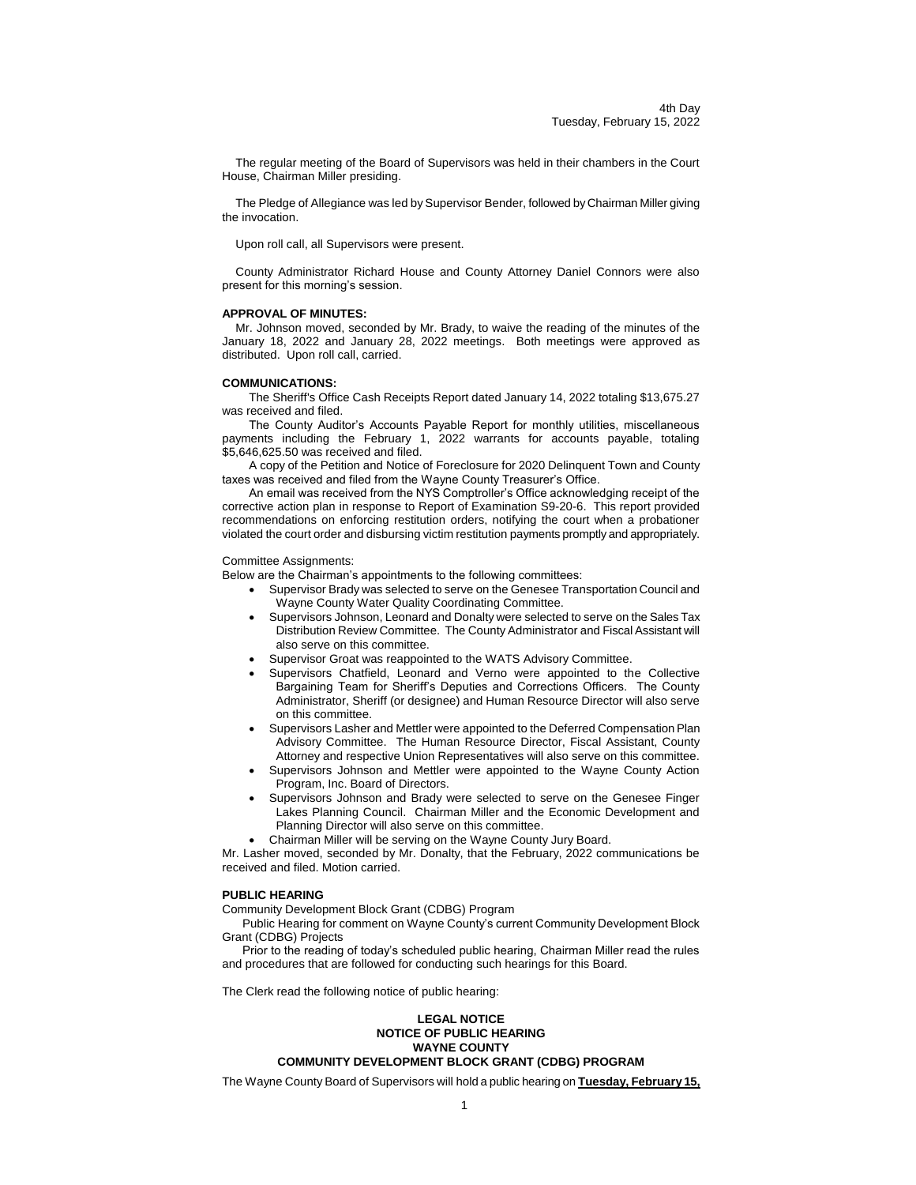4th Day
Tuesday, February 15, 2022

The regular meeting of the Board of Supervisors was held in their chambers in the Court House, Chairman Miller presiding.

The Pledge of Allegiance was led by Supervisor Bender, followed by Chairman Miller giving the invocation.

Upon roll call, all Supervisors were present.

County Administrator Richard House and County Attorney Daniel Connors were also present for this morning's session.

**APPROVAL OF MINUTES:**

Mr. Johnson moved, seconded by Mr. Brady, to waive the reading of the minutes of the January 18, 2022 and January 28, 2022 meetings. Both meetings were approved as distributed. Upon roll call, carried.

**COMMUNICATIONS:**

The Sheriff's Office Cash Receipts Report dated January 14, 2022 totaling $13,675.27 was received and filed.

The County Auditor's Accounts Payable Report for monthly utilities, miscellaneous payments including the February 1, 2022 warrants for accounts payable, totaling $5,646,625.50 was received and filed.

A copy of the Petition and Notice of Foreclosure for 2020 Delinquent Town and County taxes was received and filed from the Wayne County Treasurer's Office.

An email was received from the NYS Comptroller's Office acknowledging receipt of the corrective action plan in response to Report of Examination S9-20-6. This report provided recommendations on enforcing restitution orders, notifying the court when a probationer violated the court order and disbursing victim restitution payments promptly and appropriately.

Committee Assignments:

Below are the Chairman's appointments to the following committees:

- Supervisor Brady was selected to serve on the Genesee Transportation Council and Wayne County Water Quality Coordinating Committee.
- Supervisors Johnson, Leonard and Donalty were selected to serve on the Sales Tax Distribution Review Committee. The County Administrator and Fiscal Assistant will also serve on this committee.
- Supervisor Groat was reappointed to the WATS Advisory Committee.
- Supervisors Chatfield, Leonard and Verno were appointed to the Collective Bargaining Team for Sheriff's Deputies and Corrections Officers. The County Administrator, Sheriff (or designee) and Human Resource Director will also serve on this committee.
- Supervisors Lasher and Mettler were appointed to the Deferred Compensation Plan Advisory Committee. The Human Resource Director, Fiscal Assistant, County Attorney and respective Union Representatives will also serve on this committee.
- Supervisors Johnson and Mettler were appointed to the Wayne County Action Program, Inc. Board of Directors.
- Supervisors Johnson and Brady were selected to serve on the Genesee Finger Lakes Planning Council. Chairman Miller and the Economic Development and Planning Director will also serve on this committee.
- Chairman Miller will be serving on the Wayne County Jury Board.

Mr. Lasher moved, seconded by Mr. Donalty, that the February, 2022 communications be received and filed. Motion carried.

**PUBLIC HEARING**

Community Development Block Grant (CDBG) Program

Public Hearing for comment on Wayne County's current Community Development Block Grant (CDBG) Projects

Prior to the reading of today's scheduled public hearing, Chairman Miller read the rules and procedures that are followed for conducting such hearings for this Board.

The Clerk read the following notice of public hearing:

**LEGAL NOTICE**
**NOTICE OF PUBLIC HEARING**
**WAYNE COUNTY**
**COMMUNITY DEVELOPMENT BLOCK GRANT (CDBG) PROGRAM**

The Wayne County Board of Supervisors will hold a public hearing on **Tuesday, February 15,**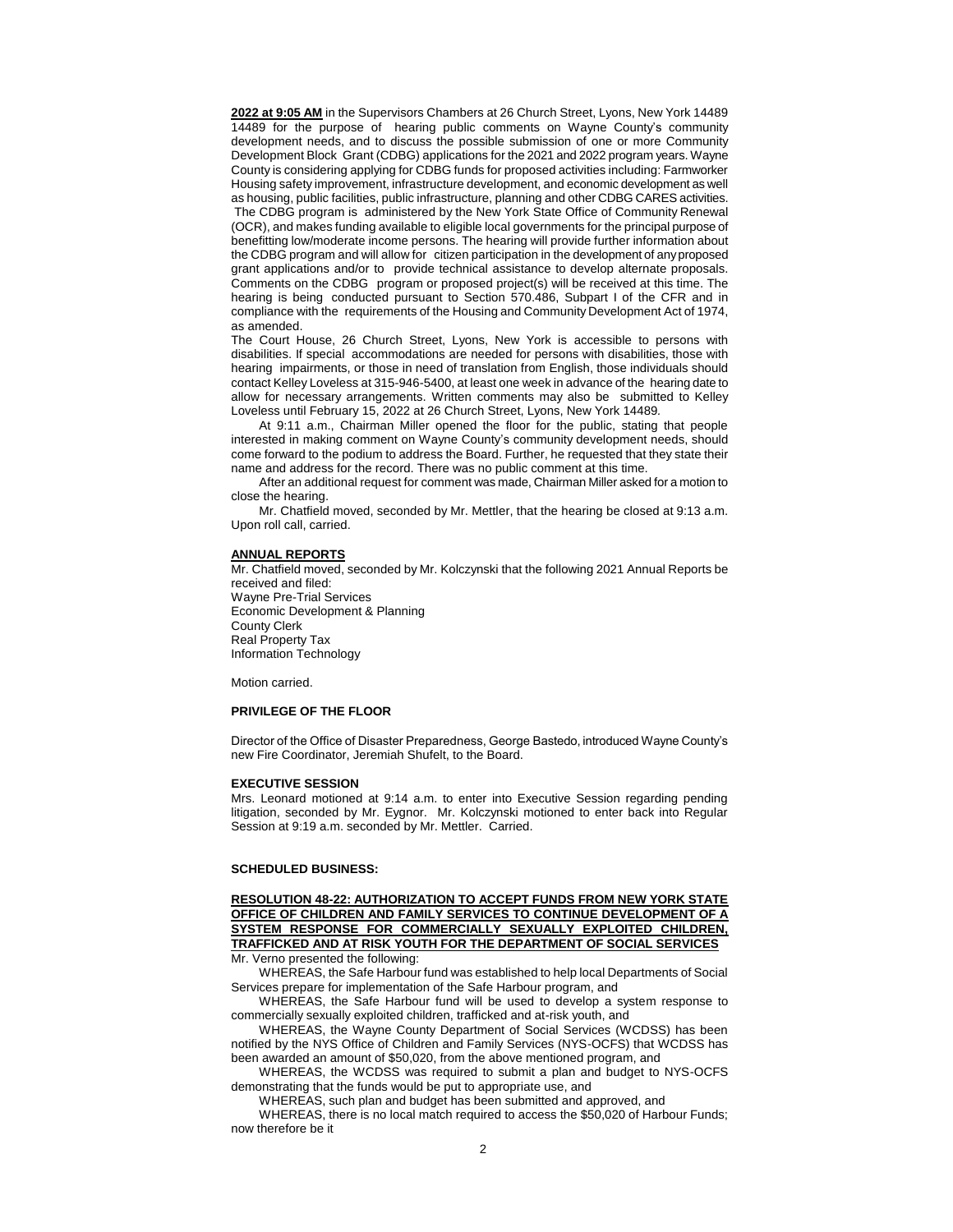**2022 at 9:05 AM** in the Supervisors Chambers at 26 Church Street, Lyons, New York 14489 14489 for the purpose of hearing public comments on Wayne County's community development needs, and to discuss the possible submission of one or more Community Development Block Grant (CDBG) applications for the 2021 and 2022 program years. Wayne County is considering applying for CDBG funds for proposed activities including: Farmworker Housing safety improvement, infrastructure development, and economic development as well as housing, public facilities, public infrastructure, planning and other CDBG CARES activities. The CDBG program is administered by the New York State Office of Community Renewal (OCR), and makes funding available to eligible local governments for the principal purpose of benefitting low/moderate income persons. The hearing will provide further information about the CDBG program and will allow for citizen participation in the development of any proposed grant applications and/or to provide technical assistance to develop alternate proposals. Comments on the CDBG program or proposed project(s) will be received at this time. The hearing is being conducted pursuant to Section 570.486, Subpart I of the CFR and in compliance with the requirements of the Housing and Community Development Act of 1974, as amended.

The Court House, 26 Church Street, Lyons, New York is accessible to persons with disabilities. If special accommodations are needed for persons with disabilities, those with hearing impairments, or those in need of translation from English, those individuals should contact Kelley Loveless at 315-946-5400, at least one week in advance of the hearing date to allow for necessary arrangements. Written comments may also be submitted to Kelley Loveless until February 15, 2022 at 26 Church Street, Lyons, New York 14489.

At 9:11 a.m., Chairman Miller opened the floor for the public, stating that people interested in making comment on Wayne County's community development needs, should come forward to the podium to address the Board. Further, he requested that they state their name and address for the record. There was no public comment at this time.

After an additional request for comment was made, Chairman Miller asked for a motion to close the hearing.

Mr. Chatfield moved, seconded by Mr. Mettler, that the hearing be closed at 9:13 a.m. Upon roll call, carried.

**ANNUAL REPORTS**

Mr. Chatfield moved, seconded by Mr. Kolczynski that the following 2021 Annual Reports be received and filed:
Wayne Pre-Trial Services
Economic Development & Planning
County Clerk
Real Property Tax
Information Technology

Motion carried.

**PRIVILEGE OF THE FLOOR**

Director of the Office of Disaster Preparedness, George Bastedo, introduced Wayne County's new Fire Coordinator, Jeremiah Shufelt, to the Board.

**EXECUTIVE SESSION**

Mrs. Leonard motioned at 9:14 a.m. to enter into Executive Session regarding pending litigation, seconded by Mr. Eygnor. Mr. Kolczynski motioned to enter back into Regular Session at 9:19 a.m. seconded by Mr. Mettler. Carried.

**SCHEDULED BUSINESS:**

**RESOLUTION 48-22: AUTHORIZATION TO ACCEPT FUNDS FROM NEW YORK STATE OFFICE OF CHILDREN AND FAMILY SERVICES TO CONTINUE DEVELOPMENT OF A SYSTEM RESPONSE FOR COMMERCIALLY SEXUALLY EXPLOITED CHILDREN, TRAFFICKED AND AT RISK YOUTH FOR THE DEPARTMENT OF SOCIAL SERVICES**

Mr. Verno presented the following:

WHEREAS, the Safe Harbour fund was established to help local Departments of Social Services prepare for implementation of the Safe Harbour program, and

WHEREAS, the Safe Harbour fund will be used to develop a system response to commercially sexually exploited children, trafficked and at-risk youth, and

WHEREAS, the Wayne County Department of Social Services (WCDSS) has been notified by the NYS Office of Children and Family Services (NYS-OCFS) that WCDSS has been awarded an amount of $50,020, from the above mentioned program, and

WHEREAS, the WCDSS was required to submit a plan and budget to NYS-OCFS demonstrating that the funds would be put to appropriate use, and

WHEREAS, such plan and budget has been submitted and approved, and

WHEREAS, there is no local match required to access the $50,020 of Harbour Funds; now therefore be it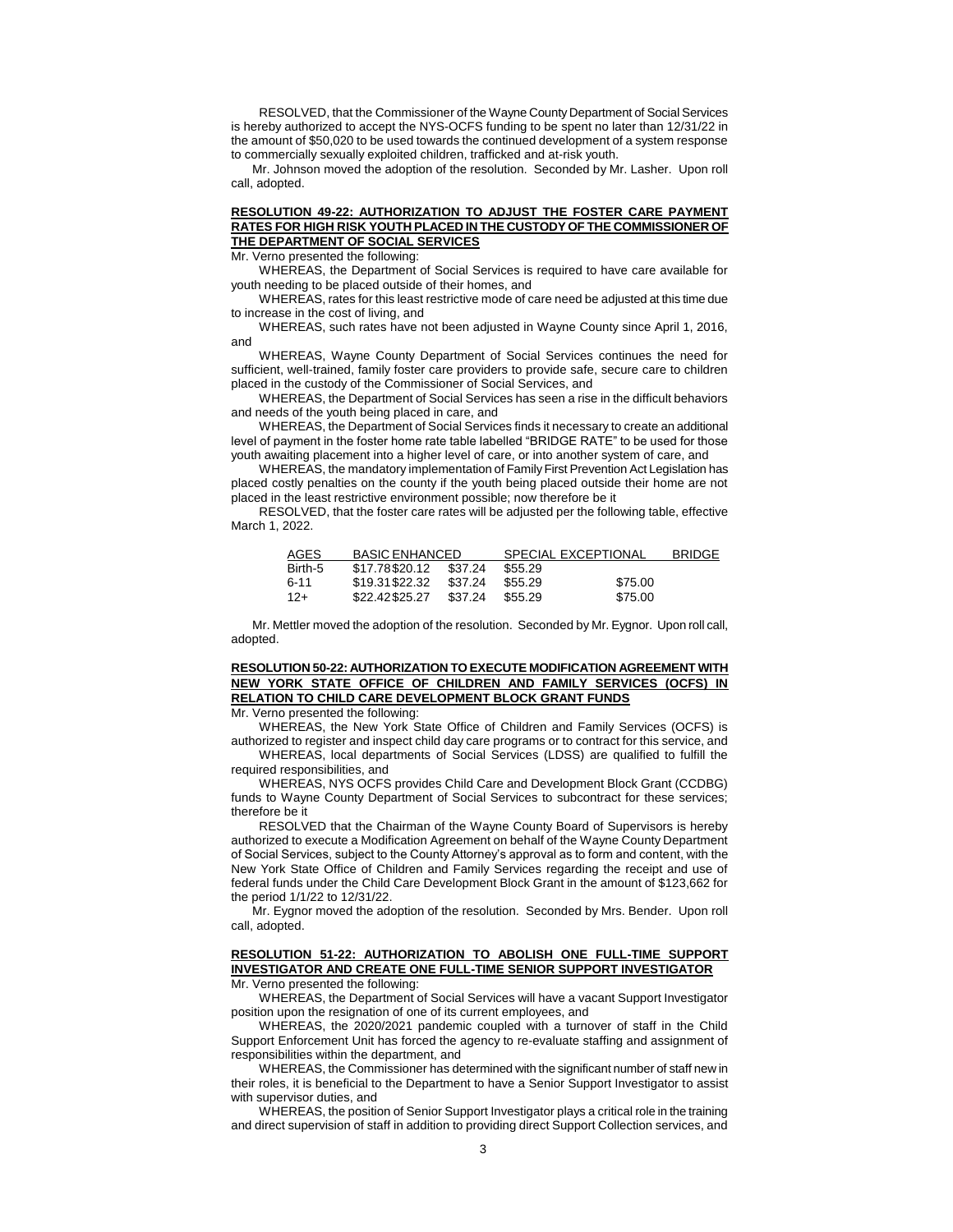RESOLVED, that the Commissioner of the Wayne County Department of Social Services is hereby authorized to accept the NYS-OCFS funding to be spent no later than 12/31/22 in the amount of $50,020 to be used towards the continued development of a system response to commercially sexually exploited children, trafficked and at-risk youth.

Mr. Johnson moved the adoption of the resolution. Seconded by Mr. Lasher. Upon roll call, adopted.

**RESOLUTION 49-22: AUTHORIZATION TO ADJUST THE FOSTER CARE PAYMENT RATES FOR HIGH RISK YOUTH PLACED IN THE CUSTODY OF THE COMMISSIONER OF THE DEPARTMENT OF SOCIAL SERVICES**

Mr. Verno presented the following:

WHEREAS, the Department of Social Services is required to have care available for youth needing to be placed outside of their homes, and

WHEREAS, rates for this least restrictive mode of care need be adjusted at this time due to increase in the cost of living, and

WHEREAS, such rates have not been adjusted in Wayne County since April 1, 2016, and

WHEREAS, Wayne County Department of Social Services continues the need for sufficient, well-trained, family foster care providers to provide safe, secure care to children placed in the custody of the Commissioner of Social Services, and

WHEREAS, the Department of Social Services has seen a rise in the difficult behaviors and needs of the youth being placed in care, and

WHEREAS, the Department of Social Services finds it necessary to create an additional level of payment in the foster home rate table labelled "BRIDGE RATE" to be used for those youth awaiting placement into a higher level of care, or into another system of care, and

WHEREAS, the mandatory implementation of Family First Prevention Act Legislation has placed costly penalties on the county if the youth being placed outside their home are not placed in the least restrictive environment possible; now therefore be it

RESOLVED, that the foster care rates will be adjusted per the following table, effective March 1, 2022.

| AGES | BASIC | ENHANCED | SPECIAL | EXCEPTIONAL | BRIDGE |
|---|---|---|---|---|---|
| Birth-5 | $17.78 | $20.12 | $37.24 | $55.29 | |
| 6-11 | $19.31 | $22.32 | $37.24 | $55.29 | $75.00 |
| 12+ | $22.42 | $25.27 | $37.24 | $55.29 | $75.00 |

Mr. Mettler moved the adoption of the resolution. Seconded by Mr. Eygnor. Upon roll call, adopted.

**RESOLUTION 50-22: AUTHORIZATION TO EXECUTE MODIFICATION AGREEMENT WITH NEW YORK STATE OFFICE OF CHILDREN AND FAMILY SERVICES (OCFS) IN RELATION TO CHILD CARE DEVELOPMENT BLOCK GRANT FUNDS**

Mr. Verno presented the following:

WHEREAS, the New York State Office of Children and Family Services (OCFS) is authorized to register and inspect child day care programs or to contract for this service, and

WHEREAS, local departments of Social Services (LDSS) are qualified to fulfill the required responsibilities, and

WHEREAS, NYS OCFS provides Child Care and Development Block Grant (CCDBG) funds to Wayne County Department of Social Services to subcontract for these services; therefore be it

RESOLVED that the Chairman of the Wayne County Board of Supervisors is hereby authorized to execute a Modification Agreement on behalf of the Wayne County Department of Social Services, subject to the County Attorney's approval as to form and content, with the New York State Office of Children and Family Services regarding the receipt and use of federal funds under the Child Care Development Block Grant in the amount of $123,662 for the period 1/1/22 to 12/31/22.

Mr. Eygnor moved the adoption of the resolution. Seconded by Mrs. Bender. Upon roll call, adopted.

**RESOLUTION 51-22: AUTHORIZATION TO ABOLISH ONE FULL-TIME SUPPORT INVESTIGATOR AND CREATE ONE FULL-TIME SENIOR SUPPORT INVESTIGATOR**

Mr. Verno presented the following:

WHEREAS, the Department of Social Services will have a vacant Support Investigator position upon the resignation of one of its current employees, and

WHEREAS, the 2020/2021 pandemic coupled with a turnover of staff in the Child Support Enforcement Unit has forced the agency to re-evaluate staffing and assignment of responsibilities within the department, and

WHEREAS, the Commissioner has determined with the significant number of staff new in their roles, it is beneficial to the Department to have a Senior Support Investigator to assist with supervisor duties, and

WHEREAS, the position of Senior Support Investigator plays a critical role in the training and direct supervision of staff in addition to providing direct Support Collection services, and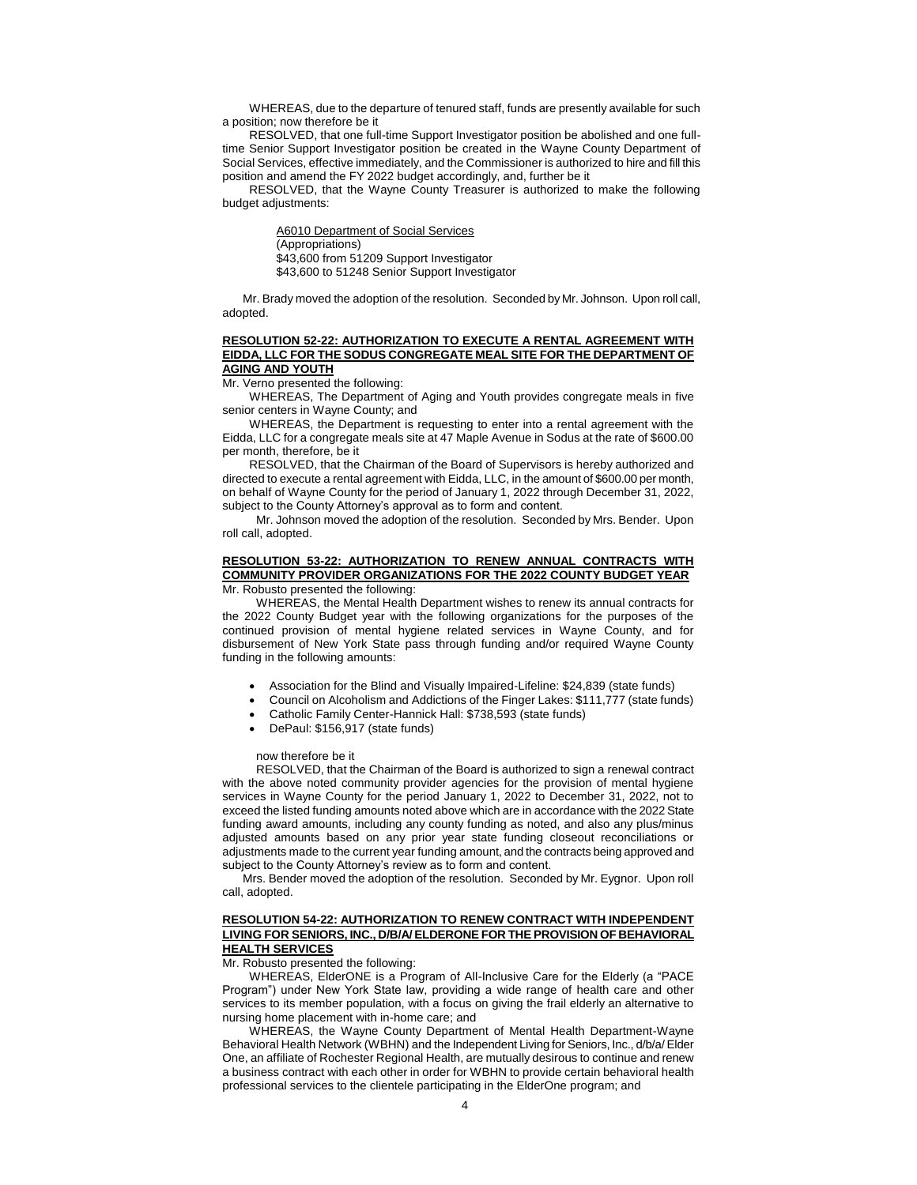WHEREAS, due to the departure of tenured staff, funds are presently available for such a position; now therefore be it

RESOLVED, that one full-time Support Investigator position be abolished and one full-time Senior Support Investigator position be created in the Wayne County Department of Social Services, effective immediately, and the Commissioner is authorized to hire and fill this position and amend the FY 2022 budget accordingly, and, further be it

RESOLVED, that the Wayne County Treasurer is authorized to make the following budget adjustments:

A6010 Department of Social Services
(Appropriations)
$43,600 from 51209 Support Investigator
$43,600 to 51248 Senior Support Investigator

Mr. Brady moved the adoption of the resolution. Seconded by Mr. Johnson. Upon roll call, adopted.

**RESOLUTION 52-22: AUTHORIZATION TO EXECUTE A RENTAL AGREEMENT WITH EIDDA, LLC FOR THE SODUS CONGREGATE MEAL SITE FOR THE DEPARTMENT OF AGING AND YOUTH**

Mr. Verno presented the following:

WHEREAS, The Department of Aging and Youth provides congregate meals in five senior centers in Wayne County; and

WHEREAS, the Department is requesting to enter into a rental agreement with the Eidda, LLC for a congregate meals site at 47 Maple Avenue in Sodus at the rate of $600.00 per month, therefore, be it

RESOLVED, that the Chairman of the Board of Supervisors is hereby authorized and directed to execute a rental agreement with Eidda, LLC, in the amount of $600.00 per month, on behalf of Wayne County for the period of January 1, 2022 through December 31, 2022, subject to the County Attorney's approval as to form and content.

Mr. Johnson moved the adoption of the resolution. Seconded by Mrs. Bender. Upon roll call, adopted.

**RESOLUTION 53-22: AUTHORIZATION TO RENEW ANNUAL CONTRACTS WITH COMMUNITY PROVIDER ORGANIZATIONS FOR THE 2022 COUNTY BUDGET YEAR**

Mr. Robusto presented the following:

WHEREAS, the Mental Health Department wishes to renew its annual contracts for the 2022 County Budget year with the following organizations for the purposes of the continued provision of mental hygiene related services in Wayne County, and for disbursement of New York State pass through funding and/or required Wayne County funding in the following amounts:

- Association for the Blind and Visually Impaired-Lifeline: $24,839 (state funds)
- Council on Alcoholism and Addictions of the Finger Lakes: $111,777 (state funds)
- Catholic Family Center-Hannick Hall: $738,593 (state funds)
- DePaul: $156,917 (state funds)

now therefore be it

RESOLVED, that the Chairman of the Board is authorized to sign a renewal contract with the above noted community provider agencies for the provision of mental hygiene services in Wayne County for the period January 1, 2022 to December 31, 2022, not to exceed the listed funding amounts noted above which are in accordance with the 2022 State funding award amounts, including any county funding as noted, and also any plus/minus adjusted amounts based on any prior year state funding closeout reconciliations or adjustments made to the current year funding amount, and the contracts being approved and subject to the County Attorney's review as to form and content.

Mrs. Bender moved the adoption of the resolution. Seconded by Mr. Eygnor. Upon roll call, adopted.

**RESOLUTION 54-22: AUTHORIZATION TO RENEW CONTRACT WITH INDEPENDENT LIVING FOR SENIORS, INC., D/B/A/ ELDERONE FOR THE PROVISION OF BEHAVIORAL HEALTH SERVICES**

Mr. Robusto presented the following:

WHEREAS, ElderONE is a Program of All-Inclusive Care for the Elderly (a "PACE Program") under New York State law, providing a wide range of health care and other services to its member population, with a focus on giving the frail elderly an alternative to nursing home placement with in-home care; and

WHEREAS, the Wayne County Department of Mental Health Department-Wayne Behavioral Health Network (WBHN) and the Independent Living for Seniors, Inc., d/b/a/ Elder One, an affiliate of Rochester Regional Health, are mutually desirous to continue and renew a business contract with each other in order for WBHN to provide certain behavioral health professional services to the clientele participating in the ElderOne program; and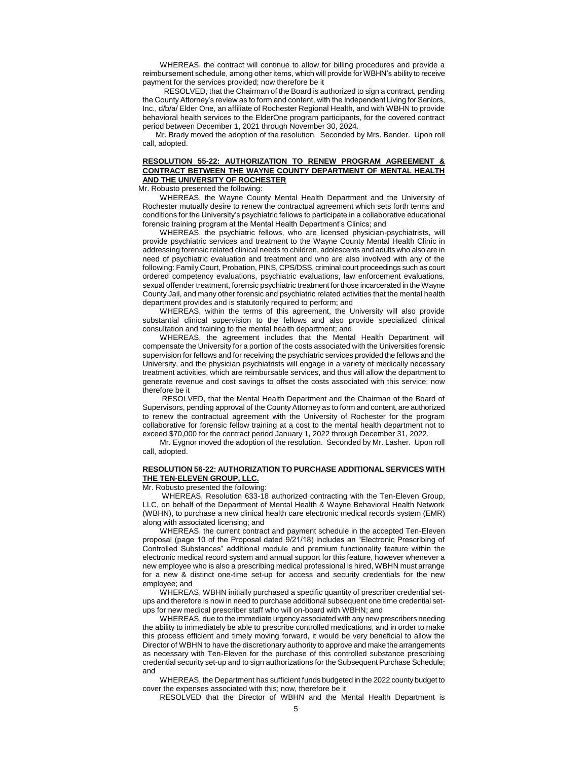WHEREAS, the contract will continue to allow for billing procedures and provide a reimbursement schedule, among other items, which will provide for WBHN's ability to receive payment for the services provided; now therefore be it

RESOLVED, that the Chairman of the Board is authorized to sign a contract, pending the County Attorney's review as to form and content, with the Independent Living for Seniors, Inc., d/b/a/ Elder One, an affiliate of Rochester Regional Health, and with WBHN to provide behavioral health services to the ElderOne program participants, for the covered contract period between December 1, 2021 through November 30, 2024.

Mr. Brady moved the adoption of the resolution. Seconded by Mrs. Bender. Upon roll call, adopted.

**RESOLUTION 55-22: AUTHORIZATION TO RENEW PROGRAM AGREEMENT & CONTRACT BETWEEN THE WAYNE COUNTY DEPARTMENT OF MENTAL HEALTH AND THE UNIVERSITY OF ROCHESTER**

Mr. Robusto presented the following:

WHEREAS, the Wayne County Mental Health Department and the University of Rochester mutually desire to renew the contractual agreement which sets forth terms and conditions for the University's psychiatric fellows to participate in a collaborative educational forensic training program at the Mental Health Department's Clinics; and

WHEREAS, the psychiatric fellows, who are licensed physician-psychiatrists, will provide psychiatric services and treatment to the Wayne County Mental Health Clinic in addressing forensic related clinical needs to children, adolescents and adults who also are in need of psychiatric evaluation and treatment and who are also involved with any of the following: Family Court, Probation, PINS, CPS/DSS, criminal court proceedings such as court ordered competency evaluations, psychiatric evaluations, law enforcement evaluations, sexual offender treatment, forensic psychiatric treatment for those incarcerated in the Wayne County Jail, and many other forensic and psychiatric related activities that the mental health department provides and is statutorily required to perform; and

WHEREAS, within the terms of this agreement, the University will also provide substantial clinical supervision to the fellows and also provide specialized clinical consultation and training to the mental health department; and

WHEREAS, the agreement includes that the Mental Health Department will compensate the University for a portion of the costs associated with the Universities forensic supervision for fellows and for receiving the psychiatric services provided the fellows and the University, and the physician psychiatrists will engage in a variety of medically necessary treatment activities, which are reimbursable services, and thus will allow the department to generate revenue and cost savings to offset the costs associated with this service; now therefore be it

RESOLVED, that the Mental Health Department and the Chairman of the Board of Supervisors, pending approval of the County Attorney as to form and content, are authorized to renew the contractual agreement with the University of Rochester for the program collaborative for forensic fellow training at a cost to the mental health department not to exceed $70,000 for the contract period January 1, 2022 through December 31, 2022.

Mr. Eygnor moved the adoption of the resolution. Seconded by Mr. Lasher. Upon roll call, adopted.

**RESOLUTION 56-22: AUTHORIZATION TO PURCHASE ADDITIONAL SERVICES WITH THE TEN-ELEVEN GROUP, LLC.**

Mr. Robusto presented the following:

WHEREAS, Resolution 633-18 authorized contracting with the Ten-Eleven Group, LLC, on behalf of the Department of Mental Health & Wayne Behavioral Health Network (WBHN), to purchase a new clinical health care electronic medical records system (EMR) along with associated licensing; and

WHEREAS, the current contract and payment schedule in the accepted Ten-Eleven proposal (page 10 of the Proposal dated 9/21/18) includes an "Electronic Prescribing of Controlled Substances" additional module and premium functionality feature within the electronic medical record system and annual support for this feature, however whenever a new employee who is also a prescribing medical professional is hired, WBHN must arrange for a new & distinct one-time set-up for access and security credentials for the new employee; and

WHEREAS, WBHN initially purchased a specific quantity of prescriber credential set-ups and therefore is now in need to purchase additional subsequent one time credential set-ups for new medical prescriber staff who will on-board with WBHN; and

WHEREAS, due to the immediate urgency associated with any new prescribers needing the ability to immediately be able to prescribe controlled medications, and in order to make this process efficient and timely moving forward, it would be very beneficial to allow the Director of WBHN to have the discretionary authority to approve and make the arrangements as necessary with Ten-Eleven for the purchase of this controlled substance prescribing credential security set-up and to sign authorizations for the Subsequent Purchase Schedule; and

WHEREAS, the Department has sufficient funds budgeted in the 2022 county budget to cover the expenses associated with this; now, therefore be it

RESOLVED that the Director of WBHN and the Mental Health Department is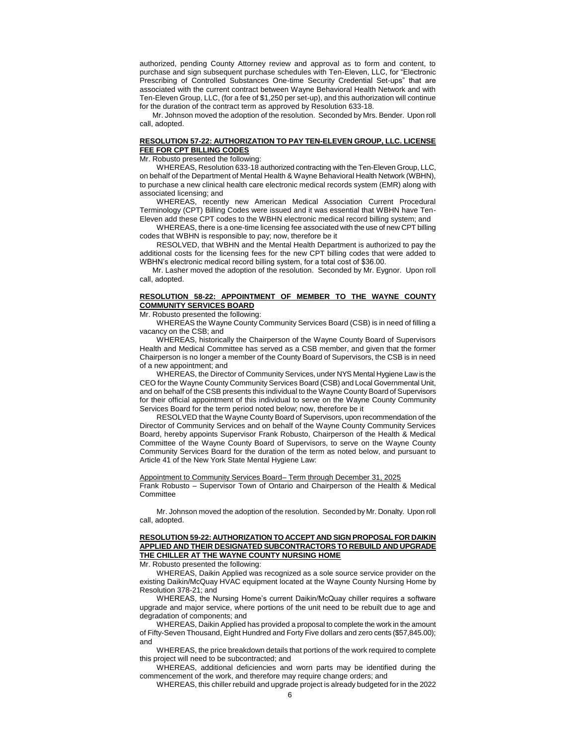authorized, pending County Attorney review and approval as to form and content, to purchase and sign subsequent purchase schedules with Ten-Eleven, LLC, for "Electronic Prescribing of Controlled Substances One-time Security Credential Set-ups" that are associated with the current contract between Wayne Behavioral Health Network and with Ten-Eleven Group, LLC, (for a fee of $1,250 per set-up), and this authorization will continue for the duration of the contract term as approved by Resolution 633-18.

Mr. Johnson moved the adoption of the resolution. Seconded by Mrs. Bender. Upon roll call, adopted.

**RESOLUTION 57-22: AUTHORIZATION TO PAY TEN-ELEVEN GROUP, LLC. LICENSE FEE FOR CPT BILLING CODES**

Mr. Robusto presented the following:

WHEREAS, Resolution 633-18 authorized contracting with the Ten-Eleven Group, LLC, on behalf of the Department of Mental Health & Wayne Behavioral Health Network (WBHN), to purchase a new clinical health care electronic medical records system (EMR) along with associated licensing; and

WHEREAS, recently new American Medical Association Current Procedural Terminology (CPT) Billing Codes were issued and it was essential that WBHN have Ten-Eleven add these CPT codes to the WBHN electronic medical record billing system; and

WHEREAS, there is a one-time licensing fee associated with the use of new CPT billing codes that WBHN is responsible to pay; now, therefore be it

RESOLVED, that WBHN and the Mental Health Department is authorized to pay the additional costs for the licensing fees for the new CPT billing codes that were added to WBHN's electronic medical record billing system, for a total cost of $36.00.

Mr. Lasher moved the adoption of the resolution. Seconded by Mr. Eygnor. Upon roll call, adopted.

**RESOLUTION 58-22: APPOINTMENT OF MEMBER TO THE WAYNE COUNTY COMMUNITY SERVICES BOARD**

Mr. Robusto presented the following:

WHEREAS the Wayne County Community Services Board (CSB) is in need of filling a vacancy on the CSB; and

WHEREAS, historically the Chairperson of the Wayne County Board of Supervisors Health and Medical Committee has served as a CSB member, and given that the former Chairperson is no longer a member of the County Board of Supervisors, the CSB is in need of a new appointment; and

WHEREAS, the Director of Community Services, under NYS Mental Hygiene Law is the CEO for the Wayne County Community Services Board (CSB) and Local Governmental Unit, and on behalf of the CSB presents this individual to the Wayne County Board of Supervisors for their official appointment of this individual to serve on the Wayne County Community Services Board for the term period noted below; now, therefore be it

RESOLVED that the Wayne County Board of Supervisors, upon recommendation of the Director of Community Services and on behalf of the Wayne County Community Services Board, hereby appoints Supervisor Frank Robusto, Chairperson of the Health & Medical Committee of the Wayne County Board of Supervisors, to serve on the Wayne County Community Services Board for the duration of the term as noted below, and pursuant to Article 41 of the New York State Mental Hygiene Law:

Appointment to Community Services Board– Term through December 31, 2025
Frank Robusto – Supervisor Town of Ontario and Chairperson of the Health & Medical Committee

Mr. Johnson moved the adoption of the resolution. Seconded by Mr. Donalty. Upon roll call, adopted.

**RESOLUTION 59-22: AUTHORIZATION TO ACCEPT AND SIGN PROPOSAL FOR DAIKIN APPLIED AND THEIR DESIGNATED SUBCONTRACTORS TO REBUILD AND UPGRADE THE CHILLER AT THE WAYNE COUNTY NURSING HOME**

Mr. Robusto presented the following:

WHEREAS, Daikin Applied was recognized as a sole source service provider on the existing Daikin/McQuay HVAC equipment located at the Wayne County Nursing Home by Resolution 378-21; and

WHEREAS, the Nursing Home's current Daikin/McQuay chiller requires a software upgrade and major service, where portions of the unit need to be rebuilt due to age and degradation of components; and

WHEREAS, Daikin Applied has provided a proposal to complete the work in the amount of Fifty-Seven Thousand, Eight Hundred and Forty Five dollars and zero cents ($57,845.00); and

WHEREAS, the price breakdown details that portions of the work required to complete this project will need to be subcontracted; and

WHEREAS, additional deficiencies and worn parts may be identified during the commencement of the work, and therefore may require change orders; and

WHEREAS, this chiller rebuild and upgrade project is already budgeted for in the 2022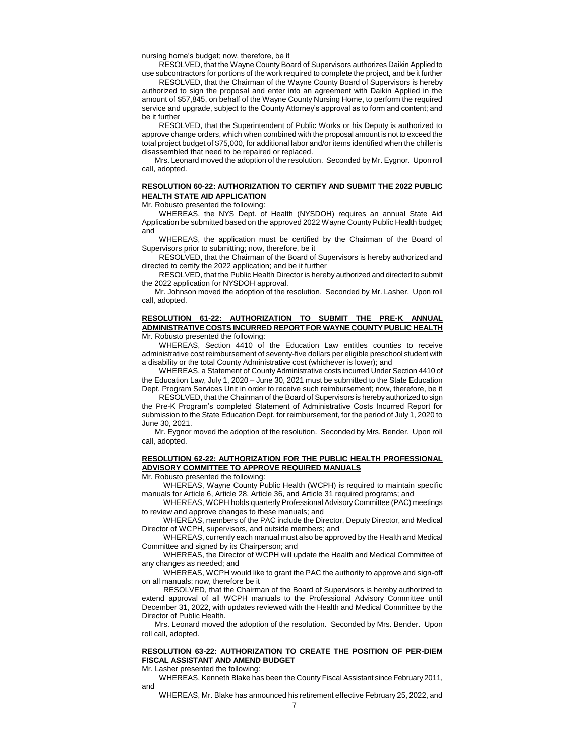nursing home's budget; now, therefore, be it

RESOLVED, that the Wayne County Board of Supervisors authorizes Daikin Applied to use subcontractors for portions of the work required to complete the project, and be it further

RESOLVED, that the Chairman of the Wayne County Board of Supervisors is hereby authorized to sign the proposal and enter into an agreement with Daikin Applied in the amount of $57,845, on behalf of the Wayne County Nursing Home, to perform the required service and upgrade, subject to the County Attorney's approval as to form and content; and be it further

RESOLVED, that the Superintendent of Public Works or his Deputy is authorized to approve change orders, which when combined with the proposal amount is not to exceed the total project budget of $75,000, for additional labor and/or items identified when the chiller is disassembled that need to be repaired or replaced.

Mrs. Leonard moved the adoption of the resolution. Seconded by Mr. Eygnor. Upon roll call, adopted.

**RESOLUTION 60-22: AUTHORIZATION TO CERTIFY AND SUBMIT THE 2022 PUBLIC HEALTH STATE AID APPLICATION**

Mr. Robusto presented the following:

WHEREAS, the NYS Dept. of Health (NYSDOH) requires an annual State Aid Application be submitted based on the approved 2022 Wayne County Public Health budget; and

WHEREAS, the application must be certified by the Chairman of the Board of Supervisors prior to submitting; now, therefore, be it

RESOLVED, that the Chairman of the Board of Supervisors is hereby authorized and directed to certify the 2022 application; and be it further

RESOLVED, that the Public Health Director is hereby authorized and directed to submit the 2022 application for NYSDOH approval.

Mr. Johnson moved the adoption of the resolution. Seconded by Mr. Lasher. Upon roll call, adopted.

**RESOLUTION 61-22: AUTHORIZATION TO SUBMIT THE PRE-K ANNUAL ADMINISTRATIVE COSTS INCURRED REPORT FOR WAYNE COUNTY PUBLIC HEALTH**

Mr. Robusto presented the following:

WHEREAS, Section 4410 of the Education Law entitles counties to receive administrative cost reimbursement of seventy-five dollars per eligible preschool student with a disability or the total County Administrative cost (whichever is lower); and

WHEREAS, a Statement of County Administrative costs incurred Under Section 4410 of the Education Law, July 1, 2020 – June 30, 2021 must be submitted to the State Education Dept. Program Services Unit in order to receive such reimbursement; now, therefore, be it

RESOLVED, that the Chairman of the Board of Supervisors is hereby authorized to sign the Pre-K Program's completed Statement of Administrative Costs Incurred Report for submission to the State Education Dept. for reimbursement, for the period of July 1, 2020 to June 30, 2021.

Mr. Eygnor moved the adoption of the resolution. Seconded by Mrs. Bender. Upon roll call, adopted.

**RESOLUTION 62-22: AUTHORIZATION FOR THE PUBLIC HEALTH PROFESSIONAL ADVISORY COMMITTEE TO APPROVE REQUIRED MANUALS**

Mr. Robusto presented the following:

WHEREAS, Wayne County Public Health (WCPH) is required to maintain specific manuals for Article 6, Article 28, Article 36, and Article 31 required programs; and

WHEREAS, WCPH holds quarterly Professional Advisory Committee (PAC) meetings to review and approve changes to these manuals; and

WHEREAS, members of the PAC include the Director, Deputy Director, and Medical Director of WCPH, supervisors, and outside members; and

WHEREAS, currently each manual must also be approved by the Health and Medical Committee and signed by its Chairperson; and

WHEREAS, the Director of WCPH will update the Health and Medical Committee of any changes as needed; and

WHEREAS, WCPH would like to grant the PAC the authority to approve and sign-off on all manuals; now, therefore be it

RESOLVED, that the Chairman of the Board of Supervisors is hereby authorized to extend approval of all WCPH manuals to the Professional Advisory Committee until December 31, 2022, with updates reviewed with the Health and Medical Committee by the Director of Public Health.

Mrs. Leonard moved the adoption of the resolution. Seconded by Mrs. Bender. Upon roll call, adopted.

**RESOLUTION 63-22: AUTHORIZATION TO CREATE THE POSITION OF PER-DIEM FISCAL ASSISTANT AND AMEND BUDGET**

Mr. Lasher presented the following:

WHEREAS, Kenneth Blake has been the County Fiscal Assistant since February 2011, and

WHEREAS, Mr. Blake has announced his retirement effective February 25, 2022, and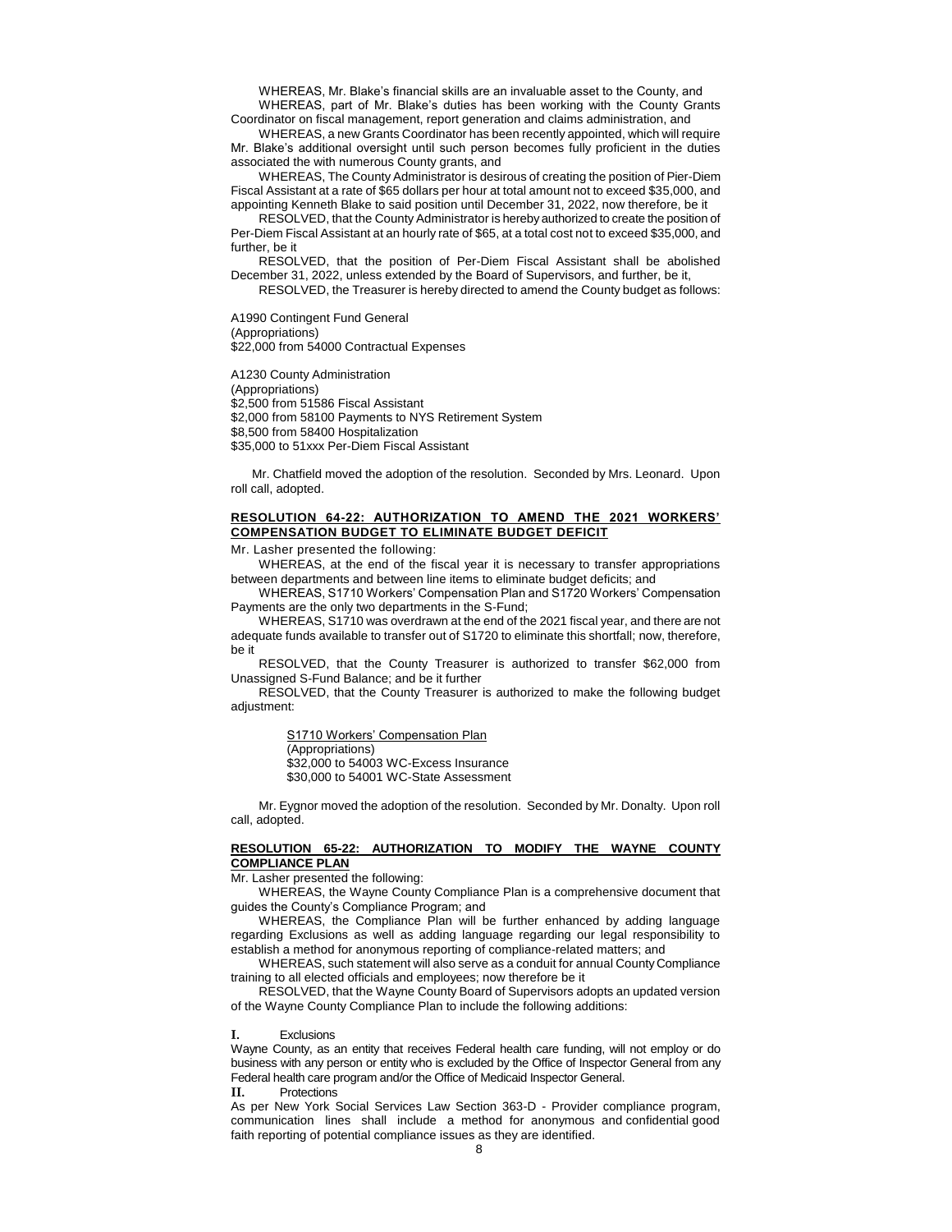WHEREAS, Mr. Blake's financial skills are an invaluable asset to the County, and

WHEREAS, part of Mr. Blake's duties has been working with the County Grants Coordinator on fiscal management, report generation and claims administration, and

WHEREAS, a new Grants Coordinator has been recently appointed, which will require Mr. Blake's additional oversight until such person becomes fully proficient in the duties associated the with numerous County grants, and

WHEREAS, The County Administrator is desirous of creating the position of Pier-Diem Fiscal Assistant at a rate of $65 dollars per hour at total amount not to exceed $35,000, and appointing Kenneth Blake to said position until December 31, 2022, now therefore, be it

RESOLVED, that the County Administrator is hereby authorized to create the position of Per-Diem Fiscal Assistant at an hourly rate of $65, at a total cost not to exceed $35,000, and further, be it

RESOLVED, that the position of Per-Diem Fiscal Assistant shall be abolished December 31, 2022, unless extended by the Board of Supervisors, and further, be it,

RESOLVED, the Treasurer is hereby directed to amend the County budget as follows:

A1990 Contingent Fund General
(Appropriations)
$22,000 from 54000 Contractual Expenses

A1230 County Administration
(Appropriations)
$2,500 from 51586 Fiscal Assistant
$2,000 from 58100 Payments to NYS Retirement System
$8,500 from 58400 Hospitalization
$35,000 to 51xxx Per-Diem Fiscal Assistant

Mr. Chatfield moved the adoption of the resolution. Seconded by Mrs. Leonard. Upon roll call, adopted.

**RESOLUTION 64-22: AUTHORIZATION TO AMEND THE 2021 WORKERS' COMPENSATION BUDGET TO ELIMINATE BUDGET DEFICIT**

Mr. Lasher presented the following:

WHEREAS, at the end of the fiscal year it is necessary to transfer appropriations between departments and between line items to eliminate budget deficits; and

WHEREAS, S1710 Workers' Compensation Plan and S1720 Workers' Compensation Payments are the only two departments in the S-Fund;

WHEREAS, S1710 was overdrawn at the end of the 2021 fiscal year, and there are not adequate funds available to transfer out of S1720 to eliminate this shortfall; now, therefore, be it

RESOLVED, that the County Treasurer is authorized to transfer $62,000 from Unassigned S-Fund Balance; and be it further

RESOLVED, that the County Treasurer is authorized to make the following budget adjustment:

S1710 Workers' Compensation Plan
(Appropriations)
$32,000 to 54003 WC-Excess Insurance
$30,000 to 54001 WC-State Assessment

Mr. Eygnor moved the adoption of the resolution. Seconded by Mr. Donalty. Upon roll call, adopted.

**RESOLUTION 65-22: AUTHORIZATION TO MODIFY THE WAYNE COUNTY COMPLIANCE PLAN**

Mr. Lasher presented the following:

WHEREAS, the Wayne County Compliance Plan is a comprehensive document that guides the County's Compliance Program; and

WHEREAS, the Compliance Plan will be further enhanced by adding language regarding Exclusions as well as adding language regarding our legal responsibility to establish a method for anonymous reporting of compliance-related matters; and

WHEREAS, such statement will also serve as a conduit for annual County Compliance training to all elected officials and employees; now therefore be it

RESOLVED, that the Wayne County Board of Supervisors adopts an updated version of the Wayne County Compliance Plan to include the following additions:

**I.** Exclusions

Wayne County, as an entity that receives Federal health care funding, will not employ or do business with any person or entity who is excluded by the Office of Inspector General from any Federal health care program and/or the Office of Medicaid Inspector General.

**II.** Protections

As per New York Social Services Law Section 363-D - Provider compliance program, communication lines shall include a method for anonymous and confidential good faith reporting of potential compliance issues as they are identified.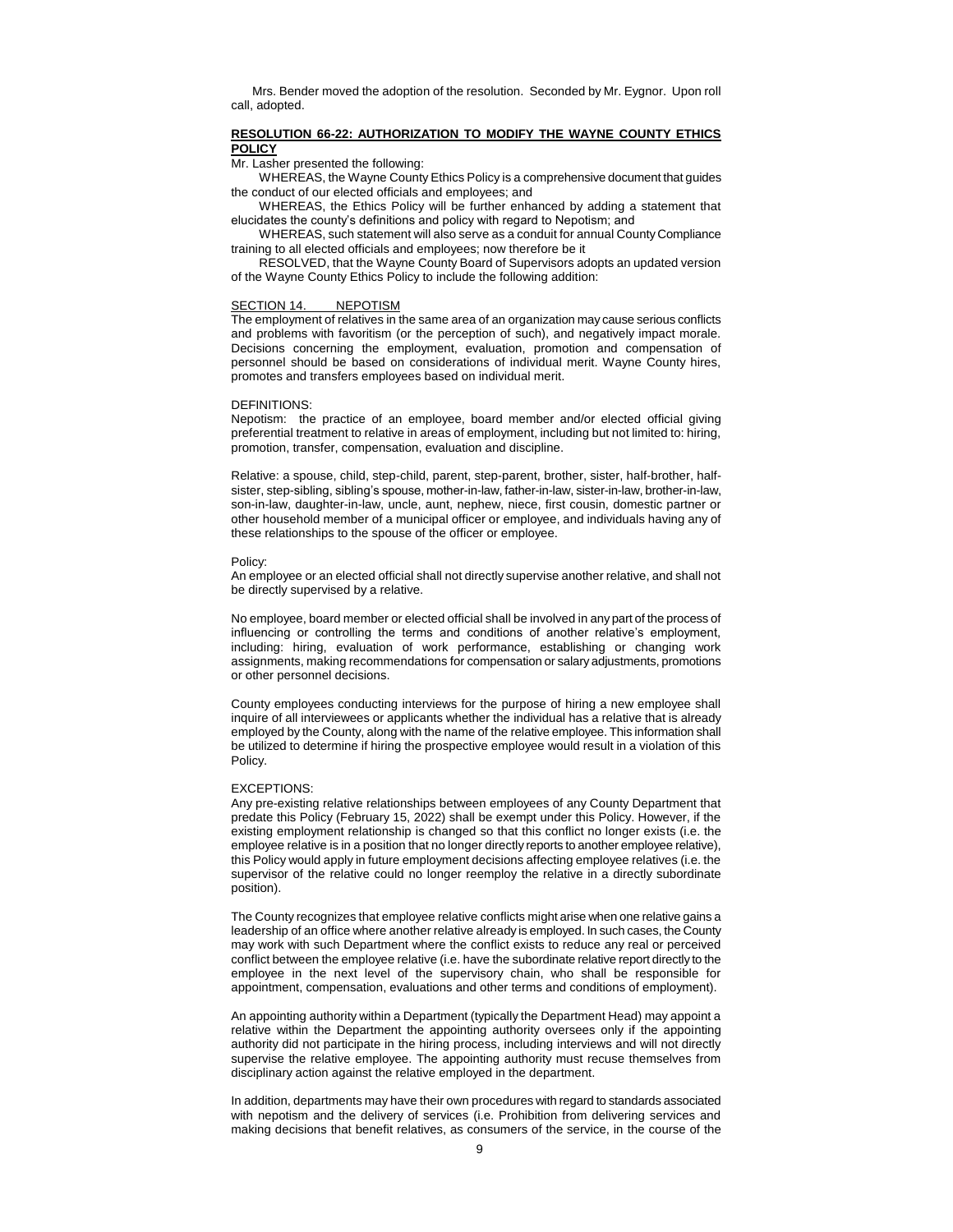Mrs. Bender moved the adoption of the resolution. Seconded by Mr. Eygnor. Upon roll call, adopted.

**RESOLUTION 66-22: AUTHORIZATION TO MODIFY THE WAYNE COUNTY ETHICS POLICY**

Mr. Lasher presented the following:

WHEREAS, the Wayne County Ethics Policy is a comprehensive document that guides the conduct of our elected officials and employees; and

WHEREAS, the Ethics Policy will be further enhanced by adding a statement that elucidates the county's definitions and policy with regard to Nepotism; and

WHEREAS, such statement will also serve as a conduit for annual County Compliance training to all elected officials and employees; now therefore be it

RESOLVED, that the Wayne County Board of Supervisors adopts an updated version of the Wayne County Ethics Policy to include the following addition:

SECTION 14. NEPOTISM

The employment of relatives in the same area of an organization may cause serious conflicts and problems with favoritism (or the perception of such), and negatively impact morale. Decisions concerning the employment, evaluation, promotion and compensation of personnel should be based on considerations of individual merit. Wayne County hires, promotes and transfers employees based on individual merit.

DEFINITIONS:

Nepotism: the practice of an employee, board member and/or elected official giving preferential treatment to relative in areas of employment, including but not limited to: hiring, promotion, transfer, compensation, evaluation and discipline.

Relative: a spouse, child, step-child, parent, step-parent, brother, sister, half-brother, half-sister, step-sibling, sibling's spouse, mother-in-law, father-in-law, sister-in-law, brother-in-law, son-in-law, daughter-in-law, uncle, aunt, nephew, niece, first cousin, domestic partner or other household member of a municipal officer or employee, and individuals having any of these relationships to the spouse of the officer or employee.

Policy:

An employee or an elected official shall not directly supervise another relative, and shall not be directly supervised by a relative.

No employee, board member or elected official shall be involved in any part of the process of influencing or controlling the terms and conditions of another relative's employment, including: hiring, evaluation of work performance, establishing or changing work assignments, making recommendations for compensation or salary adjustments, promotions or other personnel decisions.

County employees conducting interviews for the purpose of hiring a new employee shall inquire of all interviewees or applicants whether the individual has a relative that is already employed by the County, along with the name of the relative employee. This information shall be utilized to determine if hiring the prospective employee would result in a violation of this Policy.

EXCEPTIONS:

Any pre-existing relative relationships between employees of any County Department that predate this Policy (February 15, 2022) shall be exempt under this Policy. However, if the existing employment relationship is changed so that this conflict no longer exists (i.e. the employee relative is in a position that no longer directly reports to another employee relative), this Policy would apply in future employment decisions affecting employee relatives (i.e. the supervisor of the relative could no longer reemploy the relative in a directly subordinate position).

The County recognizes that employee relative conflicts might arise when one relative gains a leadership of an office where another relative already is employed. In such cases, the County may work with such Department where the conflict exists to reduce any real or perceived conflict between the employee relative (i.e. have the subordinate relative report directly to the employee in the next level of the supervisory chain, who shall be responsible for appointment, compensation, evaluations and other terms and conditions of employment).

An appointing authority within a Department (typically the Department Head) may appoint a relative within the Department the appointing authority oversees only if the appointing authority did not participate in the hiring process, including interviews and will not directly supervise the relative employee. The appointing authority must recuse themselves from disciplinary action against the relative employed in the department.

In addition, departments may have their own procedures with regard to standards associated with nepotism and the delivery of services (i.e. Prohibition from delivering services and making decisions that benefit relatives, as consumers of the service, in the course of the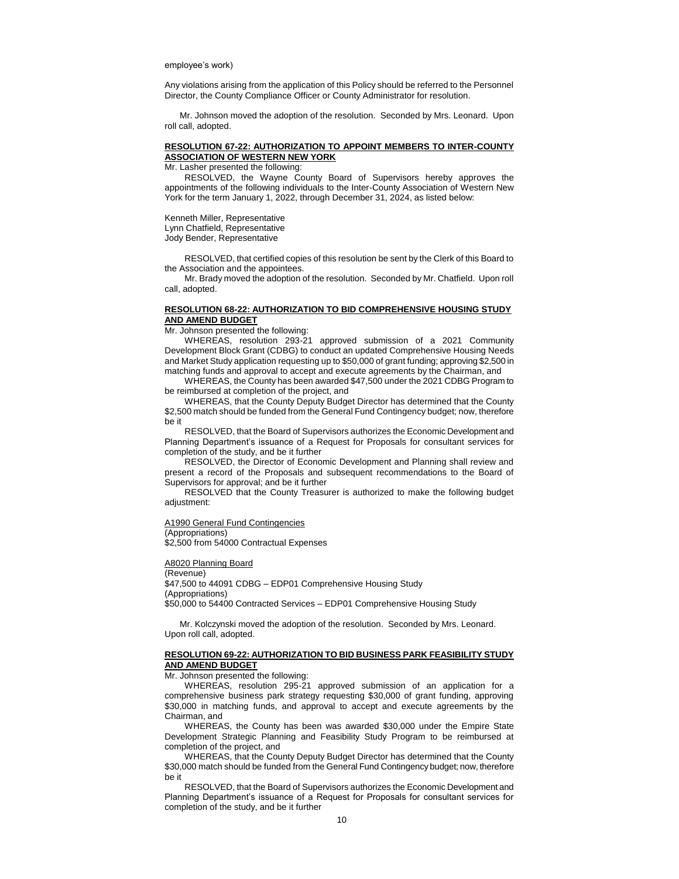employee's work)

Any violations arising from the application of this Policy should be referred to the Personnel Director, the County Compliance Officer or County Administrator for resolution.

Mr. Johnson moved the adoption of the resolution. Seconded by Mrs. Leonard. Upon roll call, adopted.

**RESOLUTION 67-22: AUTHORIZATION TO APPOINT MEMBERS TO INTER-COUNTY ASSOCIATION OF WESTERN NEW YORK**

Mr. Lasher presented the following:

RESOLVED, the Wayne County Board of Supervisors hereby approves the appointments of the following individuals to the Inter-County Association of Western New York for the term January 1, 2022, through December 31, 2024, as listed below:

Kenneth Miller, Representative
Lynn Chatfield, Representative
Jody Bender, Representative

RESOLVED, that certified copies of this resolution be sent by the Clerk of this Board to the Association and the appointees.

Mr. Brady moved the adoption of the resolution. Seconded by Mr. Chatfield. Upon roll call, adopted.

**RESOLUTION 68-22: AUTHORIZATION TO BID COMPREHENSIVE HOUSING STUDY AND AMEND BUDGET**

Mr. Johnson presented the following:

WHEREAS, resolution 293-21 approved submission of a 2021 Community Development Block Grant (CDBG) to conduct an updated Comprehensive Housing Needs and Market Study application requesting up to $50,000 of grant funding; approving $2,500 in matching funds and approval to accept and execute agreements by the Chairman, and

WHEREAS, the County has been awarded $47,500 under the 2021 CDBG Program to be reimbursed at completion of the project, and

WHEREAS, that the County Deputy Budget Director has determined that the County $2,500 match should be funded from the General Fund Contingency budget; now, therefore be it

RESOLVED, that the Board of Supervisors authorizes the Economic Development and Planning Department's issuance of a Request for Proposals for consultant services for completion of the study, and be it further

RESOLVED, the Director of Economic Development and Planning shall review and present a record of the Proposals and subsequent recommendations to the Board of Supervisors for approval; and be it further

RESOLVED that the County Treasurer is authorized to make the following budget adjustment:

A1990 General Fund Contingencies
(Appropriations)
$2,500 from 54000 Contractual Expenses

A8020 Planning Board
(Revenue)
$47,500 to 44091 CDBG – EDP01 Comprehensive Housing Study
(Appropriations)
$50,000 to 54400 Contracted Services – EDP01 Comprehensive Housing Study

Mr. Kolczynski moved the adoption of the resolution. Seconded by Mrs. Leonard. Upon roll call, adopted.

**RESOLUTION 69-22: AUTHORIZATION TO BID BUSINESS PARK FEASIBILITY STUDY AND AMEND BUDGET**

Mr. Johnson presented the following:

WHEREAS, resolution 295-21 approved submission of an application for a comprehensive business park strategy requesting $30,000 of grant funding, approving $30,000 in matching funds, and approval to accept and execute agreements by the Chairman, and

WHEREAS, the County has been was awarded $30,000 under the Empire State Development Strategic Planning and Feasibility Study Program to be reimbursed at completion of the project, and

WHEREAS, that the County Deputy Budget Director has determined that the County $30,000 match should be funded from the General Fund Contingency budget; now, therefore be it

RESOLVED, that the Board of Supervisors authorizes the Economic Development and Planning Department's issuance of a Request for Proposals for consultant services for completion of the study, and be it further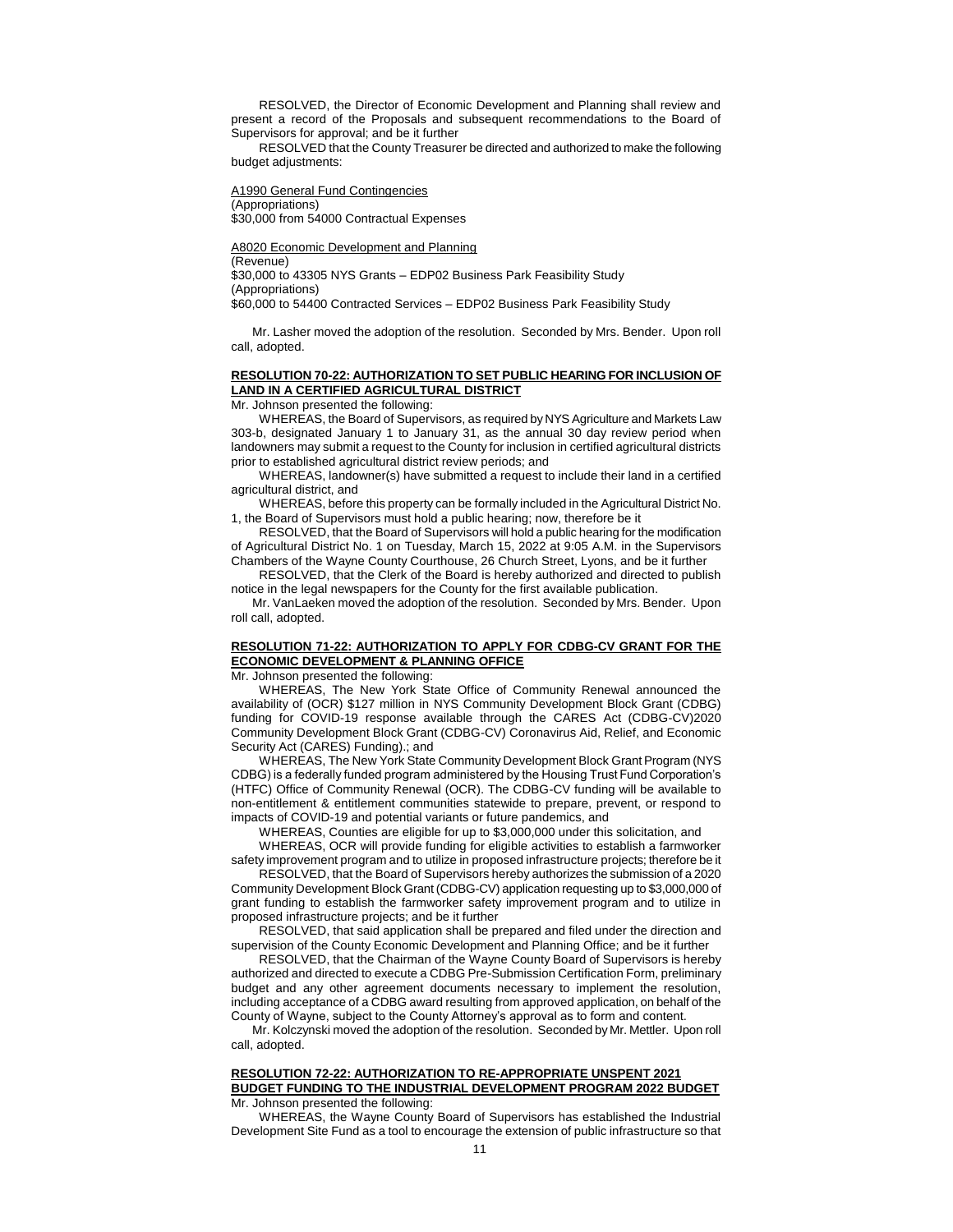RESOLVED, the Director of Economic Development and Planning shall review and present a record of the Proposals and subsequent recommendations to the Board of Supervisors for approval; and be it further

RESOLVED that the County Treasurer be directed and authorized to make the following budget adjustments:

A1990 General Fund Contingencies
(Appropriations)
$30,000 from 54000 Contractual Expenses

A8020 Economic Development and Planning
(Revenue)
$30,000 to 43305 NYS Grants – EDP02 Business Park Feasibility Study
(Appropriations)
$60,000 to 54400 Contracted Services – EDP02 Business Park Feasibility Study

Mr. Lasher moved the adoption of the resolution. Seconded by Mrs. Bender. Upon roll call, adopted.

**RESOLUTION 70-22: AUTHORIZATION TO SET PUBLIC HEARING FOR INCLUSION OF LAND IN A CERTIFIED AGRICULTURAL DISTRICT**

Mr. Johnson presented the following:

WHEREAS, the Board of Supervisors, as required by NYS Agriculture and Markets Law 303-b, designated January 1 to January 31, as the annual 30 day review period when landowners may submit a request to the County for inclusion in certified agricultural districts prior to established agricultural district review periods; and

WHEREAS, landowner(s) have submitted a request to include their land in a certified agricultural district, and

WHEREAS, before this property can be formally included in the Agricultural District No. 1, the Board of Supervisors must hold a public hearing; now, therefore be it

RESOLVED, that the Board of Supervisors will hold a public hearing for the modification of Agricultural District No. 1 on Tuesday, March 15, 2022 at 9:05 A.M. in the Supervisors Chambers of the Wayne County Courthouse, 26 Church Street, Lyons, and be it further

RESOLVED, that the Clerk of the Board is hereby authorized and directed to publish notice in the legal newspapers for the County for the first available publication.

Mr. VanLaeken moved the adoption of the resolution. Seconded by Mrs. Bender. Upon roll call, adopted.

**RESOLUTION 71-22: AUTHORIZATION TO APPLY FOR CDBG-CV GRANT FOR THE ECONOMIC DEVELOPMENT & PLANNING OFFICE**

Mr. Johnson presented the following:

WHEREAS, The New York State Office of Community Renewal announced the availability of (OCR) $127 million in NYS Community Development Block Grant (CDBG) funding for COVID-19 response available through the CARES Act (CDBG-CV)2020 Community Development Block Grant (CDBG-CV) Coronavirus Aid, Relief, and Economic Security Act (CARES) Funding).; and

WHEREAS, The New York State Community Development Block Grant Program (NYS CDBG) is a federally funded program administered by the Housing Trust Fund Corporation's (HTFC) Office of Community Renewal (OCR). The CDBG-CV funding will be available to non-entitlement & entitlement communities statewide to prepare, prevent, or respond to impacts of COVID-19 and potential variants or future pandemics, and

WHEREAS, Counties are eligible for up to $3,000,000 under this solicitation, and

WHEREAS, OCR will provide funding for eligible activities to establish a farmworker safety improvement program and to utilize in proposed infrastructure projects; therefore be it

RESOLVED, that the Board of Supervisors hereby authorizes the submission of a 2020 Community Development Block Grant (CDBG-CV) application requesting up to $3,000,000 of grant funding to establish the farmworker safety improvement program and to utilize in proposed infrastructure projects; and be it further

RESOLVED, that said application shall be prepared and filed under the direction and supervision of the County Economic Development and Planning Office; and be it further

RESOLVED, that the Chairman of the Wayne County Board of Supervisors is hereby authorized and directed to execute a CDBG Pre-Submission Certification Form, preliminary budget and any other agreement documents necessary to implement the resolution, including acceptance of a CDBG award resulting from approved application, on behalf of the County of Wayne, subject to the County Attorney's approval as to form and content.

Mr. Kolczynski moved the adoption of the resolution. Seconded by Mr. Mettler. Upon roll call, adopted.

**RESOLUTION 72-22: AUTHORIZATION TO RE-APPROPRIATE UNSPENT 2021 BUDGET FUNDING TO THE INDUSTRIAL DEVELOPMENT PROGRAM 2022 BUDGET**

Mr. Johnson presented the following:

WHEREAS, the Wayne County Board of Supervisors has established the Industrial Development Site Fund as a tool to encourage the extension of public infrastructure so that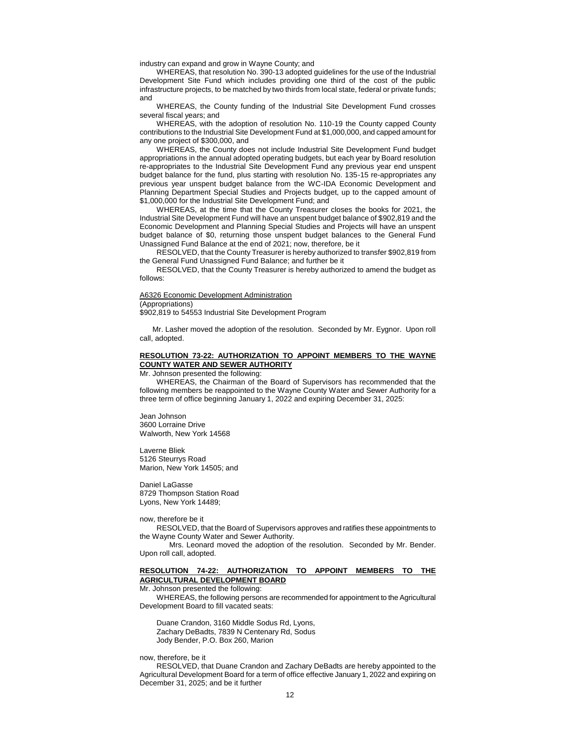industry can expand and grow in Wayne County; and

WHEREAS, that resolution No. 390-13 adopted guidelines for the use of the Industrial Development Site Fund which includes providing one third of the cost of the public infrastructure projects, to be matched by two thirds from local state, federal or private funds; and

WHEREAS, the County funding of the Industrial Site Development Fund crosses several fiscal years; and

WHEREAS, with the adoption of resolution No. 110-19 the County capped County contributions to the Industrial Site Development Fund at $1,000,000, and capped amount for any one project of $300,000, and

WHEREAS, the County does not include Industrial Site Development Fund budget appropriations in the annual adopted operating budgets, but each year by Board resolution re-appropriates to the Industrial Site Development Fund any previous year end unspent budget balance for the fund, plus starting with resolution No. 135-15 re-appropriates any previous year unspent budget balance from the WC-IDA Economic Development and Planning Department Special Studies and Projects budget, up to the capped amount of $1,000,000 for the Industrial Site Development Fund; and

WHEREAS, at the time that the County Treasurer closes the books for 2021, the Industrial Site Development Fund will have an unspent budget balance of $902,819 and the Economic Development and Planning Special Studies and Projects will have an unspent budget balance of $0, returning those unspent budget balances to the General Fund Unassigned Fund Balance at the end of 2021; now, therefore, be it

RESOLVED, that the County Treasurer is hereby authorized to transfer $902,819 from the General Fund Unassigned Fund Balance; and further be it

RESOLVED, that the County Treasurer is hereby authorized to amend the budget as follows:

A6326 Economic Development Administration
(Appropriations)
$902,819 to 54553 Industrial Site Development Program

Mr. Lasher moved the adoption of the resolution. Seconded by Mr. Eygnor. Upon roll call, adopted.

**RESOLUTION 73-22: AUTHORIZATION TO APPOINT MEMBERS TO THE WAYNE COUNTY WATER AND SEWER AUTHORITY**

Mr. Johnson presented the following:

WHEREAS, the Chairman of the Board of Supervisors has recommended that the following members be reappointed to the Wayne County Water and Sewer Authority for a three term of office beginning January 1, 2022 and expiring December 31, 2025:

Jean Johnson
3600 Lorraine Drive
Walworth, New York 14568

Laverne Bliek
5126 Steurrys Road
Marion, New York 14505; and

Daniel LaGasse
8729 Thompson Station Road
Lyons, New York 14489;

now, therefore be it

RESOLVED, that the Board of Supervisors approves and ratifies these appointments to the Wayne County Water and Sewer Authority.

Mrs. Leonard moved the adoption of the resolution. Seconded by Mr. Bender. Upon roll call, adopted.

**RESOLUTION 74-22: AUTHORIZATION TO APPOINT MEMBERS TO THE AGRICULTURAL DEVELOPMENT BOARD**

Mr. Johnson presented the following:

WHEREAS, the following persons are recommended for appointment to the Agricultural Development Board to fill vacated seats:

Duane Crandon, 3160 Middle Sodus Rd, Lyons,
Zachary DeBadts, 7839 N Centenary Rd, Sodus
Jody Bender, P.O. Box 260, Marion

now, therefore, be it

RESOLVED, that Duane Crandon and Zachary DeBadts are hereby appointed to the Agricultural Development Board for a term of office effective January 1, 2022 and expiring on December 31, 2025; and be it further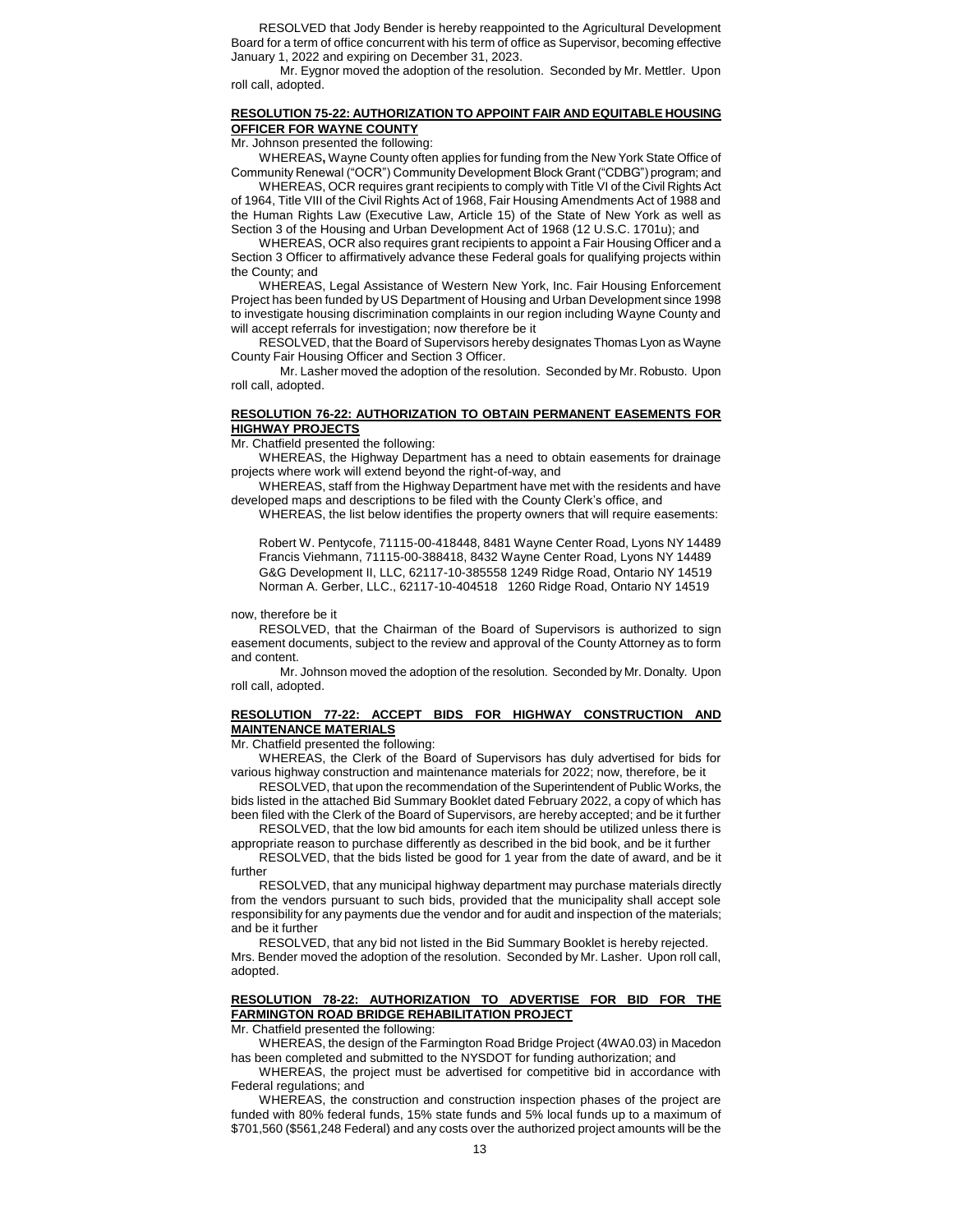RESOLVED that Jody Bender is hereby reappointed to the Agricultural Development Board for a term of office concurrent with his term of office as Supervisor, becoming effective January 1, 2022 and expiring on December 31, 2023.

Mr. Eygnor moved the adoption of the resolution. Seconded by Mr. Mettler. Upon roll call, adopted.

**RESOLUTION 75-22: AUTHORIZATION TO APPOINT FAIR AND EQUITABLE HOUSING OFFICER FOR WAYNE COUNTY**

Mr. Johnson presented the following:

WHEREAS**,** Wayne County often applies for funding from the New York State Office of Community Renewal ("OCR") Community Development Block Grant ("CDBG") program; and

WHEREAS, OCR requires grant recipients to comply with Title VI of the Civil Rights Act of 1964, Title VIII of the Civil Rights Act of 1968, Fair Housing Amendments Act of 1988 and the Human Rights Law (Executive Law, Article 15) of the State of New York as well as Section 3 of the Housing and Urban Development Act of 1968 (12 U.S.C. 1701u); and

WHEREAS, OCR also requires grant recipients to appoint a Fair Housing Officer and a Section 3 Officer to affirmatively advance these Federal goals for qualifying projects within the County; and

WHEREAS, Legal Assistance of Western New York, Inc. Fair Housing Enforcement Project has been funded by US Department of Housing and Urban Development since 1998 to investigate housing discrimination complaints in our region including Wayne County and will accept referrals for investigation; now therefore be it

RESOLVED, that the Board of Supervisors hereby designates Thomas Lyon as Wayne County Fair Housing Officer and Section 3 Officer.

Mr. Lasher moved the adoption of the resolution. Seconded by Mr. Robusto. Upon roll call, adopted.

**RESOLUTION 76-22: AUTHORIZATION TO OBTAIN PERMANENT EASEMENTS FOR HIGHWAY PROJECTS**

Mr. Chatfield presented the following:

WHEREAS, the Highway Department has a need to obtain easements for drainage projects where work will extend beyond the right-of-way, and

WHEREAS, staff from the Highway Department have met with the residents and have developed maps and descriptions to be filed with the County Clerk's office, and

WHEREAS, the list below identifies the property owners that will require easements:

Robert W. Pentycofe, 71115-00-418448, 8481 Wayne Center Road, Lyons NY 14489
Francis Viehmann, 71115-00-388418, 8432 Wayne Center Road, Lyons NY 14489
G&G Development II, LLC, 62117-10-385558 1249 Ridge Road, Ontario NY 14519
Norman A. Gerber, LLC., 62117-10-404518 1260 Ridge Road, Ontario NY 14519

now, therefore be it

RESOLVED, that the Chairman of the Board of Supervisors is authorized to sign easement documents, subject to the review and approval of the County Attorney as to form and content.

Mr. Johnson moved the adoption of the resolution. Seconded by Mr. Donalty. Upon roll call, adopted.

**RESOLUTION 77-22: ACCEPT BIDS FOR HIGHWAY CONSTRUCTION AND MAINTENANCE MATERIALS**

Mr. Chatfield presented the following:

WHEREAS, the Clerk of the Board of Supervisors has duly advertised for bids for various highway construction and maintenance materials for 2022; now, therefore, be it

RESOLVED, that upon the recommendation of the Superintendent of Public Works, the bids listed in the attached Bid Summary Booklet dated February 2022, a copy of which has been filed with the Clerk of the Board of Supervisors, are hereby accepted; and be it further

RESOLVED, that the low bid amounts for each item should be utilized unless there is appropriate reason to purchase differently as described in the bid book, and be it further

RESOLVED, that the bids listed be good for 1 year from the date of award, and be it further

RESOLVED, that any municipal highway department may purchase materials directly from the vendors pursuant to such bids, provided that the municipality shall accept sole responsibility for any payments due the vendor and for audit and inspection of the materials; and be it further

RESOLVED, that any bid not listed in the Bid Summary Booklet is hereby rejected.

Mrs. Bender moved the adoption of the resolution. Seconded by Mr. Lasher. Upon roll call, adopted.

**RESOLUTION 78-22: AUTHORIZATION TO ADVERTISE FOR BID FOR THE FARMINGTON ROAD BRIDGE REHABILITATION PROJECT**

Mr. Chatfield presented the following:

WHEREAS, the design of the Farmington Road Bridge Project (4WA0.03) in Macedon has been completed and submitted to the NYSDOT for funding authorization; and

WHEREAS, the project must be advertised for competitive bid in accordance with Federal regulations; and

WHEREAS, the construction and construction inspection phases of the project are funded with 80% federal funds, 15% state funds and 5% local funds up to a maximum of $701,560 ($561,248 Federal) and any costs over the authorized project amounts will be the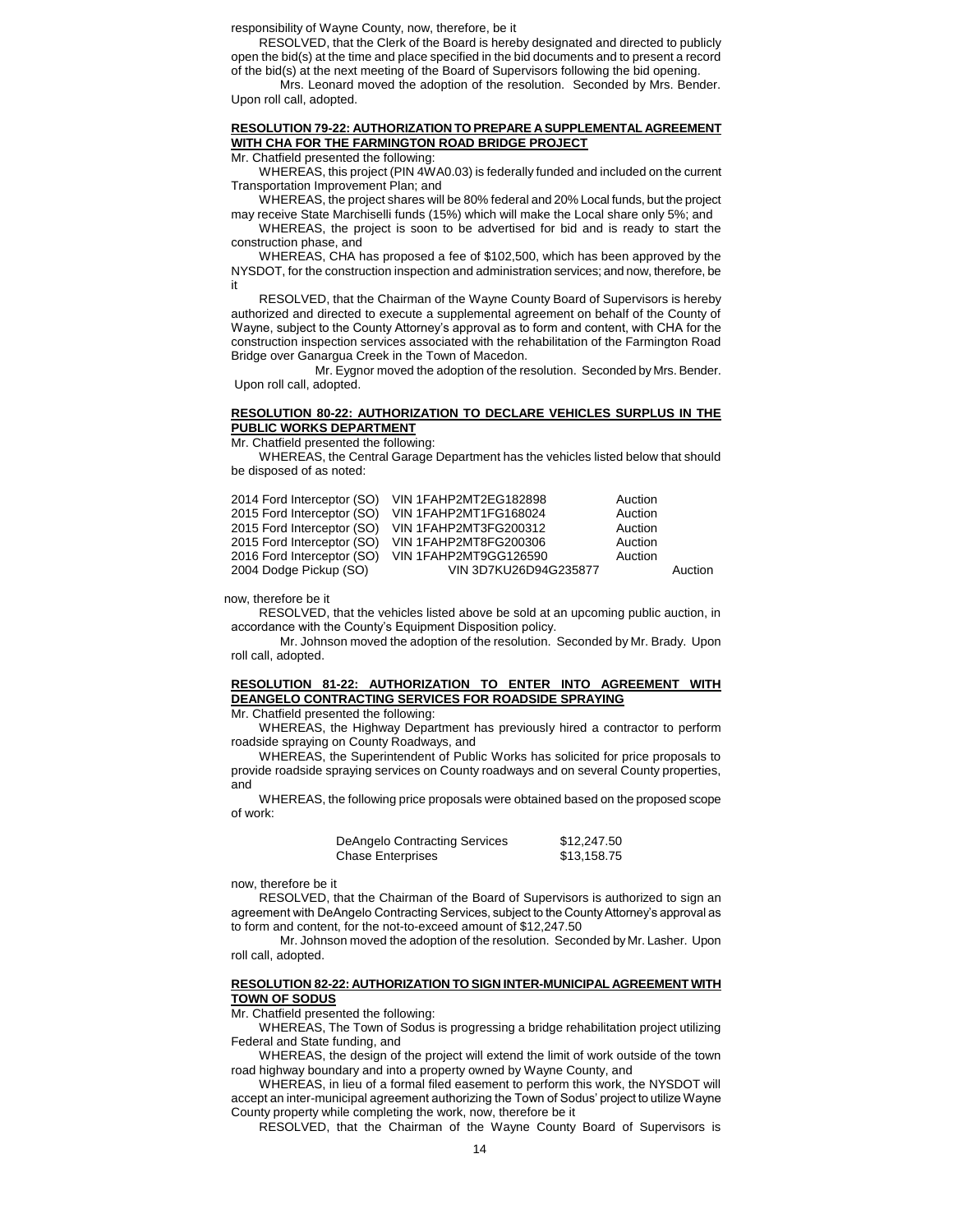responsibility of Wayne County, now, therefore, be it

RESOLVED, that the Clerk of the Board is hereby designated and directed to publicly open the bid(s) at the time and place specified in the bid documents and to present a record of the bid(s) at the next meeting of the Board of Supervisors following the bid opening.

Mrs. Leonard moved the adoption of the resolution. Seconded by Mrs. Bender. Upon roll call, adopted.

**RESOLUTION 79-22: AUTHORIZATION TO PREPARE A SUPPLEMENTAL AGREEMENT WITH CHA FOR THE FARMINGTON ROAD BRIDGE PROJECT**

Mr. Chatfield presented the following:

WHEREAS, this project (PIN 4WA0.03) is federally funded and included on the current Transportation Improvement Plan; and

WHEREAS, the project shares will be 80% federal and 20% Local funds, but the project may receive State Marchiselli funds (15%) which will make the Local share only 5%; and

WHEREAS, the project is soon to be advertised for bid and is ready to start the construction phase, and

WHEREAS, CHA has proposed a fee of $102,500, which has been approved by the NYSDOT, for the construction inspection and administration services; and now, therefore, be it

RESOLVED, that the Chairman of the Wayne County Board of Supervisors is hereby authorized and directed to execute a supplemental agreement on behalf of the County of Wayne, subject to the County Attorney's approval as to form and content, with CHA for the construction inspection services associated with the rehabilitation of the Farmington Road Bridge over Ganargua Creek in the Town of Macedon.

Mr. Eygnor moved the adoption of the resolution. Seconded by Mrs. Bender. Upon roll call, adopted.

**RESOLUTION 80-22: AUTHORIZATION TO DECLARE VEHICLES SURPLUS IN THE PUBLIC WORKS DEPARTMENT**

Mr. Chatfield presented the following:

WHEREAS, the Central Garage Department has the vehicles listed below that should be disposed of as noted:

| | | |
|---|---|---|
| 2014 Ford Interceptor (SO) | VIN 1FAHP2MT2EG182898 | Auction |
| 2015 Ford Interceptor (SO) | VIN 1FAHP2MT1FG168024 | Auction |
| 2015 Ford Interceptor (SO) | VIN 1FAHP2MT3FG200312 | Auction |
| 2015 Ford Interceptor (SO) | VIN 1FAHP2MT8FG200306 | Auction |
| 2016 Ford Interceptor (SO) | VIN 1FAHP2MT9GG126590 | Auction |
| 2004 Dodge Pickup (SO) | VIN 3D7KU26D94G235877 | Auction |

now, therefore be it

RESOLVED, that the vehicles listed above be sold at an upcoming public auction, in accordance with the County's Equipment Disposition policy.

Mr. Johnson moved the adoption of the resolution. Seconded by Mr. Brady. Upon roll call, adopted.

**RESOLUTION 81-22: AUTHORIZATION TO ENTER INTO AGREEMENT WITH DEANGELO CONTRACTING SERVICES FOR ROADSIDE SPRAYING**

Mr. Chatfield presented the following:

WHEREAS, the Highway Department has previously hired a contractor to perform roadside spraying on County Roadways, and

WHEREAS, the Superintendent of Public Works has solicited for price proposals to provide roadside spraying services on County roadways and on several County properties, and

WHEREAS, the following price proposals were obtained based on the proposed scope of work:

| | |
|---|---|
| DeAngelo Contracting Services | $12,247.50 |
| Chase Enterprises | $13,158.75 |

now, therefore be it

RESOLVED, that the Chairman of the Board of Supervisors is authorized to sign an agreement with DeAngelo Contracting Services, subject to the County Attorney's approval as to form and content, for the not-to-exceed amount of $12,247.50

Mr. Johnson moved the adoption of the resolution. Seconded by Mr. Lasher. Upon roll call, adopted.

**RESOLUTION 82-22: AUTHORIZATION TO SIGN INTER-MUNICIPAL AGREEMENT WITH TOWN OF SODUS**

Mr. Chatfield presented the following:

WHEREAS, The Town of Sodus is progressing a bridge rehabilitation project utilizing Federal and State funding, and

WHEREAS, the design of the project will extend the limit of work outside of the town road highway boundary and into a property owned by Wayne County, and

WHEREAS, in lieu of a formal filed easement to perform this work, the NYSDOT will accept an inter-municipal agreement authorizing the Town of Sodus' project to utilize Wayne County property while completing the work, now, therefore be it

RESOLVED, that the Chairman of the Wayne County Board of Supervisors is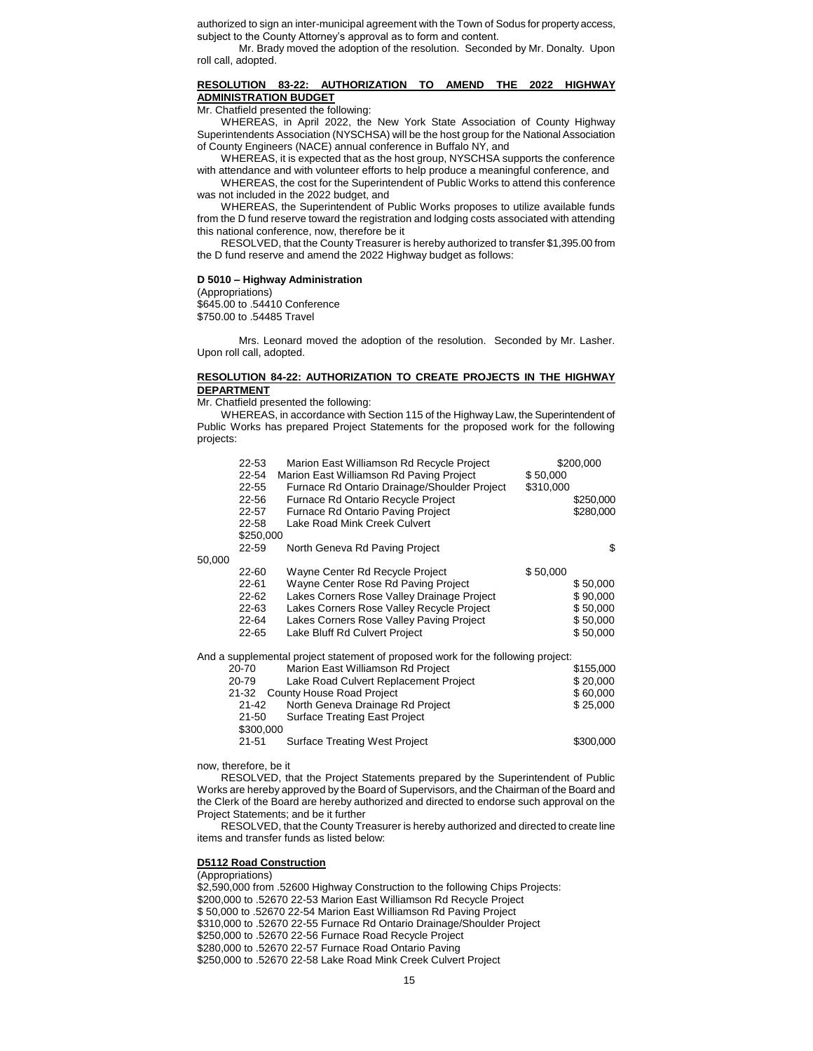authorized to sign an inter-municipal agreement with the Town of Sodus for property access, subject to the County Attorney's approval as to form and content.

Mr. Brady moved the adoption of the resolution. Seconded by Mr. Donalty. Upon roll call, adopted.

**RESOLUTION 83-22: AUTHORIZATION TO AMEND THE 2022 HIGHWAY ADMINISTRATION BUDGET**

Mr. Chatfield presented the following:

WHEREAS, in April 2022, the New York State Association of County Highway Superintendents Association (NYSCHSA) will be the host group for the National Association of County Engineers (NACE) annual conference in Buffalo NY, and

WHEREAS, it is expected that as the host group, NYSCHSA supports the conference with attendance and with volunteer efforts to help produce a meaningful conference, and

WHEREAS, the cost for the Superintendent of Public Works to attend this conference was not included in the 2022 budget, and

WHEREAS, the Superintendent of Public Works proposes to utilize available funds from the D fund reserve toward the registration and lodging costs associated with attending this national conference, now, therefore be it

RESOLVED, that the County Treasurer is hereby authorized to transfer $1,395.00 from the D fund reserve and amend the 2022 Highway budget as follows:

**D 5010 – Highway Administration**
(Appropriations)
$645.00 to .54410 Conference
$750.00 to .54485 Travel

Mrs. Leonard moved the adoption of the resolution. Seconded by Mr. Lasher. Upon roll call, adopted.

**RESOLUTION 84-22: AUTHORIZATION TO CREATE PROJECTS IN THE HIGHWAY DEPARTMENT**

Mr. Chatfield presented the following:

WHEREAS, in accordance with Section 115 of the Highway Law, the Superintendent of Public Works has prepared Project Statements for the proposed work for the following projects:

| | | |
|---|---|---|
| 22-53 | Marion East Williamson Rd Recycle Project | $200,000 |
| 22-54 | Marion East Williamson Rd Paving Project | $ 50,000 |
| 22-55 | Furnace Rd Ontario Drainage/Shoulder Project | $310,000 |
| 22-56 | Furnace Rd Ontario Recycle Project | $250,000 |
| 22-57 | Furnace Rd Ontario Paving Project | $280,000 |
| 22-58 | Lake Road Mink Creek Culvert | $250,000 |
| 22-59 | North Geneva Rd Paving Project | $ 50,000 |
| 22-60 | Wayne Center Rd Recycle Project | $ 50,000 |
| 22-61 | Wayne Center Rose Rd Paving Project | $ 50,000 |
| 22-62 | Lakes Corners Rose Valley Drainage Project | $ 90,000 |
| 22-63 | Lakes Corners Rose Valley Recycle Project | $ 50,000 |
| 22-64 | Lakes Corners Rose Valley Paving Project | $ 50,000 |
| 22-65 | Lake Bluff Rd Culvert Project | $ 50,000 |

And a supplemental project statement of proposed work for the following project:

| | | |
|---|---|---|
| 20-70 | Marion East Williamson Rd Project | $155,000 |
| 20-79 | Lake Road Culvert Replacement Project | $ 20,000 |
| 21-32 | County House Road Project | $ 60,000 |
| 21-42 | North Geneva Drainage Rd Project | $ 25,000 |
| 21-50 | Surface Treating East Project | $300,000 |
| 21-51 | Surface Treating West Project | $300,000 |

now, therefore, be it

RESOLVED, that the Project Statements prepared by the Superintendent of Public Works are hereby approved by the Board of Supervisors, and the Chairman of the Board and the Clerk of the Board are hereby authorized and directed to endorse such approval on the Project Statements; and be it further

RESOLVED, that the County Treasurer is hereby authorized and directed to create line items and transfer funds as listed below:

**D5112 Road Construction**
(Appropriations)
$2,590,000 from .52600 Highway Construction to the following Chips Projects:
$200,000 to .52670 22-53 Marion East Williamson Rd Recycle Project
$ 50,000 to .52670 22-54 Marion East Williamson Rd Paving Project
$310,000 to .52670 22-55 Furnace Rd Ontario Drainage/Shoulder Project
$250,000 to .52670 22-56 Furnace Road Recycle Project
$280,000 to .52670 22-57 Furnace Road Ontario Paving
$250,000 to .52670 22-58 Lake Road Mink Creek Culvert Project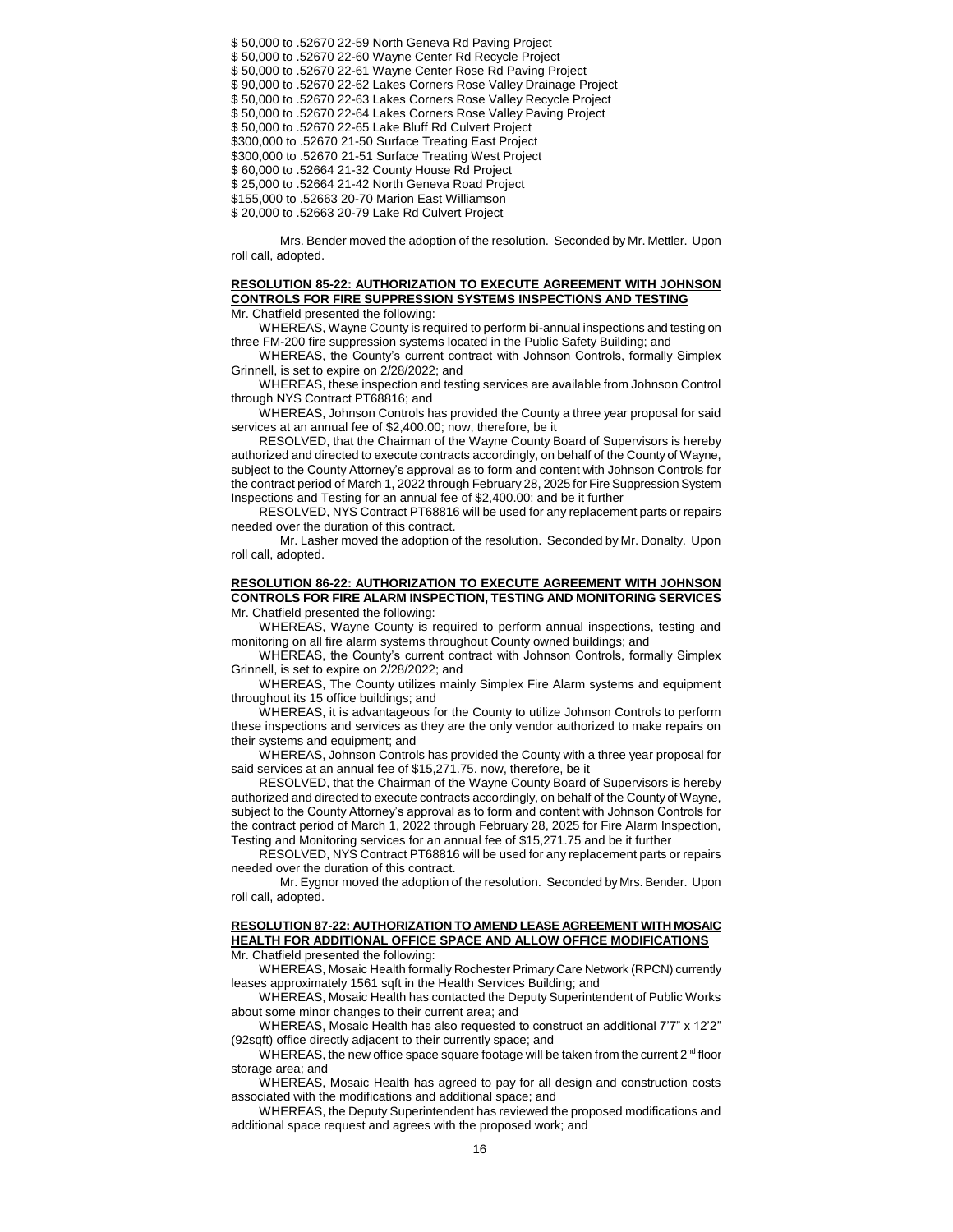$ 50,000 to .52670 22-59 North Geneva Rd Paving Project
$ 50,000 to .52670 22-60 Wayne Center Rd Recycle Project
$ 50,000 to .52670 22-61 Wayne Center Rose Rd Paving Project
$ 90,000 to .52670 22-62 Lakes Corners Rose Valley Drainage Project
$ 50,000 to .52670 22-63 Lakes Corners Rose Valley Recycle Project
$ 50,000 to .52670 22-64 Lakes Corners Rose Valley Paving Project
$ 50,000 to .52670 22-65 Lake Bluff Rd Culvert Project
$300,000 to .52670 21-50 Surface Treating East Project
$300,000 to .52670 21-51 Surface Treating West Project
$ 60,000 to .52664 21-32 County House Rd Project
$ 25,000 to .52664 21-42 North Geneva Road Project
$155,000 to .52663 20-70 Marion East Williamson
$ 20,000 to .52663 20-79 Lake Rd Culvert Project

Mrs. Bender moved the adoption of the resolution. Seconded by Mr. Mettler. Upon roll call, adopted.

**RESOLUTION 85-22: AUTHORIZATION TO EXECUTE AGREEMENT WITH JOHNSON CONTROLS FOR FIRE SUPPRESSION SYSTEMS INSPECTIONS AND TESTING**

Mr. Chatfield presented the following:

WHEREAS, Wayne County is required to perform bi-annual inspections and testing on three FM-200 fire suppression systems located in the Public Safety Building; and

WHEREAS, the County's current contract with Johnson Controls, formally Simplex Grinnell, is set to expire on 2/28/2022; and

WHEREAS, these inspection and testing services are available from Johnson Control through NYS Contract PT68816; and

WHEREAS, Johnson Controls has provided the County a three year proposal for said services at an annual fee of $2,400.00; now, therefore, be it

RESOLVED, that the Chairman of the Wayne County Board of Supervisors is hereby authorized and directed to execute contracts accordingly, on behalf of the County of Wayne, subject to the County Attorney's approval as to form and content with Johnson Controls for the contract period of March 1, 2022 through February 28, 2025 for Fire Suppression System Inspections and Testing for an annual fee of $2,400.00; and be it further

RESOLVED, NYS Contract PT68816 will be used for any replacement parts or repairs needed over the duration of this contract.

Mr. Lasher moved the adoption of the resolution. Seconded by Mr. Donalty. Upon roll call, adopted.

**RESOLUTION 86-22: AUTHORIZATION TO EXECUTE AGREEMENT WITH JOHNSON CONTROLS FOR FIRE ALARM INSPECTION, TESTING AND MONITORING SERVICES**

Mr. Chatfield presented the following:

WHEREAS, Wayne County is required to perform annual inspections, testing and monitoring on all fire alarm systems throughout County owned buildings; and

WHEREAS, the County's current contract with Johnson Controls, formally Simplex Grinnell, is set to expire on 2/28/2022; and

WHEREAS, The County utilizes mainly Simplex Fire Alarm systems and equipment throughout its 15 office buildings; and

WHEREAS, it is advantageous for the County to utilize Johnson Controls to perform these inspections and services as they are the only vendor authorized to make repairs on their systems and equipment; and

WHEREAS, Johnson Controls has provided the County with a three year proposal for said services at an annual fee of $15,271.75. now, therefore, be it

RESOLVED, that the Chairman of the Wayne County Board of Supervisors is hereby authorized and directed to execute contracts accordingly, on behalf of the County of Wayne, subject to the County Attorney's approval as to form and content with Johnson Controls for the contract period of March 1, 2022 through February 28, 2025 for Fire Alarm Inspection, Testing and Monitoring services for an annual fee of $15,271.75 and be it further

RESOLVED, NYS Contract PT68816 will be used for any replacement parts or repairs needed over the duration of this contract.

Mr. Eygnor moved the adoption of the resolution. Seconded by Mrs. Bender. Upon roll call, adopted.

**RESOLUTION 87-22: AUTHORIZATION TO AMEND LEASE AGREEMENT WITH MOSAIC HEALTH FOR ADDITIONAL OFFICE SPACE AND ALLOW OFFICE MODIFICATIONS**

Mr. Chatfield presented the following:

WHEREAS, Mosaic Health formally Rochester Primary Care Network (RPCN) currently leases approximately 1561 sqft in the Health Services Building; and

WHEREAS, Mosaic Health has contacted the Deputy Superintendent of Public Works about some minor changes to their current area; and

WHEREAS, Mosaic Health has also requested to construct an additional 7'7" x 12'2" (92sqft) office directly adjacent to their currently space; and

WHEREAS, the new office space square footage will be taken from the current 2nd floor storage area; and

WHEREAS, Mosaic Health has agreed to pay for all design and construction costs associated with the modifications and additional space; and

WHEREAS, the Deputy Superintendent has reviewed the proposed modifications and additional space request and agrees with the proposed work; and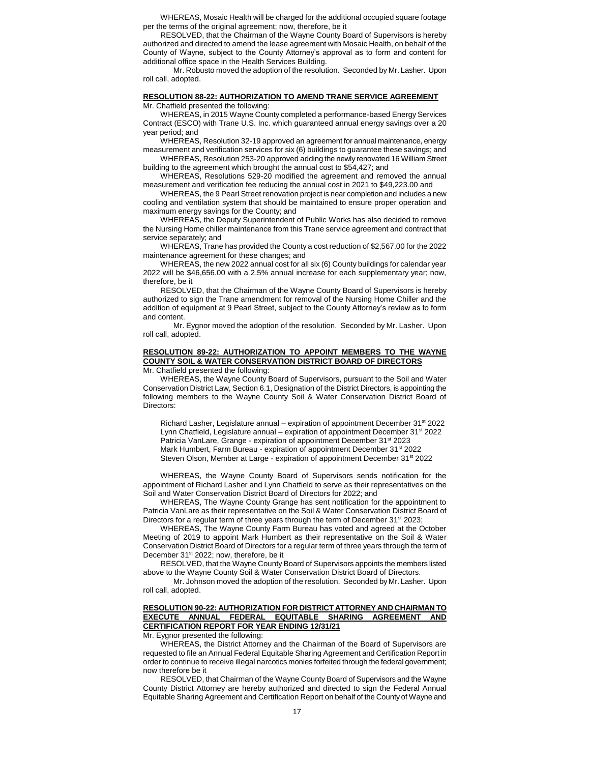WHEREAS, Mosaic Health will be charged for the additional occupied square footage per the terms of the original agreement; now, therefore, be it

RESOLVED, that the Chairman of the Wayne County Board of Supervisors is hereby authorized and directed to amend the lease agreement with Mosaic Health, on behalf of the County of Wayne, subject to the County Attorney's approval as to form and content for additional office space in the Health Services Building.

Mr. Robusto moved the adoption of the resolution. Seconded by Mr. Lasher. Upon roll call, adopted.

**RESOLUTION 88-22: AUTHORIZATION TO AMEND TRANE SERVICE AGREEMENT**

Mr. Chatfield presented the following:

WHEREAS, in 2015 Wayne County completed a performance-based Energy Services Contract (ESCO) with Trane U.S. Inc. which guaranteed annual energy savings over a 20 year period; and

WHEREAS, Resolution 32-19 approved an agreement for annual maintenance, energy measurement and verification services for six (6) buildings to guarantee these savings; and

WHEREAS, Resolution 253-20 approved adding the newly renovated 16 William Street building to the agreement which brought the annual cost to $54,427; and

WHEREAS, Resolutions 529-20 modified the agreement and removed the annual measurement and verification fee reducing the annual cost in 2021 to $49,223.00 and

WHEREAS, the 9 Pearl Street renovation project is near completion and includes a new cooling and ventilation system that should be maintained to ensure proper operation and maximum energy savings for the County; and

WHEREAS, the Deputy Superintendent of Public Works has also decided to remove the Nursing Home chiller maintenance from this Trane service agreement and contract that service separately; and

WHEREAS, Trane has provided the County a cost reduction of $2,567.00 for the 2022 maintenance agreement for these changes; and

WHEREAS, the new 2022 annual cost for all six (6) County buildings for calendar year 2022 will be $46,656.00 with a 2.5% annual increase for each supplementary year; now, therefore, be it

RESOLVED, that the Chairman of the Wayne County Board of Supervisors is hereby authorized to sign the Trane amendment for removal of the Nursing Home Chiller and the addition of equipment at 9 Pearl Street, subject to the County Attorney's review as to form and content.

Mr. Eygnor moved the adoption of the resolution. Seconded by Mr. Lasher. Upon roll call, adopted.

**RESOLUTION 89-22: AUTHORIZATION TO APPOINT MEMBERS TO THE WAYNE COUNTY SOIL & WATER CONSERVATION DISTRICT BOARD OF DIRECTORS**

Mr. Chatfield presented the following:

WHEREAS, the Wayne County Board of Supervisors, pursuant to the Soil and Water Conservation District Law, Section 6.1, Designation of the District Directors, is appointing the following members to the Wayne County Soil & Water Conservation District Board of Directors:

Richard Lasher, Legislature annual – expiration of appointment December 31st 2022
Lynn Chatfield, Legislature annual – expiration of appointment December 31st 2022
Patricia VanLare, Grange - expiration of appointment December 31st 2023
Mark Humbert, Farm Bureau - expiration of appointment December 31st 2022
Steven Olson, Member at Large - expiration of appointment December 31st 2022

WHEREAS, the Wayne County Board of Supervisors sends notification for the appointment of Richard Lasher and Lynn Chatfield to serve as their representatives on the Soil and Water Conservation District Board of Directors for 2022; and

WHEREAS, The Wayne County Grange has sent notification for the appointment to Patricia VanLare as their representative on the Soil & Water Conservation District Board of Directors for a regular term of three years through the term of December 31st 2023;

WHEREAS, The Wayne County Farm Bureau has voted and agreed at the October Meeting of 2019 to appoint Mark Humbert as their representative on the Soil & Water Conservation District Board of Directors for a regular term of three years through the term of December 31st 2022; now, therefore, be it

RESOLVED, that the Wayne County Board of Supervisors appoints the members listed above to the Wayne County Soil & Water Conservation District Board of Directors.

Mr. Johnson moved the adoption of the resolution. Seconded by Mr. Lasher. Upon roll call, adopted.

**RESOLUTION 90-22: AUTHORIZATION FOR DISTRICT ATTORNEY AND CHAIRMAN TO EXECUTE ANNUAL FEDERAL EQUITABLE SHARING AGREEMENT AND CERTIFICATION REPORT FOR YEAR ENDING 12/31/21**

Mr. Eygnor presented the following:

WHEREAS, the District Attorney and the Chairman of the Board of Supervisors are requested to file an Annual Federal Equitable Sharing Agreement and Certification Report in order to continue to receive illegal narcotics monies forfeited through the federal government; now therefore be it

RESOLVED, that Chairman of the Wayne County Board of Supervisors and the Wayne County District Attorney are hereby authorized and directed to sign the Federal Annual Equitable Sharing Agreement and Certification Report on behalf of the County of Wayne and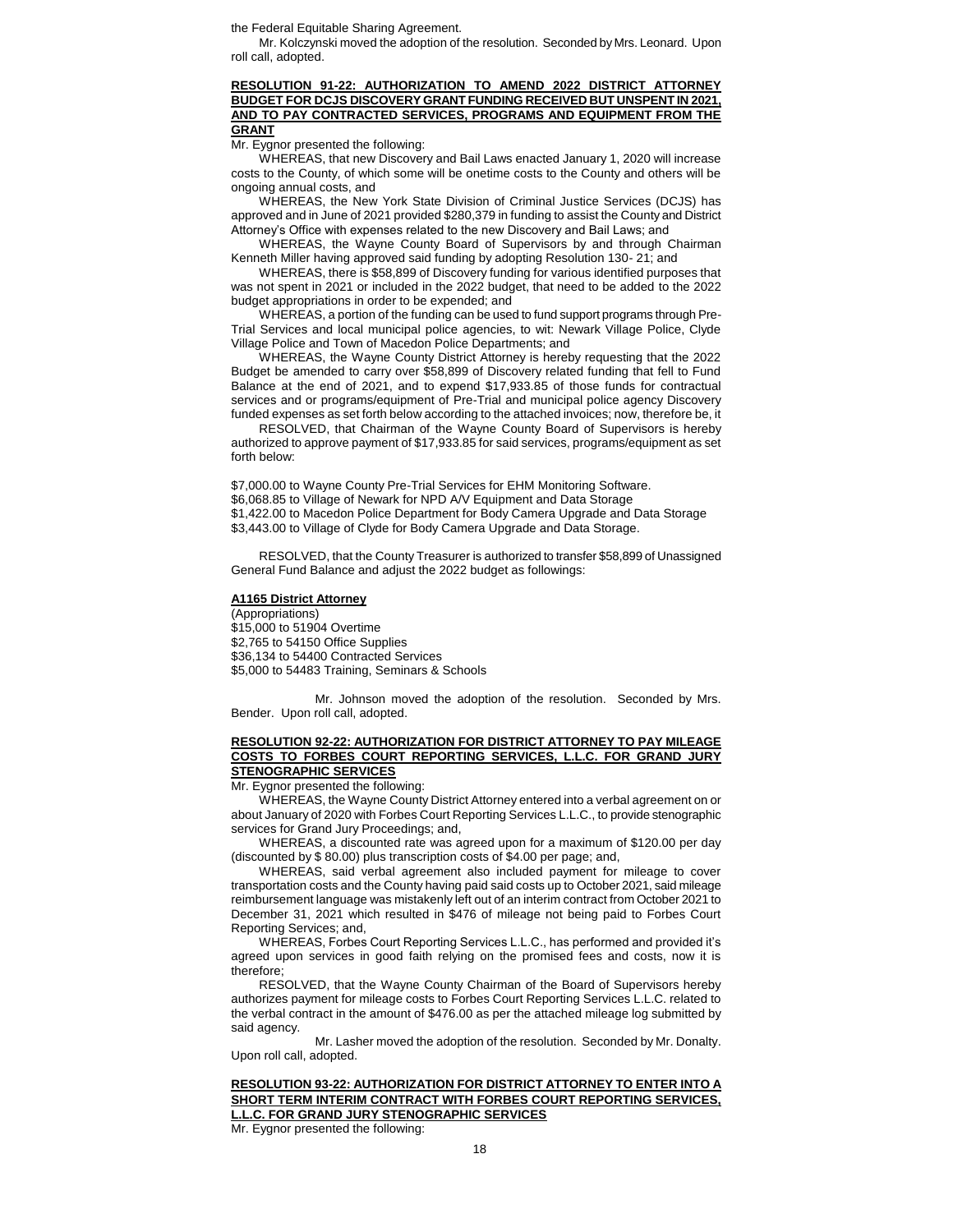the Federal Equitable Sharing Agreement.

Mr. Kolczynski moved the adoption of the resolution. Seconded by Mrs. Leonard. Upon roll call, adopted.

**RESOLUTION 91-22: AUTHORIZATION TO AMEND 2022 DISTRICT ATTORNEY BUDGET FOR DCJS DISCOVERY GRANT FUNDING RECEIVED BUT UNSPENT IN 2021, AND TO PAY CONTRACTED SERVICES, PROGRAMS AND EQUIPMENT FROM THE GRANT**

Mr. Eygnor presented the following:

WHEREAS, that new Discovery and Bail Laws enacted January 1, 2020 will increase costs to the County, of which some will be onetime costs to the County and others will be ongoing annual costs, and

WHEREAS, the New York State Division of Criminal Justice Services (DCJS) has approved and in June of 2021 provided $280,379 in funding to assist the County and District Attorney's Office with expenses related to the new Discovery and Bail Laws; and

WHEREAS, the Wayne County Board of Supervisors by and through Chairman Kenneth Miller having approved said funding by adopting Resolution 130- 21; and

WHEREAS, there is $58,899 of Discovery funding for various identified purposes that was not spent in 2021 or included in the 2022 budget, that need to be added to the 2022 budget appropriations in order to be expended; and

WHEREAS, a portion of the funding can be used to fund support programs through Pre-Trial Services and local municipal police agencies, to wit: Newark Village Police, Clyde Village Police and Town of Macedon Police Departments; and

WHEREAS, the Wayne County District Attorney is hereby requesting that the 2022 Budget be amended to carry over $58,899 of Discovery related funding that fell to Fund Balance at the end of 2021, and to expend $17,933.85 of those funds for contractual services and or programs/equipment of Pre-Trial and municipal police agency Discovery funded expenses as set forth below according to the attached invoices; now, therefore be, it

RESOLVED, that Chairman of the Wayne County Board of Supervisors is hereby authorized to approve payment of $17,933.85 for said services, programs/equipment as set forth below:

$7,000.00 to Wayne County Pre-Trial Services for EHM Monitoring Software.
$6,068.85 to Village of Newark for NPD A/V Equipment and Data Storage
$1,422.00 to Macedon Police Department for Body Camera Upgrade and Data Storage
$3,443.00 to Village of Clyde for Body Camera Upgrade and Data Storage.

RESOLVED, that the County Treasurer is authorized to transfer $58,899 of Unassigned General Fund Balance and adjust the 2022 budget as followings:

**A1165 District Attorney**

(Appropriations)
$15,000 to 51904 Overtime
$2,765 to 54150 Office Supplies
$36,134 to 54400 Contracted Services
$5,000 to 54483 Training, Seminars & Schools

Mr. Johnson moved the adoption of the resolution. Seconded by Mrs. Bender. Upon roll call, adopted.

**RESOLUTION 92-22: AUTHORIZATION FOR DISTRICT ATTORNEY TO PAY MILEAGE COSTS TO FORBES COURT REPORTING SERVICES, L.L.C. FOR GRAND JURY STENOGRAPHIC SERVICES**

Mr. Eygnor presented the following:

WHEREAS, the Wayne County District Attorney entered into a verbal agreement on or about January of 2020 with Forbes Court Reporting Services L.L.C., to provide stenographic services for Grand Jury Proceedings; and,

WHEREAS, a discounted rate was agreed upon for a maximum of $120.00 per day (discounted by $ 80.00) plus transcription costs of $4.00 per page; and,

WHEREAS, said verbal agreement also included payment for mileage to cover transportation costs and the County having paid said costs up to October 2021, said mileage reimbursement language was mistakenly left out of an interim contract from October 2021 to December 31, 2021 which resulted in $476 of mileage not being paid to Forbes Court Reporting Services; and,

WHEREAS, Forbes Court Reporting Services L.L.C., has performed and provided it's agreed upon services in good faith relying on the promised fees and costs, now it is therefore;

RESOLVED, that the Wayne County Chairman of the Board of Supervisors hereby authorizes payment for mileage costs to Forbes Court Reporting Services L.L.C. related to the verbal contract in the amount of $476.00 as per the attached mileage log submitted by said agency.

Mr. Lasher moved the adoption of the resolution. Seconded by Mr. Donalty. Upon roll call, adopted.

**RESOLUTION 93-22: AUTHORIZATION FOR DISTRICT ATTORNEY TO ENTER INTO A SHORT TERM INTERIM CONTRACT WITH FORBES COURT REPORTING SERVICES, L.L.C. FOR GRAND JURY STENOGRAPHIC SERVICES**

Mr. Eygnor presented the following: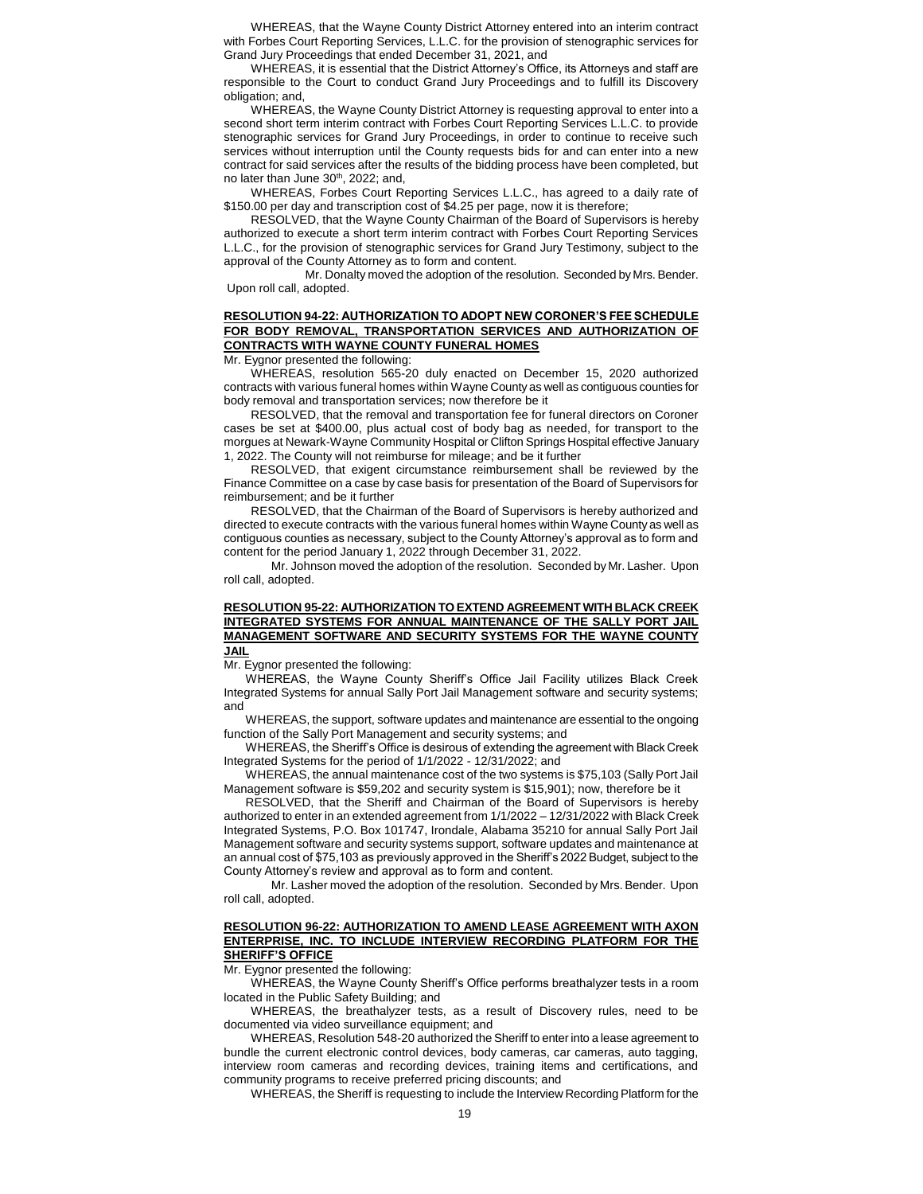WHEREAS, that the Wayne County District Attorney entered into an interim contract with Forbes Court Reporting Services, L.L.C. for the provision of stenographic services for Grand Jury Proceedings that ended December 31, 2021, and

WHEREAS, it is essential that the District Attorney's Office, its Attorneys and staff are responsible to the Court to conduct Grand Jury Proceedings and to fulfill its Discovery obligation; and,

WHEREAS, the Wayne County District Attorney is requesting approval to enter into a second short term interim contract with Forbes Court Reporting Services L.L.C. to provide stenographic services for Grand Jury Proceedings, in order to continue to receive such services without interruption until the County requests bids for and can enter into a new contract for said services after the results of the bidding process have been completed, but no later than June 30th, 2022; and,

WHEREAS, Forbes Court Reporting Services L.L.C., has agreed to a daily rate of $150.00 per day and transcription cost of $4.25 per page, now it is therefore;

RESOLVED, that the Wayne County Chairman of the Board of Supervisors is hereby authorized to execute a short term interim contract with Forbes Court Reporting Services L.L.C., for the provision of stenographic services for Grand Jury Testimony, subject to the approval of the County Attorney as to form and content.

Mr. Donalty moved the adoption of the resolution. Seconded by Mrs. Bender. Upon roll call, adopted.

**RESOLUTION 94-22: AUTHORIZATION TO ADOPT NEW CORONER'S FEE SCHEDULE FOR BODY REMOVAL, TRANSPORTATION SERVICES AND AUTHORIZATION OF CONTRACTS WITH WAYNE COUNTY FUNERAL HOMES**

Mr. Eygnor presented the following:

WHEREAS, resolution 565-20 duly enacted on December 15, 2020 authorized contracts with various funeral homes within Wayne County as well as contiguous counties for body removal and transportation services; now therefore be it

RESOLVED, that the removal and transportation fee for funeral directors on Coroner cases be set at $400.00, plus actual cost of body bag as needed, for transport to the morgues at Newark-Wayne Community Hospital or Clifton Springs Hospital effective January 1, 2022. The County will not reimburse for mileage; and be it further

RESOLVED, that exigent circumstance reimbursement shall be reviewed by the Finance Committee on a case by case basis for presentation of the Board of Supervisors for reimbursement; and be it further

RESOLVED, that the Chairman of the Board of Supervisors is hereby authorized and directed to execute contracts with the various funeral homes within Wayne County as well as contiguous counties as necessary, subject to the County Attorney's approval as to form and content for the period January 1, 2022 through December 31, 2022.

Mr. Johnson moved the adoption of the resolution. Seconded by Mr. Lasher. Upon roll call, adopted.

**RESOLUTION 95-22: AUTHORIZATION TO EXTEND AGREEMENT WITH BLACK CREEK INTEGRATED SYSTEMS FOR ANNUAL MAINTENANCE OF THE SALLY PORT JAIL MANAGEMENT SOFTWARE AND SECURITY SYSTEMS FOR THE WAYNE COUNTY JAIL**

Mr. Eygnor presented the following:

WHEREAS, the Wayne County Sheriff's Office Jail Facility utilizes Black Creek Integrated Systems for annual Sally Port Jail Management software and security systems; and

WHEREAS, the support, software updates and maintenance are essential to the ongoing function of the Sally Port Management and security systems; and

WHEREAS, the Sheriff's Office is desirous of extending the agreement with Black Creek Integrated Systems for the period of 1/1/2022 - 12/31/2022; and

WHEREAS, the annual maintenance cost of the two systems is $75,103 (Sally Port Jail Management software is $59,202 and security system is $15,901); now, therefore be it

RESOLVED, that the Sheriff and Chairman of the Board of Supervisors is hereby authorized to enter in an extended agreement from 1/1/2022 – 12/31/2022 with Black Creek Integrated Systems, P.O. Box 101747, Irondale, Alabama 35210 for annual Sally Port Jail Management software and security systems support, software updates and maintenance at an annual cost of $75,103 as previously approved in the Sheriff's 2022 Budget, subject to the County Attorney's review and approval as to form and content.

Mr. Lasher moved the adoption of the resolution. Seconded by Mrs. Bender. Upon roll call, adopted.

**RESOLUTION 96-22: AUTHORIZATION TO AMEND LEASE AGREEMENT WITH AXON ENTERPRISE, INC. TO INCLUDE INTERVIEW RECORDING PLATFORM FOR THE SHERIFF'S OFFICE**

Mr. Eygnor presented the following:

WHEREAS, the Wayne County Sheriff's Office performs breathalyzer tests in a room located in the Public Safety Building; and

WHEREAS, the breathalyzer tests, as a result of Discovery rules, need to be documented via video surveillance equipment; and

WHEREAS, Resolution 548-20 authorized the Sheriff to enter into a lease agreement to bundle the current electronic control devices, body cameras, car cameras, auto tagging, interview room cameras and recording devices, training items and certifications, and community programs to receive preferred pricing discounts; and

WHEREAS, the Sheriff is requesting to include the Interview Recording Platform for the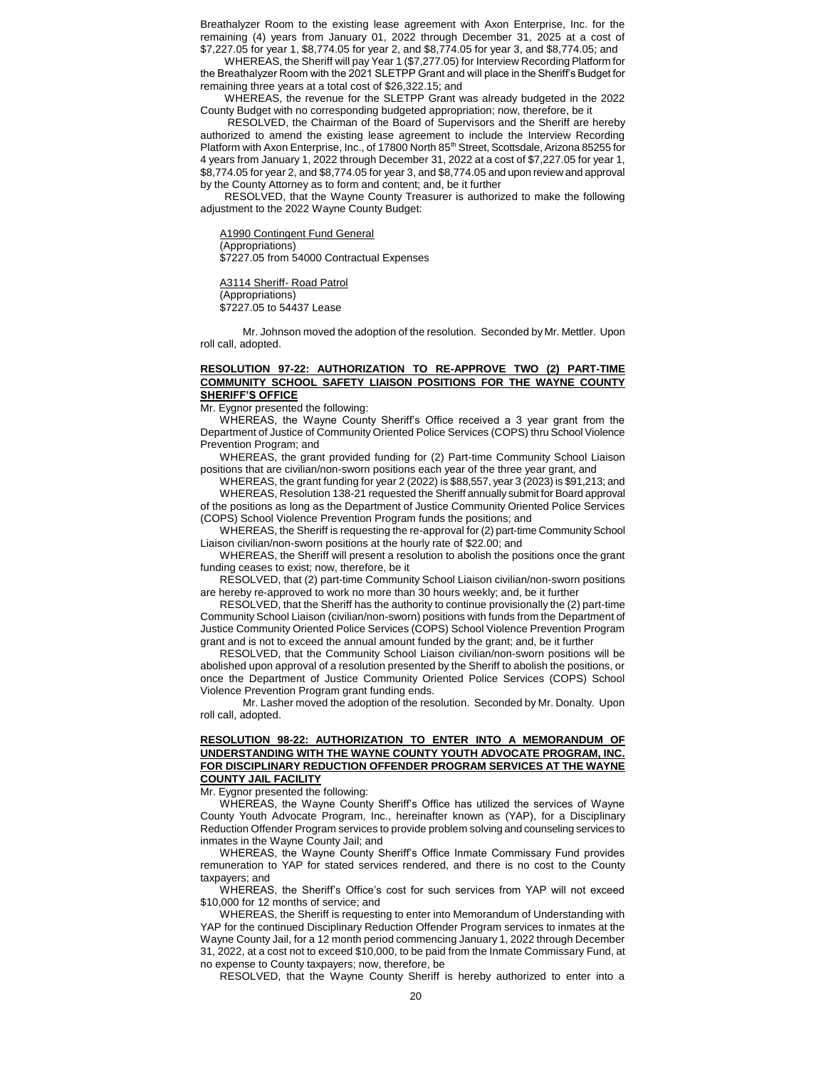Breathalyzer Room to the existing lease agreement with Axon Enterprise, Inc. for the remaining (4) years from January 01, 2022 through December 31, 2025 at a cost of $7,227.05 for year 1, $8,774.05 for year 2, and $8,774.05 for year 3, and $8,774.05; and

WHEREAS, the Sheriff will pay Year 1 ($7,277.05) for Interview Recording Platform for the Breathalyzer Room with the 2021 SLETPP Grant and will place in the Sheriff's Budget for remaining three years at a total cost of $26,322.15; and

WHEREAS, the revenue for the SLETPP Grant was already budgeted in the 2022 County Budget with no corresponding budgeted appropriation; now, therefore, be it

RESOLVED, the Chairman of the Board of Supervisors and the Sheriff are hereby authorized to amend the existing lease agreement to include the Interview Recording Platform with Axon Enterprise, Inc., of 17800 North 85th Street, Scottsdale, Arizona 85255 for 4 years from January 1, 2022 through December 31, 2022 at a cost of $7,227.05 for year 1, $8,774.05 for year 2, and $8,774.05 for year 3, and $8,774.05 and upon review and approval by the County Attorney as to form and content; and, be it further

RESOLVED, that the Wayne County Treasurer is authorized to make the following adjustment to the 2022 Wayne County Budget:

A1990 Contingent Fund General
(Appropriations)
$7227.05 from 54000 Contractual Expenses

A3114 Sheriff- Road Patrol
(Appropriations)
$7227.05 to 54437 Lease

Mr. Johnson moved the adoption of the resolution. Seconded by Mr. Mettler. Upon roll call, adopted.

**RESOLUTION 97-22: AUTHORIZATION TO RE-APPROVE TWO (2) PART-TIME COMMUNITY SCHOOL SAFETY LIAISON POSITIONS FOR THE WAYNE COUNTY SHERIFF'S OFFICE**

Mr. Eygnor presented the following:

WHEREAS, the Wayne County Sheriff's Office received a 3 year grant from the Department of Justice of Community Oriented Police Services (COPS) thru School Violence Prevention Program; and

WHEREAS, the grant provided funding for (2) Part-time Community School Liaison positions that are civilian/non-sworn positions each year of the three year grant, and

WHEREAS, the grant funding for year 2 (2022) is $88,557, year 3 (2023) is $91,213; and

WHEREAS, Resolution 138-21 requested the Sheriff annually submit for Board approval of the positions as long as the Department of Justice Community Oriented Police Services (COPS) School Violence Prevention Program funds the positions; and

WHEREAS, the Sheriff is requesting the re-approval for (2) part-time Community School Liaison civilian/non-sworn positions at the hourly rate of $22.00; and

WHEREAS, the Sheriff will present a resolution to abolish the positions once the grant funding ceases to exist; now, therefore, be it

RESOLVED, that (2) part-time Community School Liaison civilian/non-sworn positions are hereby re-approved to work no more than 30 hours weekly; and, be it further

RESOLVED, that the Sheriff has the authority to continue provisionally the (2) part-time Community School Liaison (civilian/non-sworn) positions with funds from the Department of Justice Community Oriented Police Services (COPS) School Violence Prevention Program grant and is not to exceed the annual amount funded by the grant; and, be it further

RESOLVED, that the Community School Liaison civilian/non-sworn positions will be abolished upon approval of a resolution presented by the Sheriff to abolish the positions, or once the Department of Justice Community Oriented Police Services (COPS) School Violence Prevention Program grant funding ends.

Mr. Lasher moved the adoption of the resolution. Seconded by Mr. Donalty. Upon roll call, adopted.

**RESOLUTION 98-22: AUTHORIZATION TO ENTER INTO A MEMORANDUM OF UNDERSTANDING WITH THE WAYNE COUNTY YOUTH ADVOCATE PROGRAM, INC. FOR DISCIPLINARY REDUCTION OFFENDER PROGRAM SERVICES AT THE WAYNE COUNTY JAIL FACILITY**

Mr. Eygnor presented the following:

WHEREAS, the Wayne County Sheriff's Office has utilized the services of Wayne County Youth Advocate Program, Inc., hereinafter known as (YAP), for a Disciplinary Reduction Offender Program services to provide problem solving and counseling services to inmates in the Wayne County Jail; and

WHEREAS, the Wayne County Sheriff's Office Inmate Commissary Fund provides remuneration to YAP for stated services rendered, and there is no cost to the County taxpayers; and

WHEREAS, the Sheriff's Office's cost for such services from YAP will not exceed $10,000 for 12 months of service; and

WHEREAS, the Sheriff is requesting to enter into Memorandum of Understanding with YAP for the continued Disciplinary Reduction Offender Program services to inmates at the Wayne County Jail, for a 12 month period commencing January 1, 2022 through December 31, 2022, at a cost not to exceed $10,000, to be paid from the Inmate Commissary Fund, at no expense to County taxpayers; now, therefore, be

RESOLVED, that the Wayne County Sheriff is hereby authorized to enter into a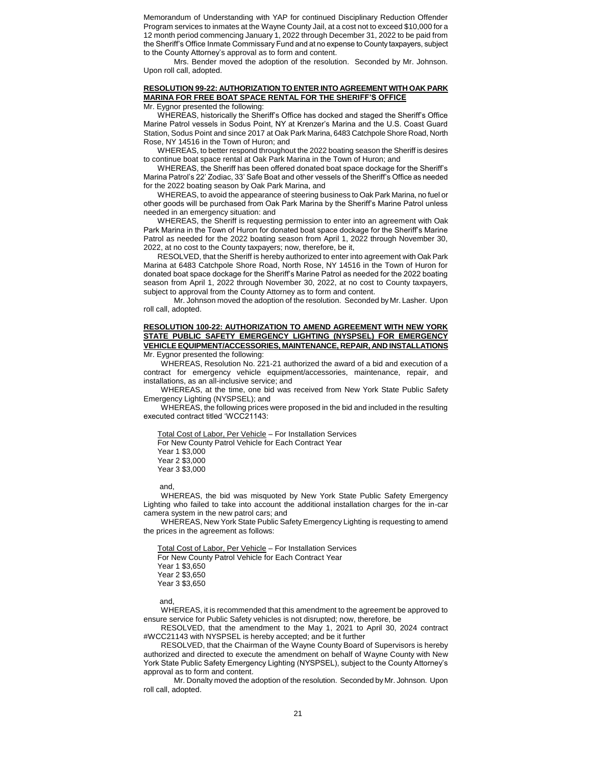Memorandum of Understanding with YAP for continued Disciplinary Reduction Offender Program services to inmates at the Wayne County Jail, at a cost not to exceed $10,000 for a 12 month period commencing January 1, 2022 through December 31, 2022 to be paid from the Sheriff's Office Inmate Commissary Fund and at no expense to County taxpayers, subject to the County Attorney's approval as to form and content.

Mrs. Bender moved the adoption of the resolution. Seconded by Mr. Johnson. Upon roll call, adopted.

**RESOLUTION 99-22: AUTHORIZATION TO ENTER INTO AGREEMENT WITH OAK PARK MARINA FOR FREE BOAT SPACE RENTAL FOR THE SHERIFF'S OFFICE**

Mr. Eygnor presented the following:

WHEREAS, historically the Sheriff's Office has docked and staged the Sheriff's Office Marine Patrol vessels in Sodus Point, NY at Krenzer's Marina and the U.S. Coast Guard Station, Sodus Point and since 2017 at Oak Park Marina, 6483 Catchpole Shore Road, North Rose, NY 14516 in the Town of Huron; and

WHEREAS, to better respond throughout the 2022 boating season the Sheriff is desires to continue boat space rental at Oak Park Marina in the Town of Huron; and

WHEREAS, the Sheriff has been offered donated boat space dockage for the Sheriff's Marina Patrol's 22' Zodiac, 33' Safe Boat and other vessels of the Sheriff's Office as needed for the 2022 boating season by Oak Park Marina, and

WHEREAS, to avoid the appearance of steering business to Oak Park Marina, no fuel or other goods will be purchased from Oak Park Marina by the Sheriff's Marine Patrol unless needed in an emergency situation: and

WHEREAS, the Sheriff is requesting permission to enter into an agreement with Oak Park Marina in the Town of Huron for donated boat space dockage for the Sheriff's Marine Patrol as needed for the 2022 boating season from April 1, 2022 through November 30, 2022, at no cost to the County taxpayers; now, therefore, be it,

RESOLVED, that the Sheriff is hereby authorized to enter into agreement with Oak Park Marina at 6483 Catchpole Shore Road, North Rose, NY 14516 in the Town of Huron for donated boat space dockage for the Sheriff's Marine Patrol as needed for the 2022 boating season from April 1, 2022 through November 30, 2022, at no cost to County taxpayers, subject to approval from the County Attorney as to form and content.

Mr. Johnson moved the adoption of the resolution. Seconded by Mr. Lasher. Upon roll call, adopted.

**RESOLUTION 100-22: AUTHORIZATION TO AMEND AGREEMENT WITH NEW YORK STATE PUBLIC SAFETY EMERGENCY LIGHTING (NYSPSEL) FOR EMERGENCY VEHICLE EQUIPMENT/ACCESSORIES, MAINTENANCE, REPAIR, AND INSTALLATIONS**

Mr. Eygnor presented the following:

WHEREAS, Resolution No. 221-21 authorized the award of a bid and execution of a contract for emergency vehicle equipment/accessories, maintenance, repair, and installations, as an all-inclusive service; and

WHEREAS, at the time, one bid was received from New York State Public Safety Emergency Lighting (NYSPSEL); and

WHEREAS, the following prices were proposed in the bid and included in the resulting executed contract titled 'WCC21143:

Total Cost of Labor, Per Vehicle – For Installation Services
For New County Patrol Vehicle for Each Contract Year
Year 1 $3,000
Year 2 $3,000
Year 3 $3,000

and,

WHEREAS, the bid was misquoted by New York State Public Safety Emergency Lighting who failed to take into account the additional installation charges for the in-car camera system in the new patrol cars; and

WHEREAS, New York State Public Safety Emergency Lighting is requesting to amend the prices in the agreement as follows:

Total Cost of Labor, Per Vehicle – For Installation Services
For New County Patrol Vehicle for Each Contract Year
Year 1 $3,650
Year 2 $3,650
Year 3 $3,650

and,

WHEREAS, it is recommended that this amendment to the agreement be approved to ensure service for Public Safety vehicles is not disrupted; now, therefore, be

RESOLVED, that the amendment to the May 1, 2021 to April 30, 2024 contract #WCC21143 with NYSPSEL is hereby accepted; and be it further

RESOLVED, that the Chairman of the Wayne County Board of Supervisors is hereby authorized and directed to execute the amendment on behalf of Wayne County with New York State Public Safety Emergency Lighting (NYSPSEL), subject to the County Attorney's approval as to form and content.

Mr. Donalty moved the adoption of the resolution. Seconded by Mr. Johnson. Upon roll call, adopted.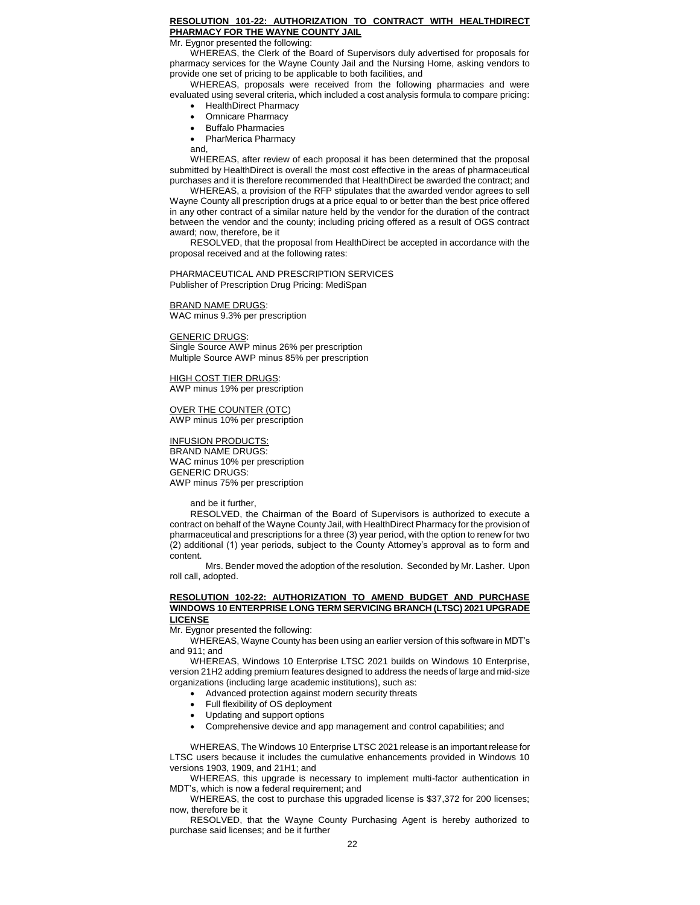**RESOLUTION 101-22: AUTHORIZATION TO CONTRACT WITH HEALTHDIRECT PHARMACY FOR THE WAYNE COUNTY JAIL**

Mr. Eygnor presented the following:

WHEREAS, the Clerk of the Board of Supervisors duly advertised for proposals for pharmacy services for the Wayne County Jail and the Nursing Home, asking vendors to provide one set of pricing to be applicable to both facilities, and

WHEREAS, proposals were received from the following pharmacies and were evaluated using several criteria, which included a cost analysis formula to compare pricing:

- HealthDirect Pharmacy
- Omnicare Pharmacy
- Buffalo Pharmacies
- PharMerica Pharmacy

and,

WHEREAS, after review of each proposal it has been determined that the proposal submitted by HealthDirect is overall the most cost effective in the areas of pharmaceutical purchases and it is therefore recommended that HealthDirect be awarded the contract; and

WHEREAS, a provision of the RFP stipulates that the awarded vendor agrees to sell Wayne County all prescription drugs at a price equal to or better than the best price offered in any other contract of a similar nature held by the vendor for the duration of the contract between the vendor and the county; including pricing offered as a result of OGS contract award; now, therefore, be it

RESOLVED, that the proposal from HealthDirect be accepted in accordance with the proposal received and at the following rates:

PHARMACEUTICAL AND PRESCRIPTION SERVICES
Publisher of Prescription Drug Pricing: MediSpan

BRAND NAME DRUGS:
WAC minus 9.3% per prescription

GENERIC DRUGS:
Single Source AWP minus 26% per prescription
Multiple Source AWP minus 85% per prescription

HIGH COST TIER DRUGS:
AWP minus 19% per prescription

OVER THE COUNTER (OTC)
AWP minus 10% per prescription

INFUSION PRODUCTS:
BRAND NAME DRUGS:
WAC minus 10% per prescription
GENERIC DRUGS:
AWP minus 75% per prescription

and be it further,

RESOLVED, the Chairman of the Board of Supervisors is authorized to execute a contract on behalf of the Wayne County Jail, with HealthDirect Pharmacy for the provision of pharmaceutical and prescriptions for a three (3) year period, with the option to renew for two (2) additional (1) year periods, subject to the County Attorney's approval as to form and content.

Mrs. Bender moved the adoption of the resolution. Seconded by Mr. Lasher. Upon roll call, adopted.

**RESOLUTION 102-22: AUTHORIZATION TO AMEND BUDGET AND PURCHASE WINDOWS 10 ENTERPRISE LONG TERM SERVICING BRANCH (LTSC) 2021 UPGRADE LICENSE**

Mr. Eygnor presented the following:

WHEREAS, Wayne County has been using an earlier version of this software in MDT's and 911; and

WHEREAS, Windows 10 Enterprise LTSC 2021 builds on Windows 10 Enterprise, version 21H2 adding premium features designed to address the needs of large and mid-size organizations (including large academic institutions), such as:

- Advanced protection against modern security threats
- Full flexibility of OS deployment
- Updating and support options
- Comprehensive device and app management and control capabilities; and

WHEREAS, The Windows 10 Enterprise LTSC 2021 release is an important release for LTSC users because it includes the cumulative enhancements provided in Windows 10 versions 1903, 1909, and 21H1; and

WHEREAS, this upgrade is necessary to implement multi-factor authentication in MDT's, which is now a federal requirement; and

WHEREAS, the cost to purchase this upgraded license is $37,372 for 200 licenses; now, therefore be it

RESOLVED, that the Wayne County Purchasing Agent is hereby authorized to purchase said licenses; and be it further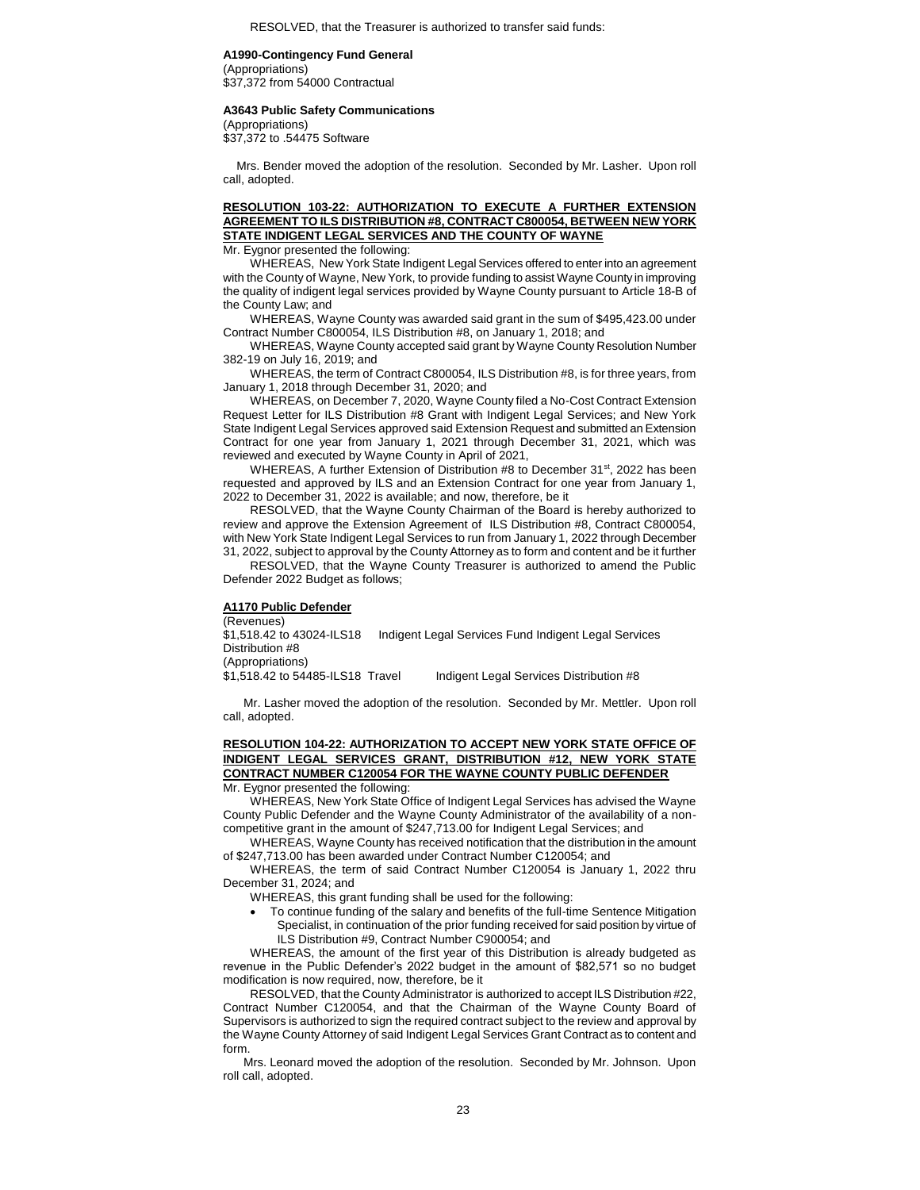RESOLVED, that the Treasurer is authorized to transfer said funds:

**A1990-Contingency Fund General**
(Appropriations)
$37,372 from 54000 Contractual

**A3643 Public Safety Communications**
(Appropriations)
$37,372 to .54475 Software

Mrs. Bender moved the adoption of the resolution. Seconded by Mr. Lasher. Upon roll call, adopted.

**RESOLUTION 103-22: AUTHORIZATION TO EXECUTE A FURTHER EXTENSION AGREEMENT TO ILS DISTRIBUTION #8, CONTRACT C800054, BETWEEN NEW YORK STATE INDIGENT LEGAL SERVICES AND THE COUNTY OF WAYNE**

Mr. Eygnor presented the following:

WHEREAS, New York State Indigent Legal Services offered to enter into an agreement with the County of Wayne, New York, to provide funding to assist Wayne County in improving the quality of indigent legal services provided by Wayne County pursuant to Article 18-B of the County Law; and

WHEREAS, Wayne County was awarded said grant in the sum of $495,423.00 under Contract Number C800054, ILS Distribution #8, on January 1, 2018; and

WHEREAS, Wayne County accepted said grant by Wayne County Resolution Number 382-19 on July 16, 2019; and

WHEREAS, the term of Contract C800054, ILS Distribution #8, is for three years, from January 1, 2018 through December 31, 2020; and

WHEREAS, on December 7, 2020, Wayne County filed a No-Cost Contract Extension Request Letter for ILS Distribution #8 Grant with Indigent Legal Services; and New York State Indigent Legal Services approved said Extension Request and submitted an Extension Contract for one year from January 1, 2021 through December 31, 2021, which was reviewed and executed by Wayne County in April of 2021,

WHEREAS, A further Extension of Distribution #8 to December 31st, 2022 has been requested and approved by ILS and an Extension Contract for one year from January 1, 2022 to December 31, 2022 is available; and now, therefore, be it

RESOLVED, that the Wayne County Chairman of the Board is hereby authorized to review and approve the Extension Agreement of ILS Distribution #8, Contract C800054, with New York State Indigent Legal Services to run from January 1, 2022 through December 31, 2022, subject to approval by the County Attorney as to form and content and be it further

RESOLVED, that the Wayne County Treasurer is authorized to amend the Public Defender 2022 Budget as follows;

**A1170 Public Defender**
(Revenues)
$1,518.42 to 43024-ILS18 Indigent Legal Services Fund Indigent Legal Services Distribution #8
(Appropriations)
$1,518.42 to 54485-ILS18 Travel Indigent Legal Services Distribution #8

Mr. Lasher moved the adoption of the resolution. Seconded by Mr. Mettler. Upon roll call, adopted.

**RESOLUTION 104-22: AUTHORIZATION TO ACCEPT NEW YORK STATE OFFICE OF INDIGENT LEGAL SERVICES GRANT, DISTRIBUTION #12, NEW YORK STATE CONTRACT NUMBER C120054 FOR THE WAYNE COUNTY PUBLIC DEFENDER**

Mr. Eygnor presented the following:

WHEREAS, New York State Office of Indigent Legal Services has advised the Wayne County Public Defender and the Wayne County Administrator of the availability of a non-competitive grant in the amount of $247,713.00 for Indigent Legal Services; and

WHEREAS, Wayne County has received notification that the distribution in the amount of $247,713.00 has been awarded under Contract Number C120054; and

WHEREAS, the term of said Contract Number C120054 is January 1, 2022 thru December 31, 2024; and

WHEREAS, this grant funding shall be used for the following:

- To continue funding of the salary and benefits of the full-time Sentence Mitigation Specialist, in continuation of the prior funding received for said position by virtue of ILS Distribution #9, Contract Number C900054; and

WHEREAS, the amount of the first year of this Distribution is already budgeted as revenue in the Public Defender's 2022 budget in the amount of $82,571 so no budget modification is now required, now, therefore, be it

RESOLVED, that the County Administrator is authorized to accept ILS Distribution #22, Contract Number C120054, and that the Chairman of the Wayne County Board of Supervisors is authorized to sign the required contract subject to the review and approval by the Wayne County Attorney of said Indigent Legal Services Grant Contract as to content and form.

Mrs. Leonard moved the adoption of the resolution. Seconded by Mr. Johnson. Upon roll call, adopted.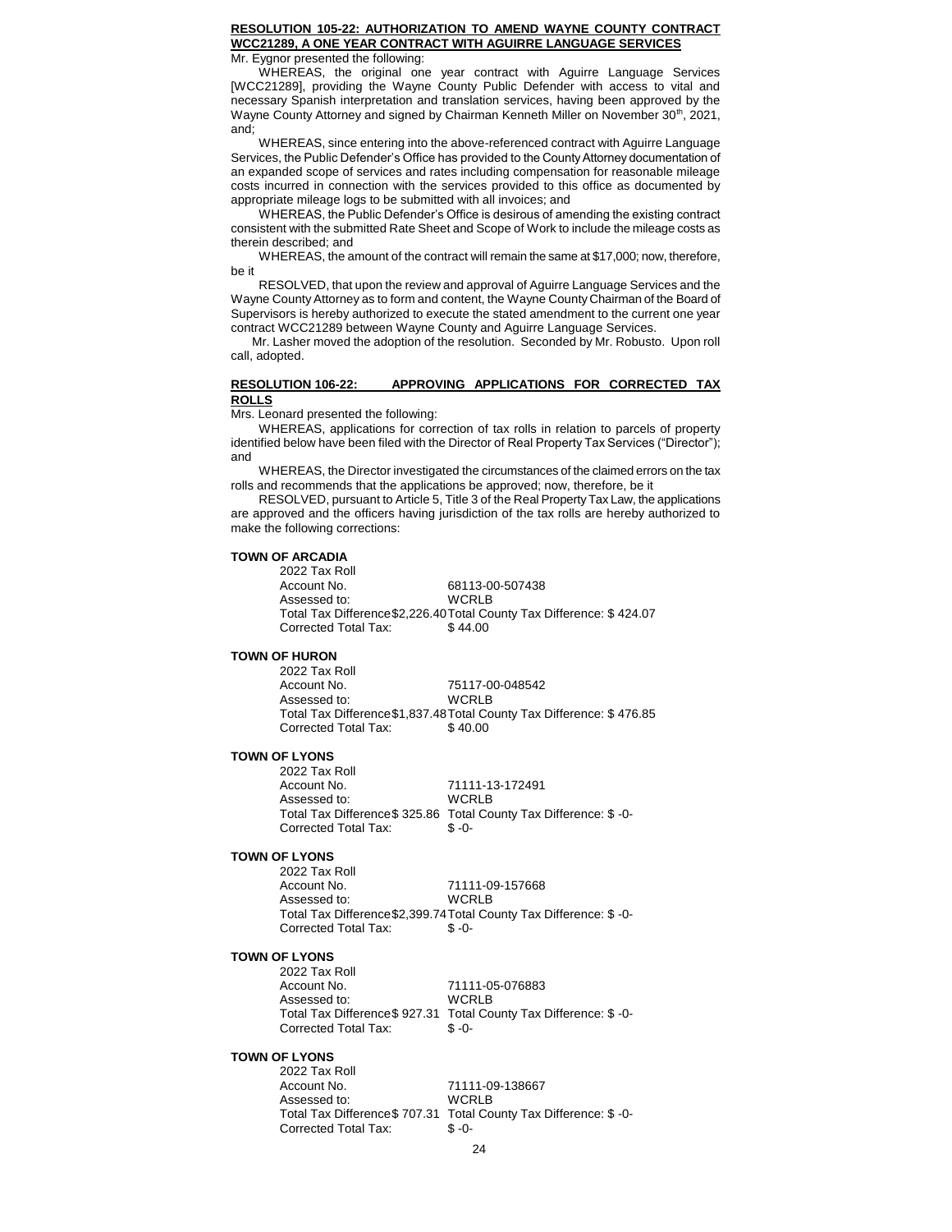**RESOLUTION 105-22: AUTHORIZATION TO AMEND WAYNE COUNTY CONTRACT WCC21289, A ONE YEAR CONTRACT WITH AGUIRRE LANGUAGE SERVICES**

Mr. Eygnor presented the following:

WHEREAS, the original one year contract with Aguirre Language Services [WCC21289], providing the Wayne County Public Defender with access to vital and necessary Spanish interpretation and translation services, having been approved by the Wayne County Attorney and signed by Chairman Kenneth Miller on November 30th, 2021, and;

WHEREAS, since entering into the above-referenced contract with Aguirre Language Services, the Public Defender's Office has provided to the County Attorney documentation of an expanded scope of services and rates including compensation for reasonable mileage costs incurred in connection with the services provided to this office as documented by appropriate mileage logs to be submitted with all invoices; and

WHEREAS, the Public Defender's Office is desirous of amending the existing contract consistent with the submitted Rate Sheet and Scope of Work to include the mileage costs as therein described; and

WHEREAS, the amount of the contract will remain the same at $17,000; now, therefore, be it

RESOLVED, that upon the review and approval of Aguirre Language Services and the Wayne County Attorney as to form and content, the Wayne County Chairman of the Board of Supervisors is hereby authorized to execute the stated amendment to the current one year contract WCC21289 between Wayne County and Aguirre Language Services.

Mr. Lasher moved the adoption of the resolution. Seconded by Mr. Robusto. Upon roll call, adopted.

**RESOLUTION 106-22: APPROVING APPLICATIONS FOR CORRECTED TAX ROLLS**

Mrs. Leonard presented the following:

WHEREAS, applications for correction of tax rolls in relation to parcels of property identified below have been filed with the Director of Real Property Tax Services ("Director"); and

WHEREAS, the Director investigated the circumstances of the claimed errors on the tax rolls and recommends that the applications be approved; now, therefore, be it

RESOLVED, pursuant to Article 5, Title 3 of the Real Property Tax Law, the applications are approved and the officers having jurisdiction of the tax rolls are hereby authorized to make the following corrections:

**TOWN OF ARCADIA**

2022 Tax Roll
Account No. 68113-00-507438
Assessed to: WCRLB
Total Tax Difference $2,226.40 Total County Tax Difference: $ 424.07
Corrected Total Tax: $ 44.00

**TOWN OF HURON**

2022 Tax Roll
Account No. 75117-00-048542
Assessed to: WCRLB
Total Tax Difference $1,837.48 Total County Tax Difference: $ 476.85
Corrected Total Tax: $ 40.00

**TOWN OF LYONS**

2022 Tax Roll
Account No. 71111-13-172491
Assessed to: WCRLB
Total Tax Difference $ 325.86 Total County Tax Difference: $ -0-
Corrected Total Tax: $ -0-

**TOWN OF LYONS**

2022 Tax Roll
Account No. 71111-09-157668
Assessed to: WCRLB
Total Tax Difference $2,399.74 Total County Tax Difference: $ -0-
Corrected Total Tax: $ -0-

**TOWN OF LYONS**

2022 Tax Roll
Account No. 71111-05-076883
Assessed to: WCRLB
Total Tax Difference $ 927.31 Total County Tax Difference: $ -0-
Corrected Total Tax: $ -0-

**TOWN OF LYONS**

2022 Tax Roll
Account No. 71111-09-138667
Assessed to: WCRLB
Total Tax Difference $ 707.31 Total County Tax Difference: $ -0-
Corrected Total Tax: $ -0-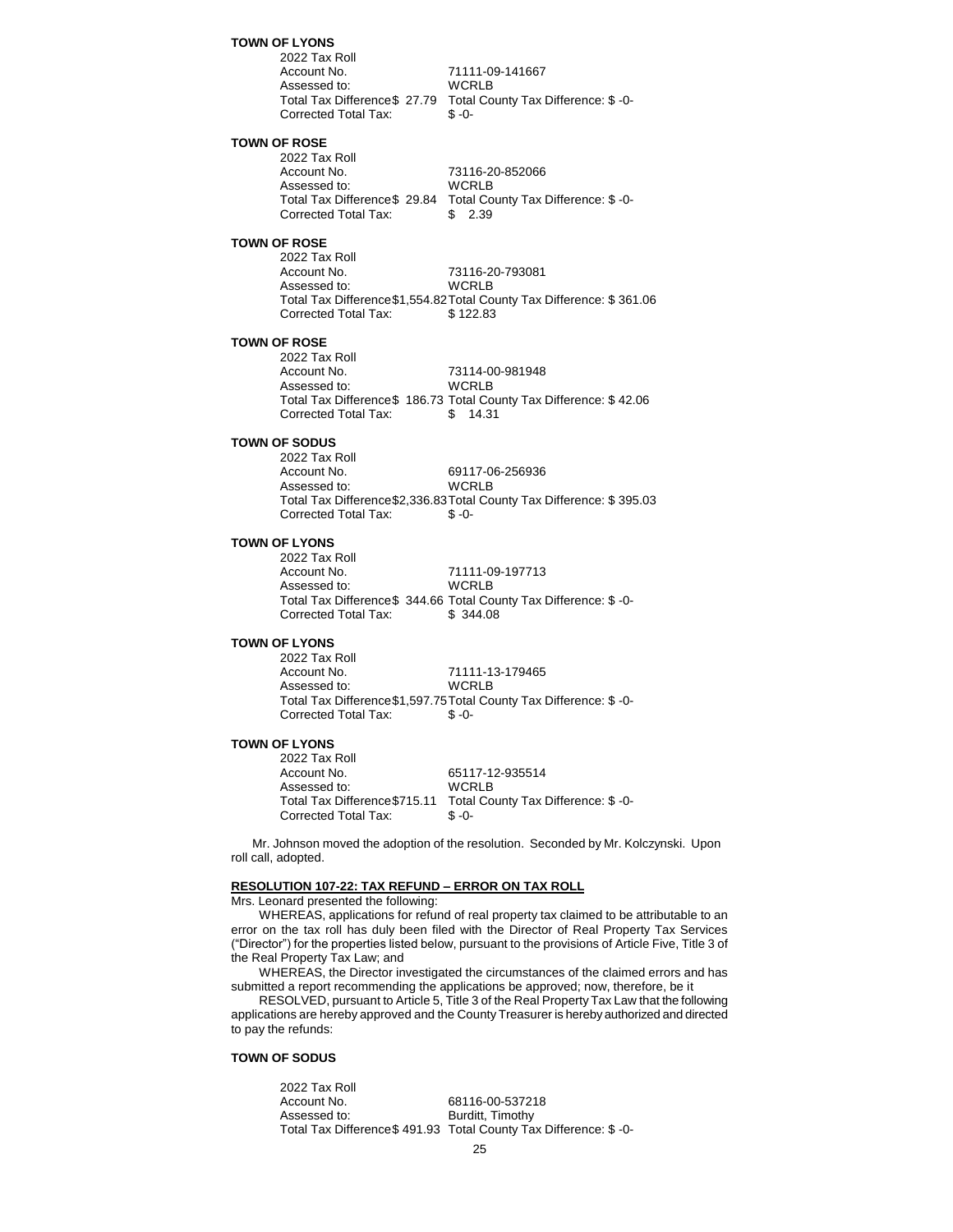**TOWN OF LYONS**

2022 Tax Roll
Account No. 71111-09-141667
Assessed to: WCRLB
Total Tax Difference $ 27.79 Total County Tax Difference: $ -0-
Corrected Total Tax: $ -0-

**TOWN OF ROSE**

2022 Tax Roll
Account No. 73116-20-852066
Assessed to: WCRLB
Total Tax Difference $ 29.84 Total County Tax Difference: $ -0-
Corrected Total Tax: $ 2.39

**TOWN OF ROSE**

2022 Tax Roll
Account No. 73116-20-793081
Assessed to: WCRLB
Total Tax Difference $1,554.82 Total County Tax Difference: $ 361.06
Corrected Total Tax: $ 122.83

**TOWN OF ROSE**

2022 Tax Roll
Account No. 73114-00-981948
Assessed to: WCRLB
Total Tax Difference $ 186.73 Total County Tax Difference: $ 42.06
Corrected Total Tax: $ 14.31

**TOWN OF SODUS**

2022 Tax Roll
Account No. 69117-06-256936
Assessed to: WCRLB
Total Tax Difference $2,336.83 Total County Tax Difference: $ 395.03
Corrected Total Tax: $ -0-

**TOWN OF LYONS**

2022 Tax Roll
Account No. 71111-09-197713
Assessed to: WCRLB
Total Tax Difference $ 344.66 Total County Tax Difference: $ -0-
Corrected Total Tax: $ 344.08

**TOWN OF LYONS**

2022 Tax Roll
Account No. 71111-13-179465
Assessed to: WCRLB
Total Tax Difference $1,597.75 Total County Tax Difference: $ -0-
Corrected Total Tax: $ -0-

**TOWN OF LYONS**

2022 Tax Roll
Account No. 65117-12-935514
Assessed to: WCRLB
Total Tax Difference $715.11 Total County Tax Difference: $ -0-
Corrected Total Tax: $ -0-

Mr. Johnson moved the adoption of the resolution. Seconded by Mr. Kolczynski. Upon roll call, adopted.

**RESOLUTION 107-22: TAX REFUND – ERROR ON TAX ROLL**

Mrs. Leonard presented the following:

WHEREAS, applications for refund of real property tax claimed to be attributable to an error on the tax roll has duly been filed with the Director of Real Property Tax Services ("Director") for the properties listed below, pursuant to the provisions of Article Five, Title 3 of the Real Property Tax Law; and

WHEREAS, the Director investigated the circumstances of the claimed errors and has submitted a report recommending the applications be approved; now, therefore, be it

RESOLVED, pursuant to Article 5, Title 3 of the Real Property Tax Law that the following applications are hereby approved and the County Treasurer is hereby authorized and directed to pay the refunds:

**TOWN OF SODUS**

2022 Tax Roll
Account No. 68116-00-537218
Assessed to: Burditt, Timothy
Total Tax Difference $ 491.93 Total County Tax Difference: $ -0-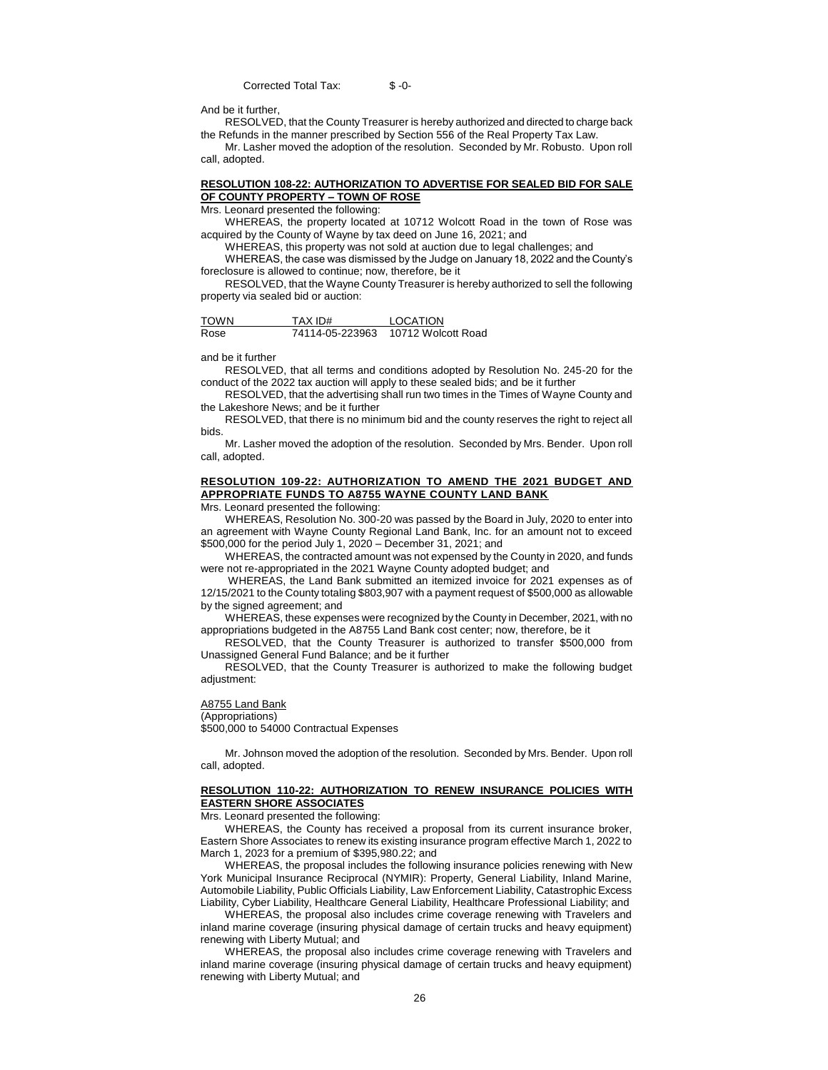Corrected Total Tax: $ -0-

And be it further,

RESOLVED, that the County Treasurer is hereby authorized and directed to charge back the Refunds in the manner prescribed by Section 556 of the Real Property Tax Law.

Mr. Lasher moved the adoption of the resolution. Seconded by Mr. Robusto. Upon roll call, adopted.

**RESOLUTION 108-22: AUTHORIZATION TO ADVERTISE FOR SEALED BID FOR SALE OF COUNTY PROPERTY – TOWN OF ROSE**

Mrs. Leonard presented the following:

WHEREAS, the property located at 10712 Wolcott Road in the town of Rose was acquired by the County of Wayne by tax deed on June 16, 2021; and

WHEREAS, this property was not sold at auction due to legal challenges; and

WHEREAS, the case was dismissed by the Judge on January 18, 2022 and the County's foreclosure is allowed to continue; now, therefore, be it

RESOLVED, that the Wayne County Treasurer is hereby authorized to sell the following property via sealed bid or auction:

| TOWN | TAX ID# | LOCATION |
|---|---|---|
| Rose | 74114-05-223963 | 10712 Wolcott Road |

and be it further

RESOLVED, that all terms and conditions adopted by Resolution No. 245-20 for the conduct of the 2022 tax auction will apply to these sealed bids; and be it further

RESOLVED, that the advertising shall run two times in the Times of Wayne County and the Lakeshore News; and be it further

RESOLVED, that there is no minimum bid and the county reserves the right to reject all bids.

Mr. Lasher moved the adoption of the resolution. Seconded by Mrs. Bender. Upon roll call, adopted.

**RESOLUTION 109-22: AUTHORIZATION TO AMEND THE 2021 BUDGET AND APPROPRIATE FUNDS TO A8755 WAYNE COUNTY LAND BANK**

Mrs. Leonard presented the following:

WHEREAS, Resolution No. 300-20 was passed by the Board in July, 2020 to enter into an agreement with Wayne County Regional Land Bank, Inc. for an amount not to exceed $500,000 for the period July 1, 2020 – December 31, 2021; and

WHEREAS, the contracted amount was not expensed by the County in 2020, and funds were not re-appropriated in the 2021 Wayne County adopted budget; and

WHEREAS, the Land Bank submitted an itemized invoice for 2021 expenses as of 12/15/2021 to the County totaling $803,907 with a payment request of $500,000 as allowable by the signed agreement; and

WHEREAS, these expenses were recognized by the County in December, 2021, with no appropriations budgeted in the A8755 Land Bank cost center; now, therefore, be it

RESOLVED, that the County Treasurer is authorized to transfer $500,000 from Unassigned General Fund Balance; and be it further

RESOLVED, that the County Treasurer is authorized to make the following budget adjustment:

A8755 Land Bank
(Appropriations)
$500,000 to 54000 Contractual Expenses

Mr. Johnson moved the adoption of the resolution. Seconded by Mrs. Bender. Upon roll call, adopted.

**RESOLUTION 110-22: AUTHORIZATION TO RENEW INSURANCE POLICIES WITH EASTERN SHORE ASSOCIATES**

Mrs. Leonard presented the following:

WHEREAS, the County has received a proposal from its current insurance broker, Eastern Shore Associates to renew its existing insurance program effective March 1, 2022 to March 1, 2023 for a premium of $395,980.22; and

WHEREAS, the proposal includes the following insurance policies renewing with New York Municipal Insurance Reciprocal (NYMIR): Property, General Liability, Inland Marine, Automobile Liability, Public Officials Liability, Law Enforcement Liability, Catastrophic Excess Liability, Cyber Liability, Healthcare General Liability, Healthcare Professional Liability; and

WHEREAS, the proposal also includes crime coverage renewing with Travelers and inland marine coverage (insuring physical damage of certain trucks and heavy equipment) renewing with Liberty Mutual; and

WHEREAS, the proposal also includes crime coverage renewing with Travelers and inland marine coverage (insuring physical damage of certain trucks and heavy equipment) renewing with Liberty Mutual; and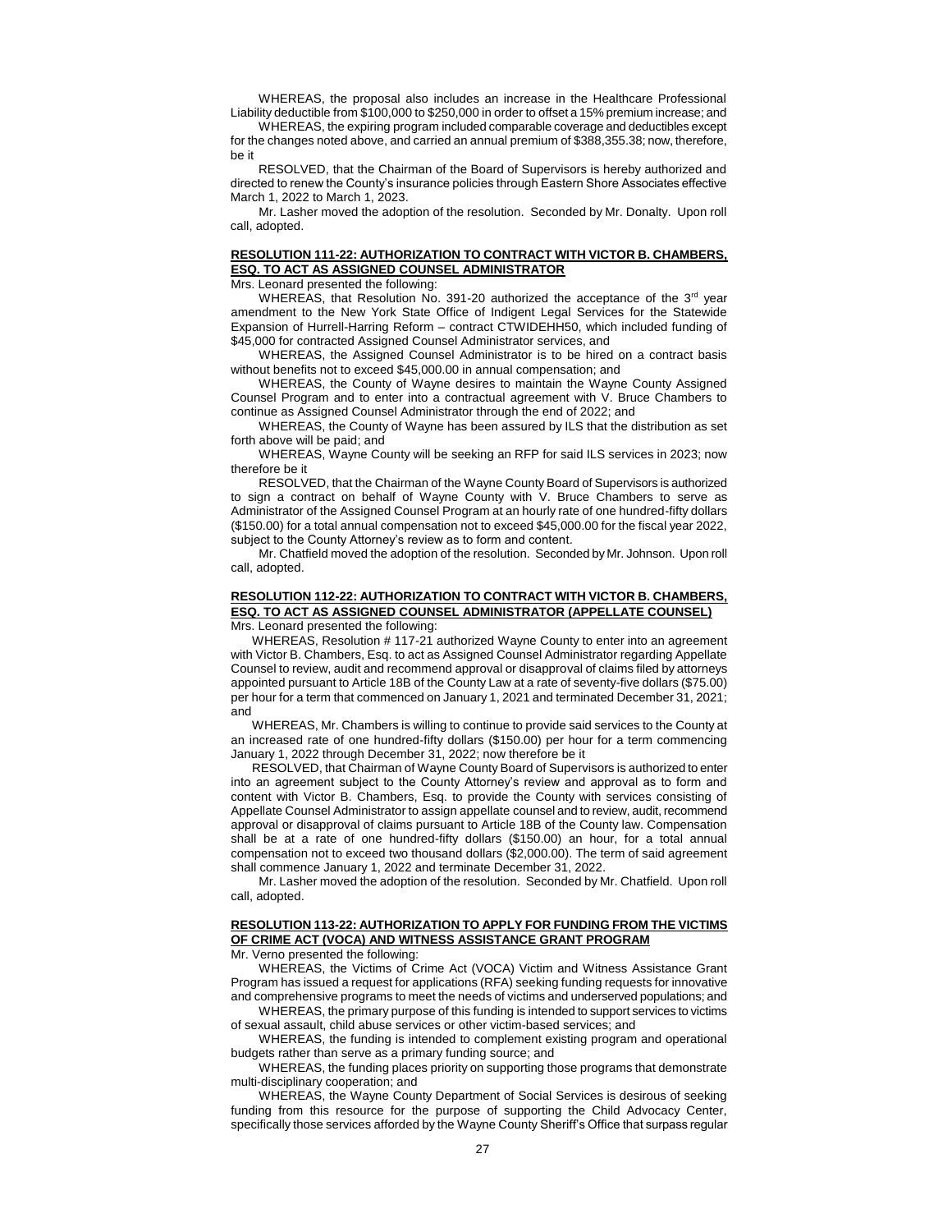WHEREAS, the proposal also includes an increase in the Healthcare Professional Liability deductible from $100,000 to $250,000 in order to offset a 15% premium increase; and

WHEREAS, the expiring program included comparable coverage and deductibles except for the changes noted above, and carried an annual premium of $388,355.38; now, therefore, be it

RESOLVED, that the Chairman of the Board of Supervisors is hereby authorized and directed to renew the County's insurance policies through Eastern Shore Associates effective March 1, 2022 to March 1, 2023.

Mr. Lasher moved the adoption of the resolution. Seconded by Mr. Donalty. Upon roll call, adopted.

**RESOLUTION 111-22: AUTHORIZATION TO CONTRACT WITH VICTOR B. CHAMBERS, ESQ. TO ACT AS ASSIGNED COUNSEL ADMINISTRATOR**

Mrs. Leonard presented the following:

WHEREAS, that Resolution No. 391-20 authorized the acceptance of the 3rd year amendment to the New York State Office of Indigent Legal Services for the Statewide Expansion of Hurrell-Harring Reform – contract CTWIDEHH50, which included funding of $45,000 for contracted Assigned Counsel Administrator services, and

WHEREAS, the Assigned Counsel Administrator is to be hired on a contract basis without benefits not to exceed $45,000.00 in annual compensation; and

WHEREAS, the County of Wayne desires to maintain the Wayne County Assigned Counsel Program and to enter into a contractual agreement with V. Bruce Chambers to continue as Assigned Counsel Administrator through the end of 2022; and

WHEREAS, the County of Wayne has been assured by ILS that the distribution as set forth above will be paid; and

WHEREAS, Wayne County will be seeking an RFP for said ILS services in 2023; now therefore be it

RESOLVED, that the Chairman of the Wayne County Board of Supervisors is authorized to sign a contract on behalf of Wayne County with V. Bruce Chambers to serve as Administrator of the Assigned Counsel Program at an hourly rate of one hundred-fifty dollars ($150.00) for a total annual compensation not to exceed $45,000.00 for the fiscal year 2022, subject to the County Attorney's review as to form and content.

Mr. Chatfield moved the adoption of the resolution. Seconded by Mr. Johnson. Upon roll call, adopted.

**RESOLUTION 112-22: AUTHORIZATION TO CONTRACT WITH VICTOR B. CHAMBERS, ESQ. TO ACT AS ASSIGNED COUNSEL ADMINISTRATOR (APPELLATE COUNSEL)**

Mrs. Leonard presented the following:

WHEREAS, Resolution # 117-21 authorized Wayne County to enter into an agreement with Victor B. Chambers, Esq. to act as Assigned Counsel Administrator regarding Appellate Counsel to review, audit and recommend approval or disapproval of claims filed by attorneys appointed pursuant to Article 18B of the County Law at a rate of seventy-five dollars ($75.00) per hour for a term that commenced on January 1, 2021 and terminated December 31, 2021; and

WHEREAS, Mr. Chambers is willing to continue to provide said services to the County at an increased rate of one hundred-fifty dollars ($150.00) per hour for a term commencing January 1, 2022 through December 31, 2022; now therefore be it

RESOLVED, that Chairman of Wayne County Board of Supervisors is authorized to enter into an agreement subject to the County Attorney's review and approval as to form and content with Victor B. Chambers, Esq. to provide the County with services consisting of Appellate Counsel Administrator to assign appellate counsel and to review, audit, recommend approval or disapproval of claims pursuant to Article 18B of the County law. Compensation shall be at a rate of one hundred-fifty dollars ($150.00) an hour, for a total annual compensation not to exceed two thousand dollars ($2,000.00). The term of said agreement shall commence January 1, 2022 and terminate December 31, 2022.

Mr. Lasher moved the adoption of the resolution. Seconded by Mr. Chatfield. Upon roll call, adopted.

**RESOLUTION 113-22: AUTHORIZATION TO APPLY FOR FUNDING FROM THE VICTIMS OF CRIME ACT (VOCA) AND WITNESS ASSISTANCE GRANT PROGRAM**

Mr. Verno presented the following:

WHEREAS, the Victims of Crime Act (VOCA) Victim and Witness Assistance Grant Program has issued a request for applications (RFA) seeking funding requests for innovative and comprehensive programs to meet the needs of victims and underserved populations; and

WHEREAS, the primary purpose of this funding is intended to support services to victims of sexual assault, child abuse services or other victim-based services; and

WHEREAS, the funding is intended to complement existing program and operational budgets rather than serve as a primary funding source; and

WHEREAS, the funding places priority on supporting those programs that demonstrate multi-disciplinary cooperation; and

WHEREAS, the Wayne County Department of Social Services is desirous of seeking funding from this resource for the purpose of supporting the Child Advocacy Center, specifically those services afforded by the Wayne County Sheriff's Office that surpass regular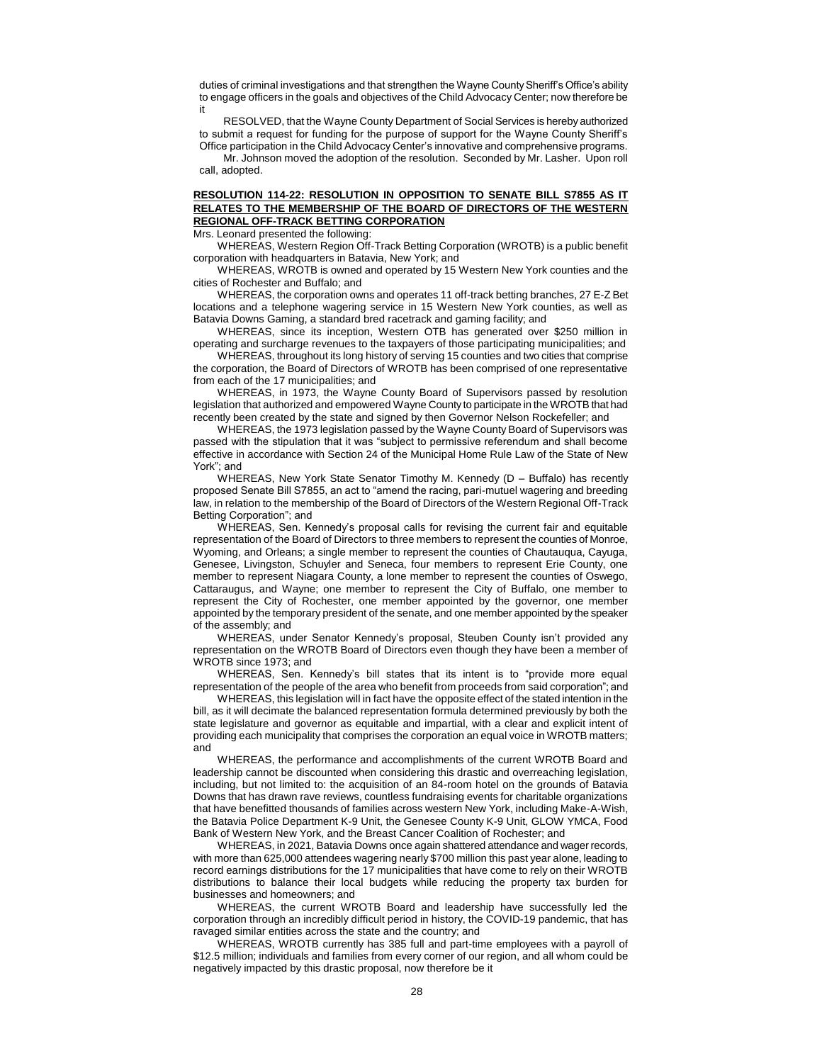duties of criminal investigations and that strengthen the Wayne County Sheriff's Office's ability to engage officers in the goals and objectives of the Child Advocacy Center; now therefore be it

RESOLVED, that the Wayne County Department of Social Services is hereby authorized to submit a request for funding for the purpose of support for the Wayne County Sheriff's Office participation in the Child Advocacy Center's innovative and comprehensive programs.

Mr. Johnson moved the adoption of the resolution. Seconded by Mr. Lasher. Upon roll call, adopted.

**RESOLUTION 114-22: RESOLUTION IN OPPOSITION TO SENATE BILL S7855 AS IT RELATES TO THE MEMBERSHIP OF THE BOARD OF DIRECTORS OF THE WESTERN REGIONAL OFF-TRACK BETTING CORPORATION**

Mrs. Leonard presented the following:

WHEREAS, Western Region Off-Track Betting Corporation (WROTB) is a public benefit corporation with headquarters in Batavia, New York; and

WHEREAS, WROTB is owned and operated by 15 Western New York counties and the cities of Rochester and Buffalo; and

WHEREAS, the corporation owns and operates 11 off-track betting branches, 27 E-Z Bet locations and a telephone wagering service in 15 Western New York counties, as well as Batavia Downs Gaming, a standard bred racetrack and gaming facility; and

WHEREAS, since its inception, Western OTB has generated over $250 million in operating and surcharge revenues to the taxpayers of those participating municipalities; and

WHEREAS, throughout its long history of serving 15 counties and two cities that comprise the corporation, the Board of Directors of WROTB has been comprised of one representative from each of the 17 municipalities; and

WHEREAS, in 1973, the Wayne County Board of Supervisors passed by resolution legislation that authorized and empowered Wayne County to participate in the WROTB that had recently been created by the state and signed by then Governor Nelson Rockefeller; and

WHEREAS, the 1973 legislation passed by the Wayne County Board of Supervisors was passed with the stipulation that it was "subject to permissive referendum and shall become effective in accordance with Section 24 of the Municipal Home Rule Law of the State of New York"; and

WHEREAS, New York State Senator Timothy M. Kennedy (D – Buffalo) has recently proposed Senate Bill S7855, an act to "amend the racing, pari-mutuel wagering and breeding law, in relation to the membership of the Board of Directors of the Western Regional Off-Track Betting Corporation"; and

WHEREAS, Sen. Kennedy's proposal calls for revising the current fair and equitable representation of the Board of Directors to three members to represent the counties of Monroe, Wyoming, and Orleans; a single member to represent the counties of Chautauqua, Cayuga, Genesee, Livingston, Schuyler and Seneca, four members to represent Erie County, one member to represent Niagara County, a lone member to represent the counties of Oswego, Cattaraugus, and Wayne; one member to represent the City of Buffalo, one member to represent the City of Rochester, one member appointed by the governor, one member appointed by the temporary president of the senate, and one member appointed by the speaker of the assembly; and

WHEREAS, under Senator Kennedy's proposal, Steuben County isn't provided any representation on the WROTB Board of Directors even though they have been a member of WROTB since 1973; and

WHEREAS, Sen. Kennedy's bill states that its intent is to "provide more equal representation of the people of the area who benefit from proceeds from said corporation"; and

WHEREAS, this legislation will in fact have the opposite effect of the stated intention in the bill, as it will decimate the balanced representation formula determined previously by both the state legislature and governor as equitable and impartial, with a clear and explicit intent of providing each municipality that comprises the corporation an equal voice in WROTB matters; and

WHEREAS, the performance and accomplishments of the current WROTB Board and leadership cannot be discounted when considering this drastic and overreaching legislation, including, but not limited to: the acquisition of an 84-room hotel on the grounds of Batavia Downs that has drawn rave reviews, countless fundraising events for charitable organizations that have benefitted thousands of families across western New York, including Make-A-Wish, the Batavia Police Department K-9 Unit, the Genesee County K-9 Unit, GLOW YMCA, Food Bank of Western New York, and the Breast Cancer Coalition of Rochester; and

WHEREAS, in 2021, Batavia Downs once again shattered attendance and wager records, with more than 625,000 attendees wagering nearly $700 million this past year alone, leading to record earnings distributions for the 17 municipalities that have come to rely on their WROTB distributions to balance their local budgets while reducing the property tax burden for businesses and homeowners; and

WHEREAS, the current WROTB Board and leadership have successfully led the corporation through an incredibly difficult period in history, the COVID-19 pandemic, that has ravaged similar entities across the state and the country; and

WHEREAS, WROTB currently has 385 full and part-time employees with a payroll of $12.5 million; individuals and families from every corner of our region, and all whom could be negatively impacted by this drastic proposal, now therefore be it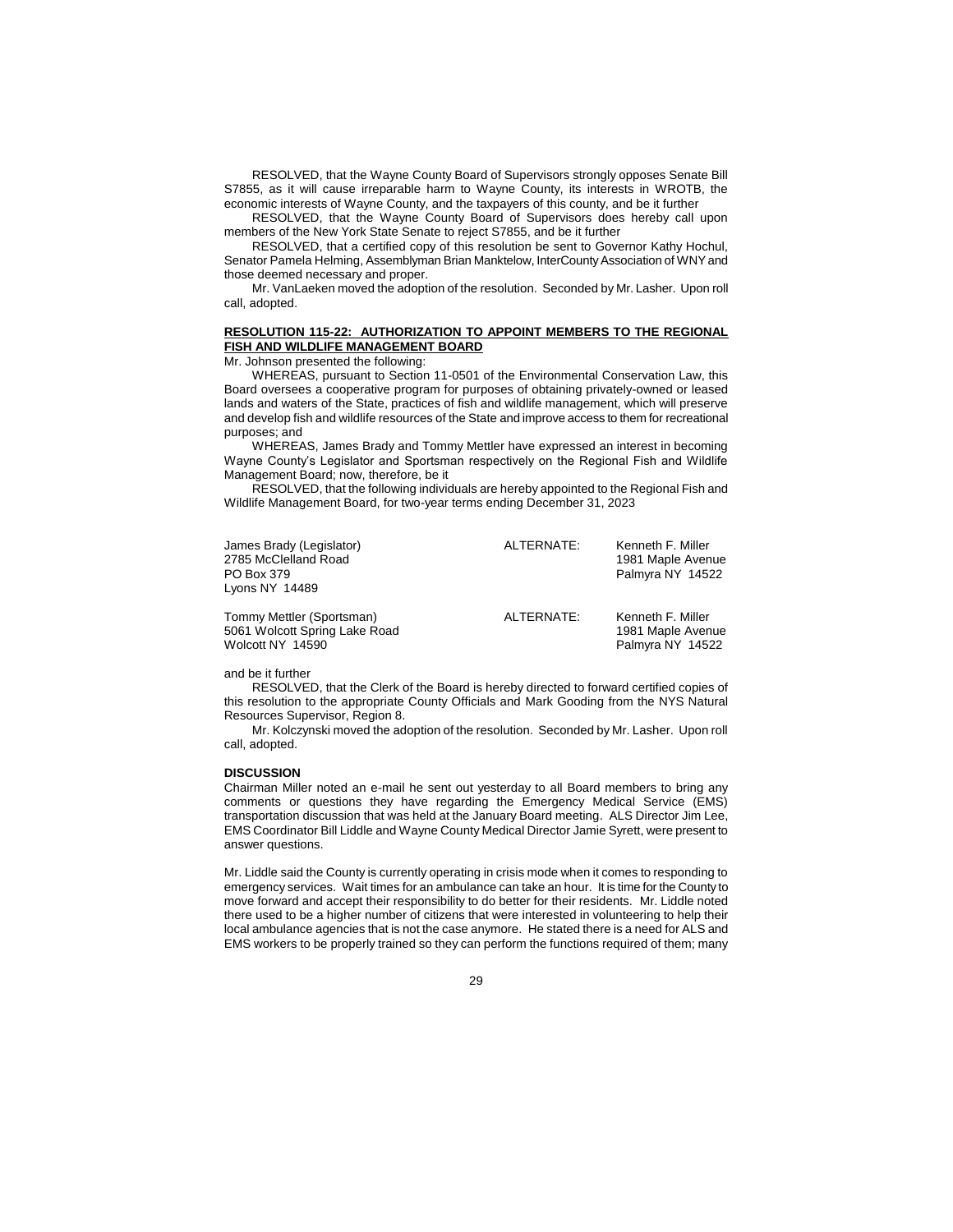RESOLVED, that the Wayne County Board of Supervisors strongly opposes Senate Bill S7855, as it will cause irreparable harm to Wayne County, its interests in WROTB, the economic interests of Wayne County, and the taxpayers of this county, and be it further

RESOLVED, that the Wayne County Board of Supervisors does hereby call upon members of the New York State Senate to reject S7855, and be it further

RESOLVED, that a certified copy of this resolution be sent to Governor Kathy Hochul, Senator Pamela Helming, Assemblyman Brian Manktelow, InterCounty Association of WNY and those deemed necessary and proper.

Mr. VanLaeken moved the adoption of the resolution. Seconded by Mr. Lasher. Upon roll call, adopted.

**RESOLUTION 115-22: AUTHORIZATION TO APPOINT MEMBERS TO THE REGIONAL FISH AND WILDLIFE MANAGEMENT BOARD**

Mr. Johnson presented the following:

WHEREAS, pursuant to Section 11-0501 of the Environmental Conservation Law, this Board oversees a cooperative program for purposes of obtaining privately-owned or leased lands and waters of the State, practices of fish and wildlife management, which will preserve and develop fish and wildlife resources of the State and improve access to them for recreational purposes; and

WHEREAS, James Brady and Tommy Mettler have expressed an interest in becoming Wayne County's Legislator and Sportsman respectively on the Regional Fish and Wildlife Management Board; now, therefore, be it

RESOLVED, that the following individuals are hereby appointed to the Regional Fish and Wildlife Management Board, for two-year terms ending December 31, 2023

| | | |
|---|---|---|
| James Brady (Legislator)<br>2785 McClelland Road<br>PO Box 379<br>Lyons NY 14489 | ALTERNATE: | Kenneth F. Miller<br>1981 Maple Avenue<br>Palmyra NY 14522 |
| Tommy Mettler (Sportsman)<br>5061 Wolcott Spring Lake Road<br>Wolcott NY 14590 | ALTERNATE: | Kenneth F. Miller<br>1981 Maple Avenue<br>Palmyra NY 14522 |

and be it further

RESOLVED, that the Clerk of the Board is hereby directed to forward certified copies of this resolution to the appropriate County Officials and Mark Gooding from the NYS Natural Resources Supervisor, Region 8.

Mr. Kolczynski moved the adoption of the resolution. Seconded by Mr. Lasher. Upon roll call, adopted.

**DISCUSSION**

Chairman Miller noted an e-mail he sent out yesterday to all Board members to bring any comments or questions they have regarding the Emergency Medical Service (EMS) transportation discussion that was held at the January Board meeting. ALS Director Jim Lee, EMS Coordinator Bill Liddle and Wayne County Medical Director Jamie Syrett, were present to answer questions.

Mr. Liddle said the County is currently operating in crisis mode when it comes to responding to emergency services. Wait times for an ambulance can take an hour. It is time for the County to move forward and accept their responsibility to do better for their residents. Mr. Liddle noted there used to be a higher number of citizens that were interested in volunteering to help their local ambulance agencies that is not the case anymore. He stated there is a need for ALS and EMS workers to be properly trained so they can perform the functions required of them; many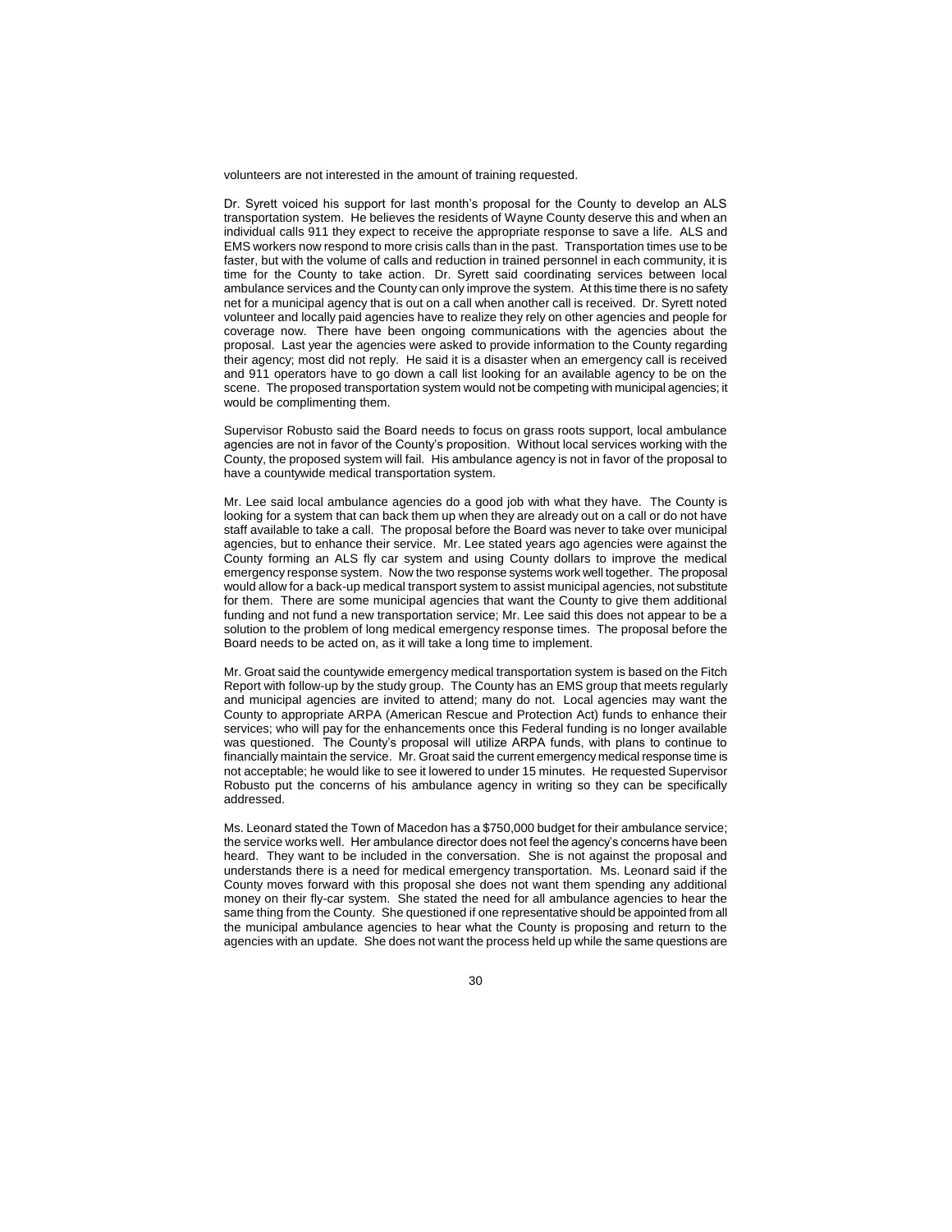volunteers are not interested in the amount of training requested.

Dr. Syrett voiced his support for last month's proposal for the County to develop an ALS transportation system. He believes the residents of Wayne County deserve this and when an individual calls 911 they expect to receive the appropriate response to save a life. ALS and EMS workers now respond to more crisis calls than in the past. Transportation times use to be faster, but with the volume of calls and reduction in trained personnel in each community, it is time for the County to take action. Dr. Syrett said coordinating services between local ambulance services and the County can only improve the system. At this time there is no safety net for a municipal agency that is out on a call when another call is received. Dr. Syrett noted volunteer and locally paid agencies have to realize they rely on other agencies and people for coverage now. There have been ongoing communications with the agencies about the proposal. Last year the agencies were asked to provide information to the County regarding their agency; most did not reply. He said it is a disaster when an emergency call is received and 911 operators have to go down a call list looking for an available agency to be on the scene. The proposed transportation system would not be competing with municipal agencies; it would be complimenting them.

Supervisor Robusto said the Board needs to focus on grass roots support, local ambulance agencies are not in favor of the County's proposition. Without local services working with the County, the proposed system will fail. His ambulance agency is not in favor of the proposal to have a countywide medical transportation system.

Mr. Lee said local ambulance agencies do a good job with what they have. The County is looking for a system that can back them up when they are already out on a call or do not have staff available to take a call. The proposal before the Board was never to take over municipal agencies, but to enhance their service. Mr. Lee stated years ago agencies were against the County forming an ALS fly car system and using County dollars to improve the medical emergency response system. Now the two response systems work well together. The proposal would allow for a back-up medical transport system to assist municipal agencies, not substitute for them. There are some municipal agencies that want the County to give them additional funding and not fund a new transportation service; Mr. Lee said this does not appear to be a solution to the problem of long medical emergency response times. The proposal before the Board needs to be acted on, as it will take a long time to implement.

Mr. Groat said the countywide emergency medical transportation system is based on the Fitch Report with follow-up by the study group. The County has an EMS group that meets regularly and municipal agencies are invited to attend; many do not. Local agencies may want the County to appropriate ARPA (American Rescue and Protection Act) funds to enhance their services; who will pay for the enhancements once this Federal funding is no longer available was questioned. The County's proposal will utilize ARPA funds, with plans to continue to financially maintain the service. Mr. Groat said the current emergency medical response time is not acceptable; he would like to see it lowered to under 15 minutes. He requested Supervisor Robusto put the concerns of his ambulance agency in writing so they can be specifically addressed.

Ms. Leonard stated the Town of Macedon has a $750,000 budget for their ambulance service; the service works well. Her ambulance director does not feel the agency's concerns have been heard. They want to be included in the conversation. She is not against the proposal and understands there is a need for medical emergency transportation. Ms. Leonard said if the County moves forward with this proposal she does not want them spending any additional money on their fly-car system. She stated the need for all ambulance agencies to hear the same thing from the County. She questioned if one representative should be appointed from all the municipal ambulance agencies to hear what the County is proposing and return to the agencies with an update. She does not want the process held up while the same questions are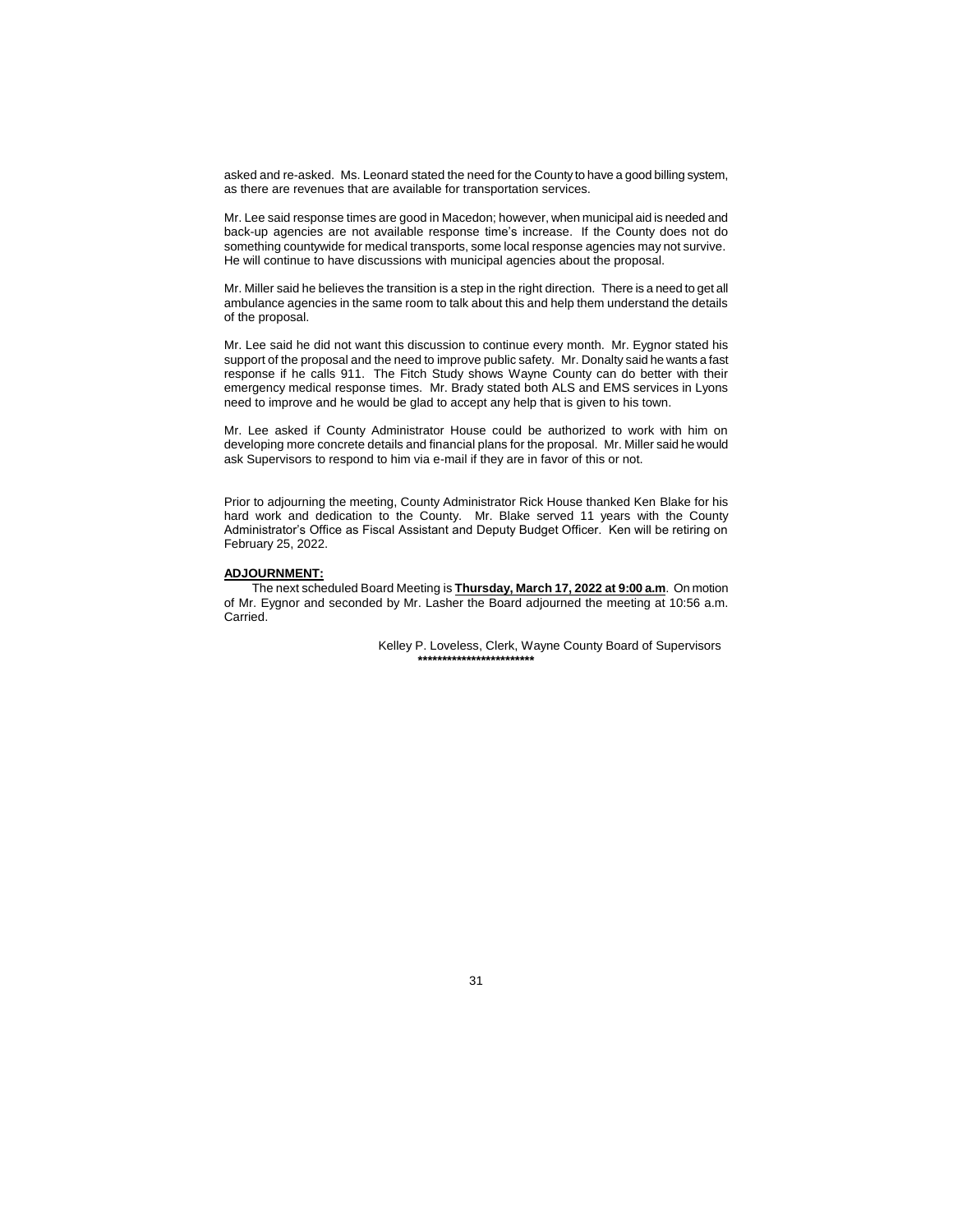asked and re-asked. Ms. Leonard stated the need for the County to have a good billing system, as there are revenues that are available for transportation services.

Mr. Lee said response times are good in Macedon; however, when municipal aid is needed and back-up agencies are not available response time's increase. If the County does not do something countywide for medical transports, some local response agencies may not survive. He will continue to have discussions with municipal agencies about the proposal.

Mr. Miller said he believes the transition is a step in the right direction. There is a need to get all ambulance agencies in the same room to talk about this and help them understand the details of the proposal.

Mr. Lee said he did not want this discussion to continue every month. Mr. Eygnor stated his support of the proposal and the need to improve public safety. Mr. Donalty said he wants a fast response if he calls 911. The Fitch Study shows Wayne County can do better with their emergency medical response times. Mr. Brady stated both ALS and EMS services in Lyons need to improve and he would be glad to accept any help that is given to his town.

Mr. Lee asked if County Administrator House could be authorized to work with him on developing more concrete details and financial plans for the proposal. Mr. Miller said he would ask Supervisors to respond to him via e-mail if they are in favor of this or not.

Prior to adjourning the meeting, County Administrator Rick House thanked Ken Blake for his hard work and dedication to the County. Mr. Blake served 11 years with the County Administrator's Office as Fiscal Assistant and Deputy Budget Officer. Ken will be retiring on February 25, 2022.

**ADJOURNMENT:**

The next scheduled Board Meeting is **Thursday, March 17, 2022 at 9:00 a.m**. On motion of Mr. Eygnor and seconded by Mr. Lasher the Board adjourned the meeting at 10:56 a.m. Carried.

Kelley P. Loveless, Clerk, Wayne County Board of Supervisors

************************